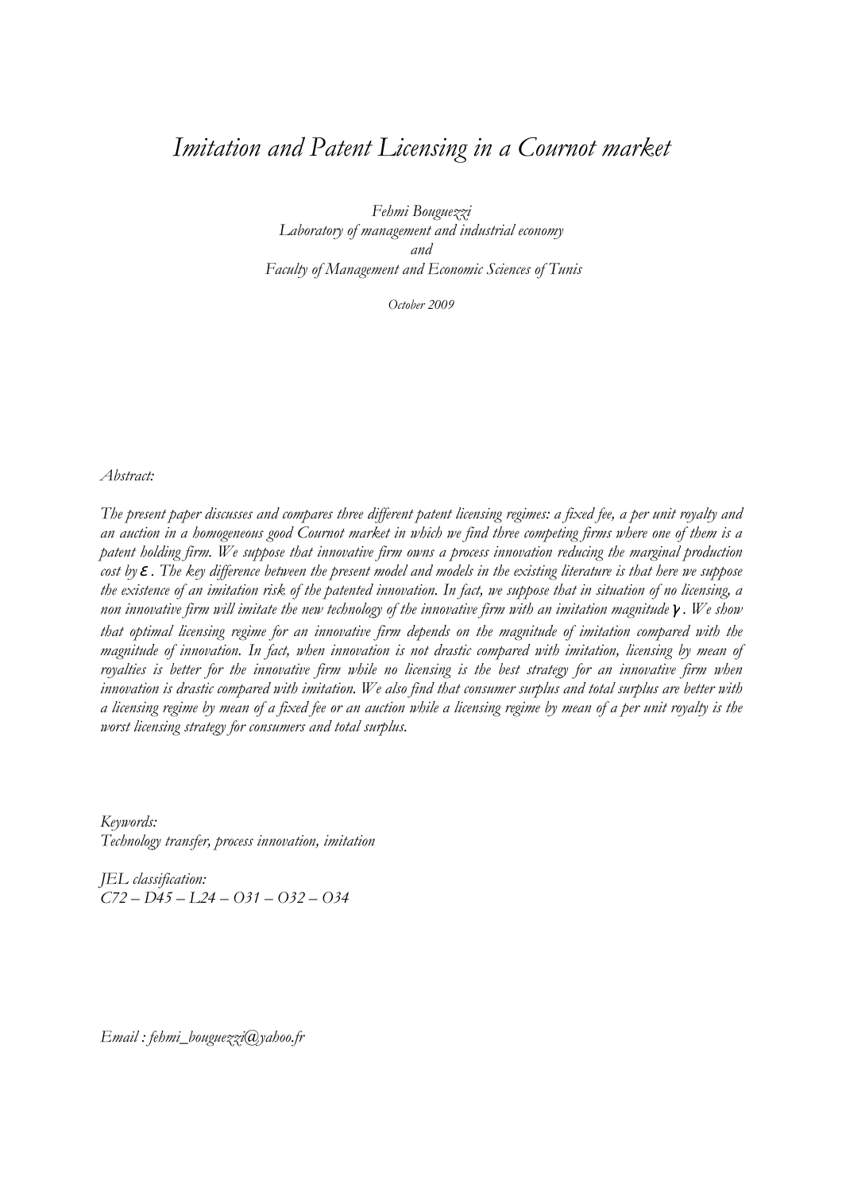# *Imitation and Patent Licensing in a Cournot market*

*Fehmi Bouguezzi*
*Laboratory of management and industrial economy*
*and*
*Faculty of Management and Economic Sciences of Tunis*

*October 2009*

*Abstract:*

*The present paper discusses and compares three different patent licensing regimes: a fixed fee, a per unit royalty and an auction in a homogeneous good Cournot market in which we find three competing firms where one of them is a patent holding firm. We suppose that innovative firm owns a process innovation reducing the marginal production cost by* $\varepsilon$*. The key difference between the present model and models in the existing literature is that here we suppose the existence of an imitation risk of the patented innovation. In fact, we suppose that in situation of no licensing, a non innovative firm will imitate the new technology of the innovative firm with an imitation magnitude* $\gamma$*. We show that optimal licensing regime for an innovative firm depends on the magnitude of imitation compared with the magnitude of innovation. In fact, when innovation is not drastic compared with imitation, licensing by mean of royalties is better for the innovative firm while no licensing is the best strategy for an innovative firm when innovation is drastic compared with imitation. We also find that consumer surplus and total surplus are better with a licensing regime by mean of a fixed fee or an auction while a licensing regime by mean of a per unit royalty is the worst licensing strategy for consumers and total surplus.*

*Keywords:*
*Technology transfer, process innovation, imitation*

*JEL classification:*
*C72 – D45 – L24 – O31 – O32 – O34*

*Email : fehmi_bouguezzi@yahoo.fr*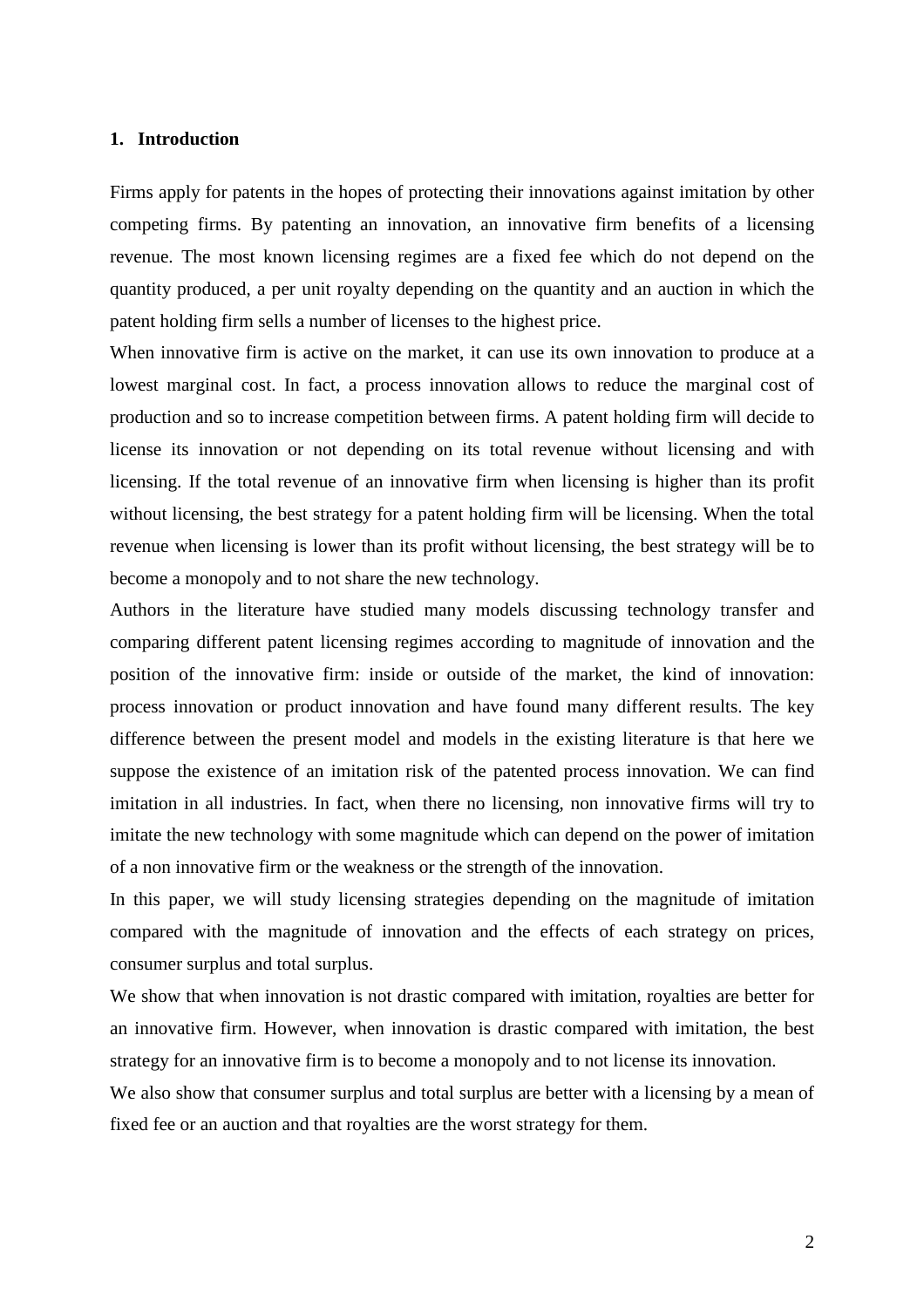## 1. Introduction

Firms apply for patents in the hopes of protecting their innovations against imitation by other competing firms. By patenting an innovation, an innovative firm benefits of a licensing revenue. The most known licensing regimes are a fixed fee which do not depend on the quantity produced, a per unit royalty depending on the quantity and an auction in which the patent holding firm sells a number of licenses to the highest price.

When innovative firm is active on the market, it can use its own innovation to produce at a lowest marginal cost. In fact, a process innovation allows to reduce the marginal cost of production and so to increase competition between firms. A patent holding firm will decide to license its innovation or not depending on its total revenue without licensing and with licensing. If the total revenue of an innovative firm when licensing is higher than its profit without licensing, the best strategy for a patent holding firm will be licensing. When the total revenue when licensing is lower than its profit without licensing, the best strategy will be to become a monopoly and to not share the new technology.

Authors in the literature have studied many models discussing technology transfer and comparing different patent licensing regimes according to magnitude of innovation and the position of the innovative firm: inside or outside of the market, the kind of innovation: process innovation or product innovation and have found many different results. The key difference between the present model and models in the existing literature is that here we suppose the existence of an imitation risk of the patented process innovation. We can find imitation in all industries. In fact, when there no licensing, non innovative firms will try to imitate the new technology with some magnitude which can depend on the power of imitation of a non innovative firm or the weakness or the strength of the innovation.

In this paper, we will study licensing strategies depending on the magnitude of imitation compared with the magnitude of innovation and the effects of each strategy on prices, consumer surplus and total surplus.

We show that when innovation is not drastic compared with imitation, royalties are better for an innovative firm. However, when innovation is drastic compared with imitation, the best strategy for an innovative firm is to become a monopoly and to not license its innovation.

We also show that consumer surplus and total surplus are better with a licensing by a mean of fixed fee or an auction and that royalties are the worst strategy for them.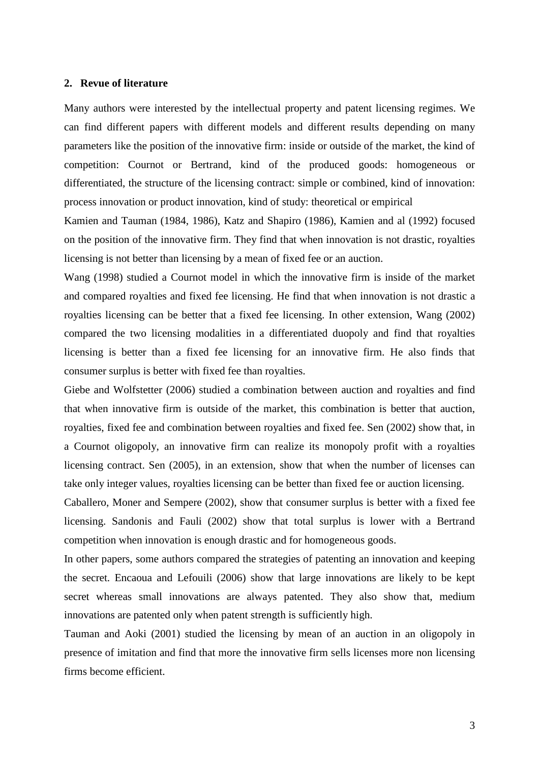## 2. Revue of literature

Many authors were interested by the intellectual property and patent licensing regimes. We can find different papers with different models and different results depending on many parameters like the position of the innovative firm: inside or outside of the market, the kind of competition: Cournot or Bertrand, kind of the produced goods: homogeneous or differentiated, the structure of the licensing contract: simple or combined, kind of innovation: process innovation or product innovation, kind of study: theoretical or empirical

Kamien and Tauman (1984, 1986), Katz and Shapiro (1986), Kamien and al (1992) focused on the position of the innovative firm. They find that when innovation is not drastic, royalties licensing is not better than licensing by a mean of fixed fee or an auction.

Wang (1998) studied a Cournot model in which the innovative firm is inside of the market and compared royalties and fixed fee licensing. He find that when innovation is not drastic a royalties licensing can be better that a fixed fee licensing. In other extension, Wang (2002) compared the two licensing modalities in a differentiated duopoly and find that royalties licensing is better than a fixed fee licensing for an innovative firm. He also finds that consumer surplus is better with fixed fee than royalties.

Giebe and Wolfstetter (2006) studied a combination between auction and royalties and find that when innovative firm is outside of the market, this combination is better that auction, royalties, fixed fee and combination between royalties and fixed fee. Sen (2002) show that, in a Cournot oligopoly, an innovative firm can realize its monopoly profit with a royalties licensing contract. Sen (2005), in an extension, show that when the number of licenses can take only integer values, royalties licensing can be better than fixed fee or auction licensing.

Caballero, Moner and Sempere (2002), show that consumer surplus is better with a fixed fee licensing. Sandonis and Fauli (2002) show that total surplus is lower with a Bertrand competition when innovation is enough drastic and for homogeneous goods.

In other papers, some authors compared the strategies of patenting an innovation and keeping the secret. Encaoua and Lefouili (2006) show that large innovations are likely to be kept secret whereas small innovations are always patented. They also show that, medium innovations are patented only when patent strength is sufficiently high.

Tauman and Aoki (2001) studied the licensing by mean of an auction in an oligopoly in presence of imitation and find that more the innovative firm sells licenses more non licensing firms become efficient.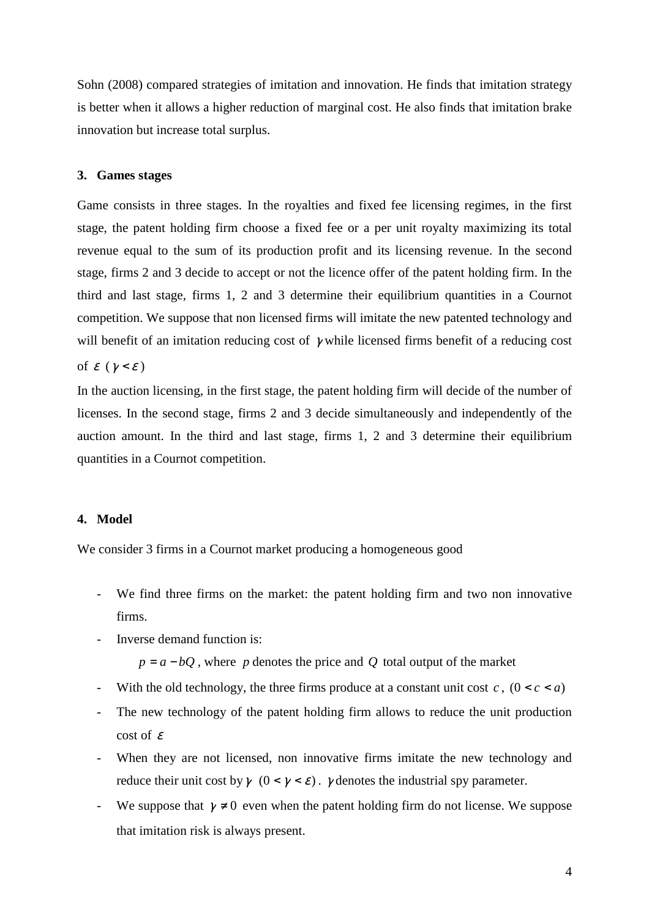Sohn (2008) compared strategies of imitation and innovation. He finds that imitation strategy is better when it allows a higher reduction of marginal cost. He also finds that imitation brake innovation but increase total surplus.

### 3. Games stages

Game consists in three stages. In the royalties and fixed fee licensing regimes, in the first stage, the patent holding firm choose a fixed fee or a per unit royalty maximizing its total revenue equal to the sum of its production profit and its licensing revenue. In the second stage, firms 2 and 3 decide to accept or not the licence offer of the patent holding firm. In the third and last stage, firms 1, 2 and 3 determine their equilibrium quantities in a Cournot competition. We suppose that non licensed firms will imitate the new patented technology and will benefit of an imitation reducing cost of $\gamma$ while licensed firms benefit of a reducing cost of $\varepsilon$ ($\gamma < \varepsilon$)

In the auction licensing, in the first stage, the patent holding firm will decide of the number of licenses. In the second stage, firms 2 and 3 decide simultaneously and independently of the auction amount. In the third and last stage, firms 1, 2 and 3 determine their equilibrium quantities in a Cournot competition.

### 4. Model

We consider 3 firms in a Cournot market producing a homogeneous good

- We find three firms on the market: the patent holding firm and two non innovative firms.
- Inverse demand function is:

  $p = a - bQ$, where $p$ denotes the price and $Q$ total output of the market
- With the old technology, the three firms produce at a constant unit cost $c$, ($0 < c < a$)
- The new technology of the patent holding firm allows to reduce the unit production cost of $\varepsilon$
- When they are not licensed, non innovative firms imitate the new technology and reduce their unit cost by $\gamma$ ($0 < \gamma < \varepsilon$). $\gamma$ denotes the industrial spy parameter.
- We suppose that $\gamma \neq 0$ even when the patent holding firm do not license. We suppose that imitation risk is always present.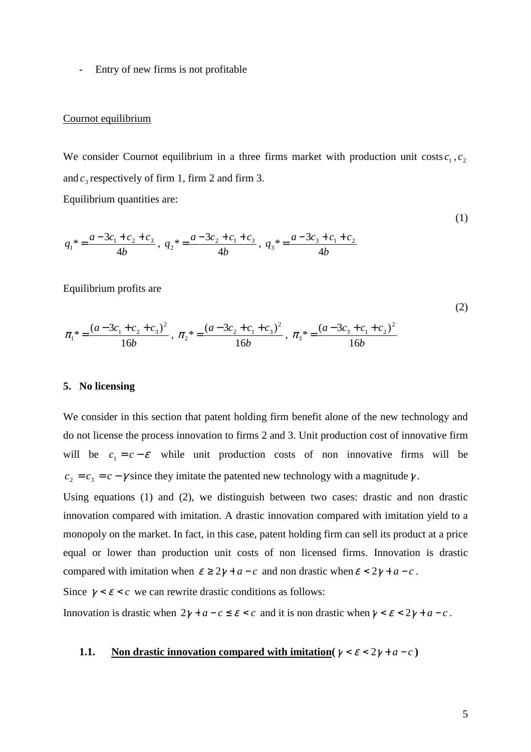- Entry of new firms is not profitable

Cournot equilibrium

We consider Cournot equilibrium in a three firms market with production unit costs $c_1$, $c_2$ and $c_3$ respectively of firm 1, firm 2 and firm 3.

Equilibrium quantities are:

$$q_1{}^* = \frac{a - 3c_1 + c_2 + c_3}{4b},\ q_2{}^* = \frac{a - 3c_2 + c_1 + c_3}{4b},\ q_3{}^* = \frac{a - 3c_3 + c_1 + c_2}{4b} \tag{1}$$

Equilibrium profits are

$$\pi_1{}^* = \frac{(a - 3c_1 + c_2 + c_3)^2}{16b},\ \pi_2{}^* = \frac{(a - 3c_2 + c_1 + c_3)^2}{16b},\ \pi_3{}^* = \frac{(a - 3c_3 + c_1 + c_2)^2}{16b} \tag{2}$$

## 5. No licensing

We consider in this section that patent holding firm benefit alone of the new technology and do not license the process innovation to firms 2 and 3. Unit production cost of innovative firm will be $c_1 = c - \varepsilon$ while unit production costs of non innovative firms will be $c_2 = c_3 = c - \gamma$ since they imitate the patented new technology with a magnitude $\gamma$.

Using equations (1) and (2), we distinguish between two cases: drastic and non drastic innovation compared with imitation. A drastic innovation compared with imitation yield to a monopoly on the market. In fact, in this case, patent holding firm can sell its product at a price equal or lower than production unit costs of non licensed firms. Innovation is drastic compared with imitation when $\varepsilon \geq 2\gamma + a - c$ and non drastic when $\varepsilon < 2\gamma + a - c$.

Since $\gamma < \varepsilon < c$ we can rewrite drastic conditions as follows:

Innovation is drastic when $2\gamma + a - c \leq \varepsilon < c$ and it is non drastic when $\gamma < \varepsilon < 2\gamma + a - c$.

### 1.1. Non drastic innovation compared with imitation($\gamma < \varepsilon < 2\gamma + a - c$)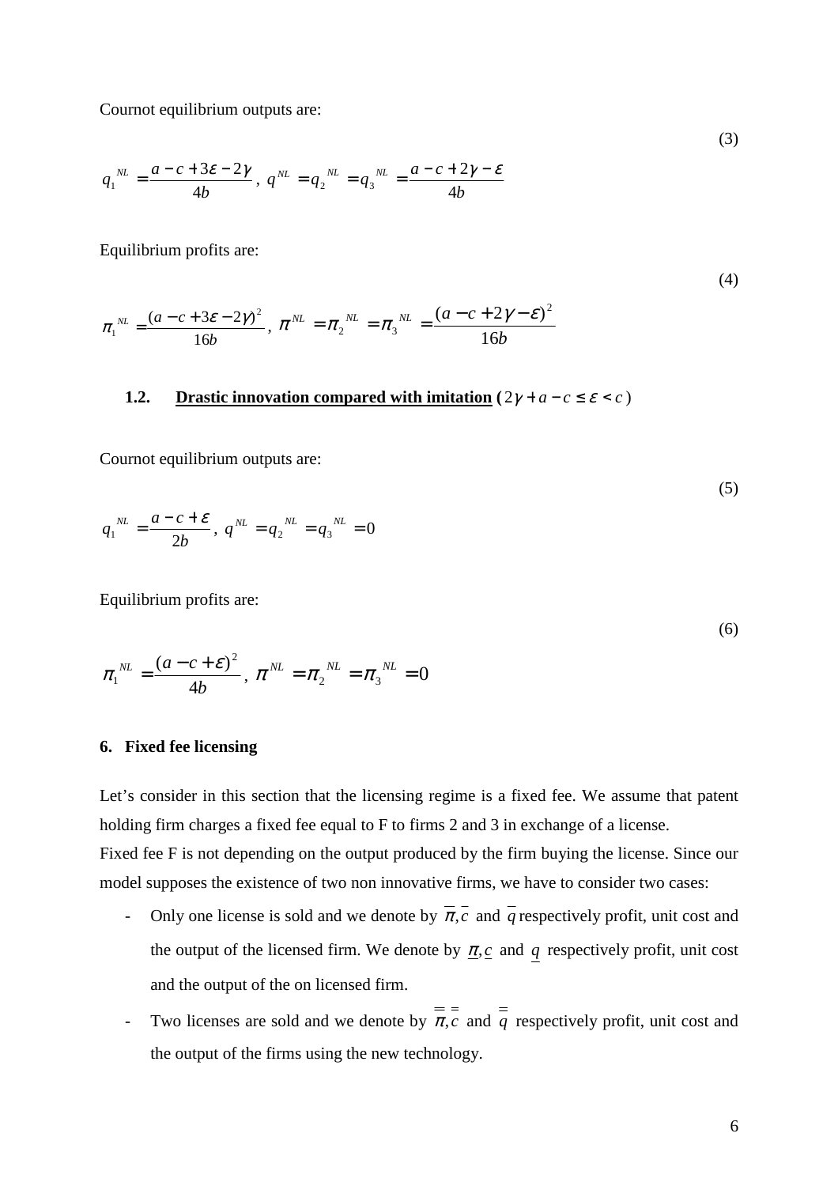Cournot equilibrium outputs are:

$$q_1^{NL} = \frac{a - c + 3\varepsilon - 2\gamma}{4b}, \; q^{NL} = q_2^{NL} = q_3^{NL} = \frac{a - c + 2\gamma - \varepsilon}{4b} \tag{3}$$

Equilibrium profits are:

$$\pi_1^{NL} = \frac{(a - c + 3\varepsilon - 2\gamma)^2}{16b}, \; \pi^{NL} = \pi_2^{NL} = \pi_3^{NL} = \frac{(a - c + 2\gamma - \varepsilon)^2}{16b} \tag{4}$$

### 1.2. Drastic innovation compared with imitation ($2\gamma + a - c \leq \varepsilon < c$)

Cournot equilibrium outputs are:

$$q_1^{NL} = \frac{a - c + \varepsilon}{2b}, \; q^{NL} = q_2^{NL} = q_3^{NL} = 0 \tag{5}$$

Equilibrium profits are:

$$\pi_1^{NL} = \frac{(a - c + \varepsilon)^2}{4b}, \; \pi^{NL} = \pi_2^{NL} = \pi_3^{NL} = 0 \tag{6}$$

## 6. Fixed fee licensing

Let's consider in this section that the licensing regime is a fixed fee. We assume that patent holding firm charges a fixed fee equal to F to firms 2 and 3 in exchange of a license.
Fixed fee F is not depending on the output produced by the firm buying the license. Since our model supposes the existence of two non innovative firms, we have to consider two cases:

- Only one license is sold and we denote by $\overline{\pi}, \overline{c}$ and $\overline{q}$ respectively profit, unit cost and the output of the licensed firm. We denote by $\underline{\pi}, \underline{c}$ and $\underline{q}$ respectively profit, unit cost and the output of the on licensed firm.
- Two licenses are sold and we denote by $\overline{\overline{\pi}}, \overline{\overline{c}}$ and $\overline{\overline{q}}$ respectively profit, unit cost and the output of the firms using the new technology.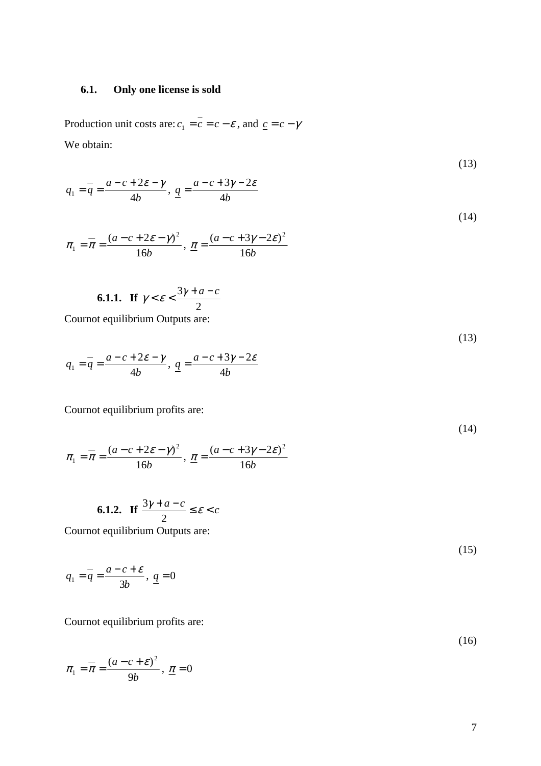### 6.1. Only one license is sold

Production unit costs are: $c_1 = \bar{c} = c - \varepsilon$, and $\underline{c} = c - \gamma$

We obtain:

$$q_1 = \bar{q} = \frac{a - c + 2\varepsilon - \gamma}{4b},\ \underline{q} = \frac{a - c + 3\gamma - 2\varepsilon}{4b} \tag{13}$$

$$\pi_1 = \bar{\pi} = \frac{(a - c + 2\varepsilon - \gamma)^2}{16b},\ \underline{\pi} = \frac{(a - c + 3\gamma - 2\varepsilon)^2}{16b} \tag{14}$$

#### 6.1.1. If $\gamma < \varepsilon < \frac{3\gamma + a - c}{2}$

Cournot equilibrium Outputs are:

$$q_1 = \bar{q} = \frac{a - c + 2\varepsilon - \gamma}{4b},\ \underline{q} = \frac{a - c + 3\gamma - 2\varepsilon}{4b} \tag{13}$$

Cournot equilibrium profits are:

$$\pi_1 = \bar{\pi} = \frac{(a - c + 2\varepsilon - \gamma)^2}{16b},\ \underline{\pi} = \frac{(a - c + 3\gamma - 2\varepsilon)^2}{16b} \tag{14}$$

#### 6.1.2. If $\frac{3\gamma + a - c}{2} \leq \varepsilon < c$

Cournot equilibrium Outputs are:

$$q_1 = \bar{q} = \frac{a - c + \varepsilon}{3b},\ \underline{q} = 0 \tag{15}$$

Cournot equilibrium profits are:

$$\pi_1 = \bar{\pi} = \frac{(a - c + \varepsilon)^2}{9b},\ \underline{\pi} = 0 \tag{16}$$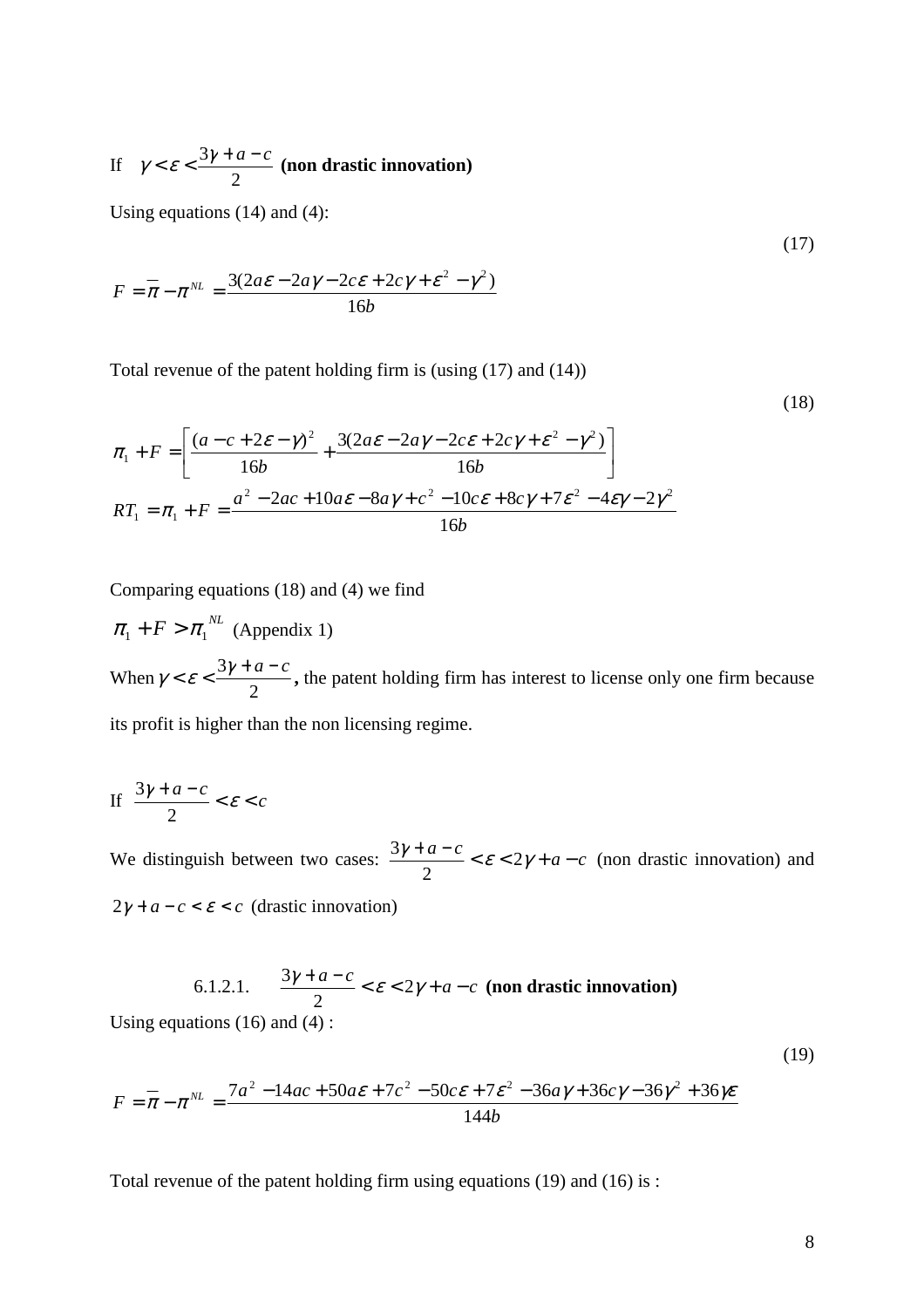If $\gamma < \varepsilon < \frac{3\gamma + a - c}{2}$ **(non drastic innovation)**

Using equations (14) and (4):

$$F = \overline{\pi} - \pi^{NL} = \frac{3(2a\varepsilon - 2a\gamma - 2c\varepsilon + 2c\gamma + \varepsilon^2 - \gamma^2)}{16b} \tag{17}$$

Total revenue of the patent holding firm is (using (17) and (14))

$$\pi_1 + F = \left[ \frac{(a - c + 2\varepsilon - \gamma)^2}{16b} + \frac{3(2a\varepsilon - 2a\gamma - 2c\varepsilon + 2c\gamma + \varepsilon^2 - \gamma^2)}{16b} \right] \tag{18}$$

$$RT_1 = \pi_1 + F = \frac{a^2 - 2ac + 10a\varepsilon - 8a\gamma + c^2 - 10c\varepsilon + 8c\gamma + 7\varepsilon^2 - 4\varepsilon\gamma - 2\gamma^2}{16b}$$

Comparing equations (18) and (4) we find

$\pi_1 + F > \pi_1^{NL}$ (Appendix 1)

When $\gamma < \varepsilon < \frac{3\gamma + a - c}{2}$, the patent holding firm has interest to license only one firm because its profit is higher than the non licensing regime.

If $\frac{3\gamma + a - c}{2} < \varepsilon < c$

We distinguish between two cases: $\frac{3\gamma + a - c}{2} < \varepsilon < 2\gamma + a - c$ (non drastic innovation) and $2\gamma + a - c < \varepsilon < c$ (drastic innovation)

6.1.2.1. $\frac{3\gamma + a - c}{2} < \varepsilon < 2\gamma + a - c$ **(non drastic innovation)**

Using equations (16) and (4) :

$$F = \overline{\pi} - \pi^{NL} = \frac{7a^2 - 14ac + 50a\varepsilon + 7c^2 - 50c\varepsilon + 7\varepsilon^2 - 36a\gamma + 36c\gamma - 36\gamma^2 + 36\gamma\varepsilon}{144b} \tag{19}$$

Total revenue of the patent holding firm using equations (19) and (16) is :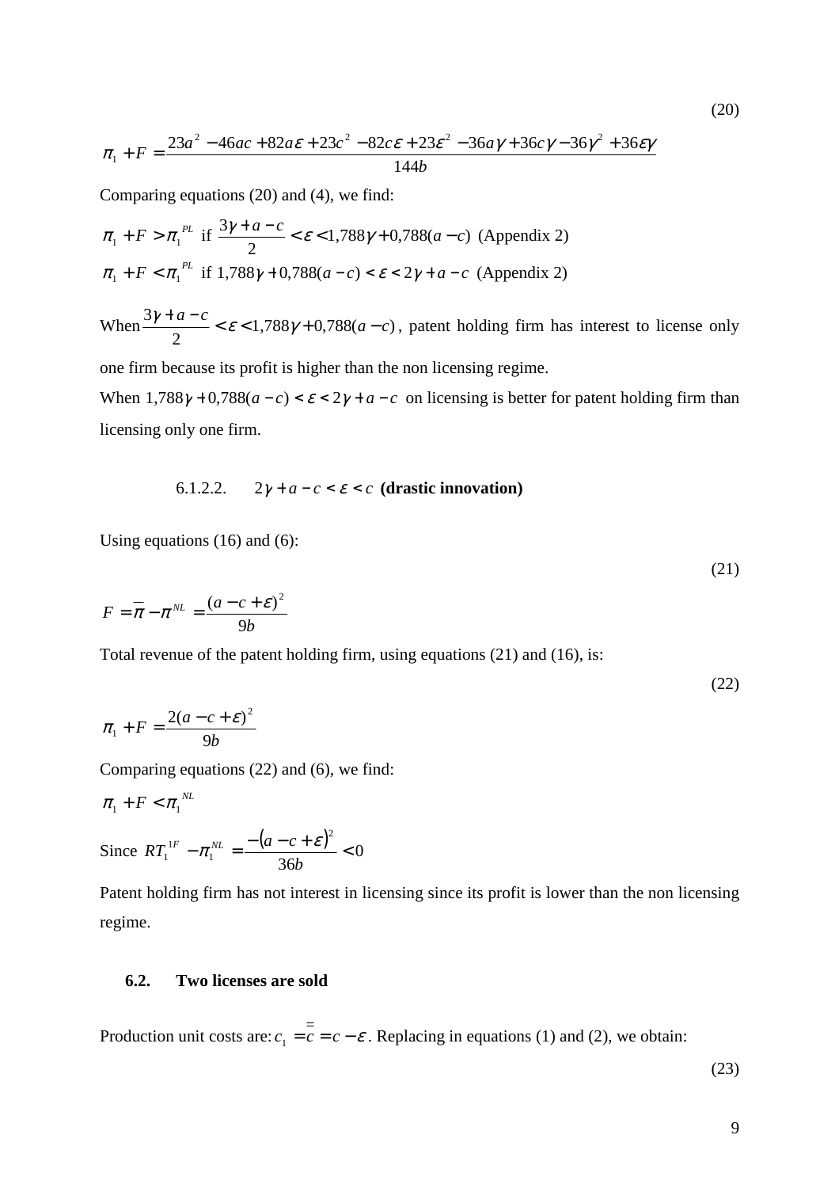(20)

$$\pi_1 + F = \frac{23a^2 - 46ac + 82a\varepsilon + 23c^2 - 82c\varepsilon + 23\varepsilon^2 - 36a\gamma + 36c\gamma - 36\gamma^2 + 36\varepsilon\gamma}{144b}$$

Comparing equations (20) and (4), we find:

$\pi_1 + F > \pi_1^{PL}$ if $\frac{3\gamma + a - c}{2} < \varepsilon < 1{,}788\gamma + 0{,}788(a - c)$ (Appendix 2)

$\pi_1 + F < \pi_1^{PL}$ if $1{,}788\gamma + 0{,}788(a - c) < \varepsilon < 2\gamma + a - c$ (Appendix 2)

When $\frac{3\gamma + a - c}{2} < \varepsilon < 1{,}788\gamma + 0{,}788(a - c)$, patent holding firm has interest to license only one firm because its profit is higher than the non licensing regime.

When $1{,}788\gamma + 0{,}788(a - c) < \varepsilon < 2\gamma + a - c$ on licensing is better for patent holding firm than licensing only one firm.

#### 6.1.2.2. $2\gamma + a - c < \varepsilon < c$ (drastic innovation)

Using equations (16) and (6):

(21)

$$F = \overline{\pi} - \pi^{NL} = \frac{(a - c + \varepsilon)^2}{9b}$$

Total revenue of the patent holding firm, using equations (21) and (16), is:

(22)

$$\pi_1 + F = \frac{2(a - c + \varepsilon)^2}{9b}$$

Comparing equations (22) and (6), we find:

$\pi_1 + F < \pi_1^{NL}$

Since $RT_1^{1F} - \pi_1^{NL} = \frac{-(a - c + \varepsilon)^2}{36b} < 0$

Patent holding firm has not interest in licensing since its profit is lower than the non licensing regime.

### 6.2. Two licenses are sold

Production unit costs are: $c_1 = \overline{\overline{c}} = c - \varepsilon$. Replacing in equations (1) and (2), we obtain:

(23)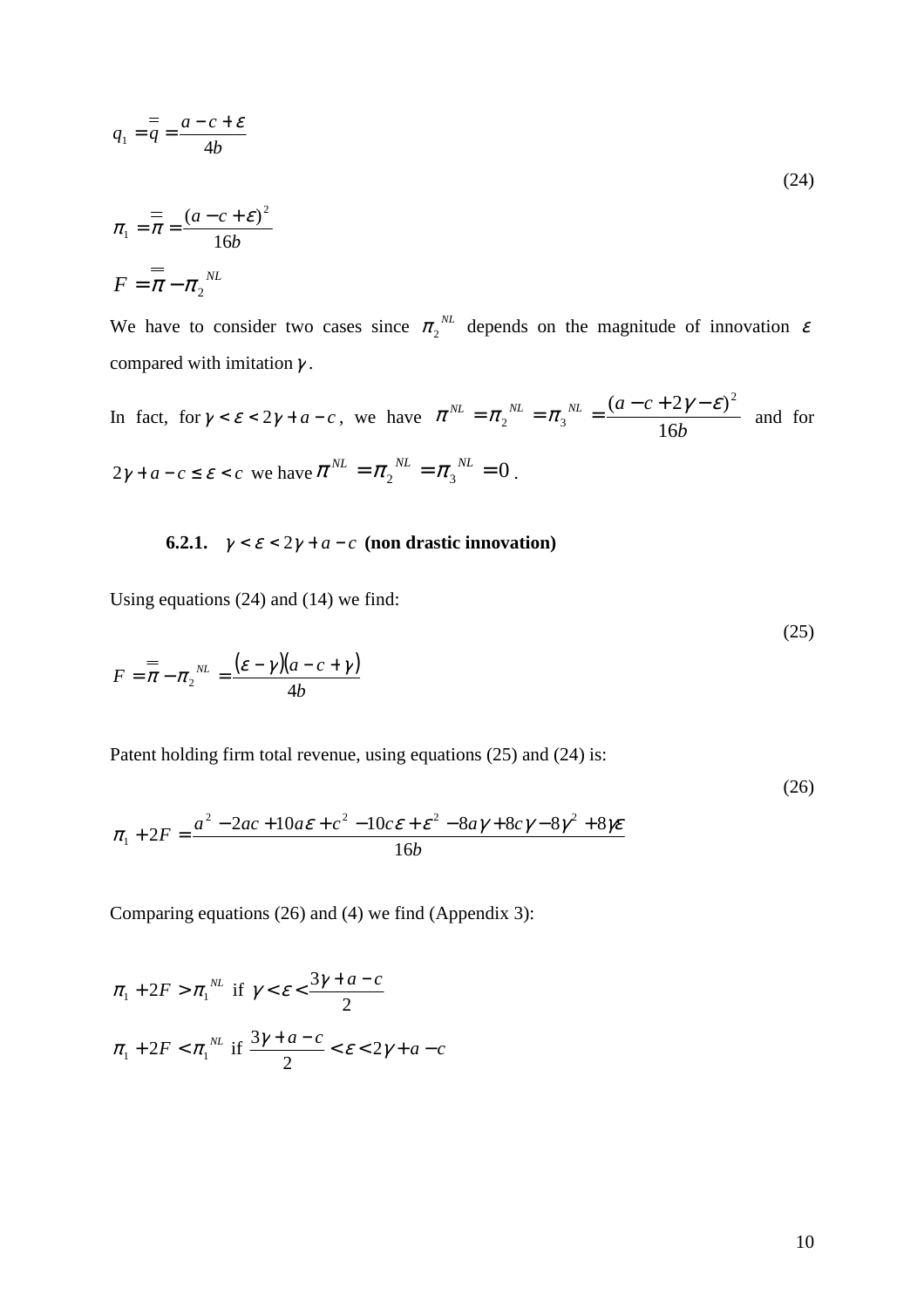$$q_1 = \overline{\overline{q}} = \frac{a - c + \varepsilon}{4b}$$

$$\pi_1 = \overline{\overline{\pi}} = \frac{(a - c + \varepsilon)^2}{16b} \tag{24}$$

$$F = \overline{\overline{\pi}} - \pi_2^{\ NL}$$

We have to consider two cases since $\pi_2^{\ NL}$ depends on the magnitude of innovation $\varepsilon$ compared with imitation $\gamma$.

In fact, for $\gamma < \varepsilon < 2\gamma + a - c$, we have $\pi^{NL} = \pi_2^{\ NL} = \pi_3^{\ NL} = \dfrac{(a - c + 2\gamma - \varepsilon)^2}{16b}$ and for $2\gamma + a - c \leq \varepsilon < c$ we have $\pi^{NL} = \pi_2^{\ NL} = \pi_3^{\ NL} = 0$.

### 6.2.1. $\gamma < \varepsilon < 2\gamma + a - c$ (non drastic innovation)

Using equations (24) and (14) we find:

$$F = \overline{\overline{\pi}} - \pi_2^{\ NL} = \frac{(\varepsilon - \gamma)(a - c + \gamma)}{4b} \tag{25}$$

Patent holding firm total revenue, using equations (25) and (24) is:

$$\pi_1 + 2F = \frac{a^2 - 2ac + 10a\varepsilon + c^2 - 10c\varepsilon + \varepsilon^2 - 8a\gamma + 8c\gamma - 8\gamma^2 + 8\gamma\varepsilon}{16b} \tag{26}$$

Comparing equations (26) and (4) we find (Appendix 3):

$$\pi_1 + 2F > \pi_1^{\ NL} \text{ if } \gamma < \varepsilon < \frac{3\gamma + a - c}{2}$$

$$\pi_1 + 2F < \pi_1^{\ NL} \text{ if } \frac{3\gamma + a - c}{2} < \varepsilon < 2\gamma + a - c$$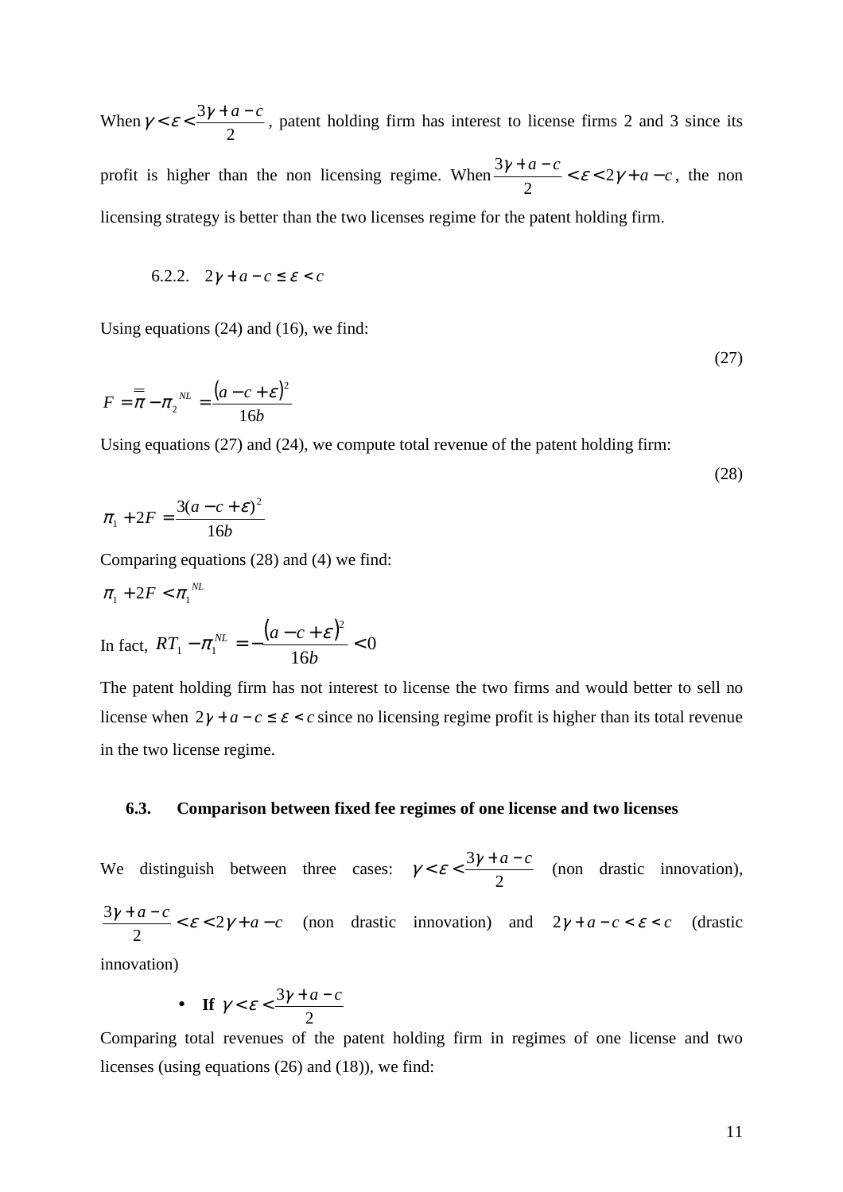When $\gamma < \varepsilon < \dfrac{3\gamma + a - c}{2}$, patent holding firm has interest to license firms 2 and 3 since its profit is higher than the non licensing regime. When $\dfrac{3\gamma + a - c}{2} < \varepsilon < 2\gamma + a - c$, the non licensing strategy is better than the two licenses regime for the patent holding firm.

6.2.2. $2\gamma + a - c \le \varepsilon < c$

Using equations (24) and (16), we find:

$$F = \bar{\bar{\pi}} - \pi_2^{NL} = \frac{(a - c + \varepsilon)^2}{16b} \tag{27}$$

Using equations (27) and (24), we compute total revenue of the patent holding firm:

$$\pi_1 + 2F = \frac{3(a - c + \varepsilon)^2}{16b} \tag{28}$$

Comparing equations (28) and (4) we find:

$\pi_1 + 2F < \pi_1^{NL}$

In fact, $RT_1 - \pi_1^{NL} = -\dfrac{(a - c + \varepsilon)^2}{16b} < 0$

The patent holding firm has not interest to license the two firms and would better to sell no license when $2\gamma + a - c \le \varepsilon < c$ since no licensing regime profit is higher than its total revenue in the two license regime.

### 6.3. Comparison between fixed fee regimes of one license and two licenses

We distinguish between three cases: $\gamma < \varepsilon < \dfrac{3\gamma + a - c}{2}$ (non drastic innovation), $\dfrac{3\gamma + a - c}{2} < \varepsilon < 2\gamma + a - c$ (non drastic innovation) and $2\gamma + a - c < \varepsilon < c$ (drastic innovation)

- **If** $\gamma < \varepsilon < \dfrac{3\gamma + a - c}{2}$

Comparing total revenues of the patent holding firm in regimes of one license and two licenses (using equations (26) and (18)), we find: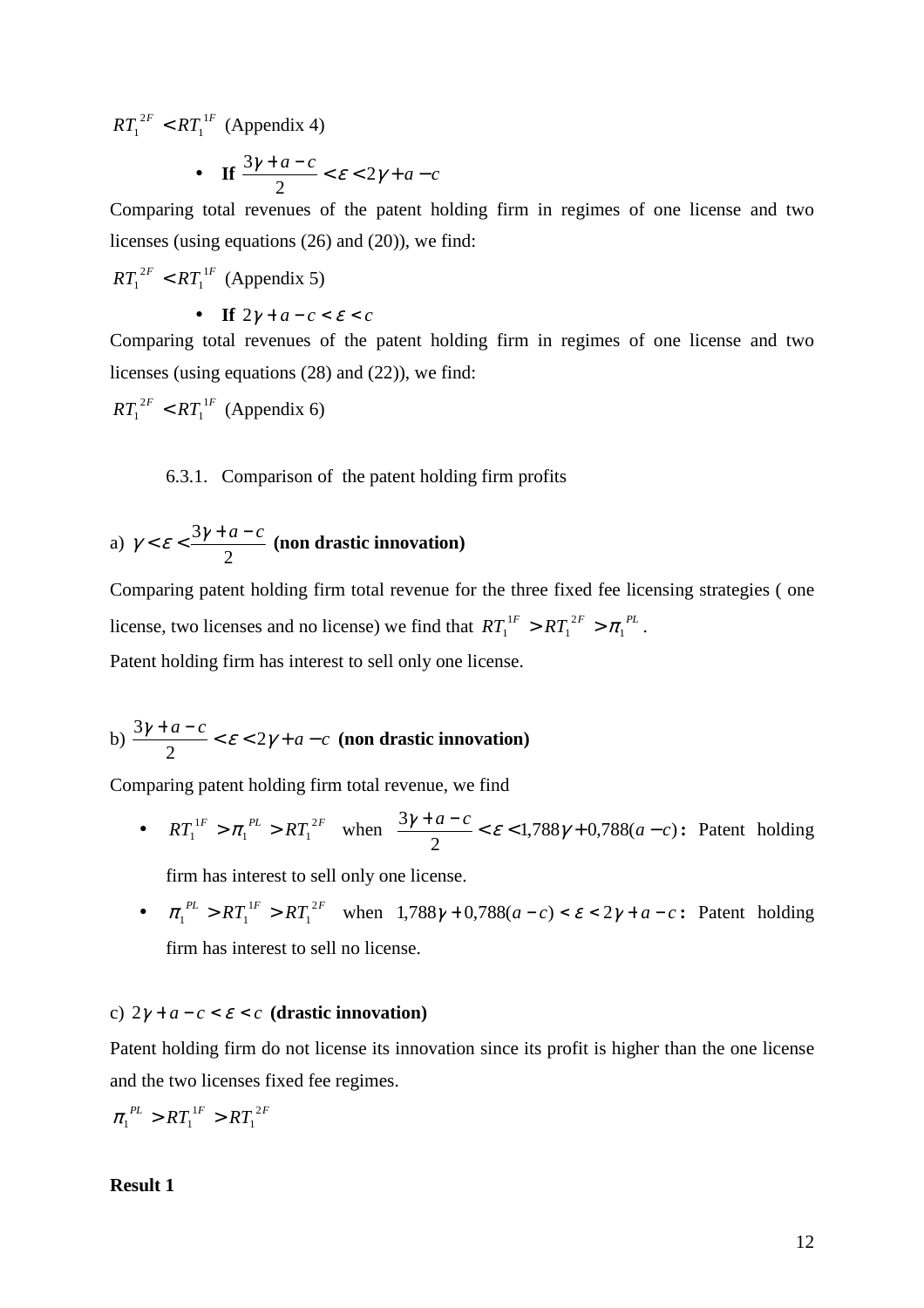$RT_1^{2F} < RT_1^{1F}$ (Appendix 4)

- **If** $\frac{3\gamma + a - c}{2} < \varepsilon < 2\gamma + a - c$

Comparing total revenues of the patent holding firm in regimes of one license and two licenses (using equations (26) and (20)), we find:

$RT_1^{2F} < RT_1^{1F}$ (Appendix 5)

- **If** $2\gamma + a - c < \varepsilon < c$

Comparing total revenues of the patent holding firm in regimes of one license and two licenses (using equations (28) and (22)), we find:

$RT_1^{2F} < RT_1^{1F}$ (Appendix 6)

### 6.3.1. Comparison of the patent holding firm profits

a) $\gamma < \varepsilon < \frac{3\gamma + a - c}{2}$ **(non drastic innovation)**

Comparing patent holding firm total revenue for the three fixed fee licensing strategies ( one license, two licenses and no license) we find that $RT_1^{1F} > RT_1^{2F} > \pi_1^{PL}$.

Patent holding firm has interest to sell only one license.

b) $\frac{3\gamma + a - c}{2} < \varepsilon < 2\gamma + a - c$ **(non drastic innovation)**

Comparing patent holding firm total revenue, we find

- $RT_1^{1F} > \pi_1^{PL} > RT_1^{2F}$ when $\frac{3\gamma + a - c}{2} < \varepsilon < 1{,}788\gamma + 0{,}788(a - c)$**:** Patent holding firm has interest to sell only one license.
- $\pi_1^{PL} > RT_1^{1F} > RT_1^{2F}$ when $1{,}788\gamma + 0{,}788(a - c) < \varepsilon < 2\gamma + a - c$**:** Patent holding firm has interest to sell no license.

c) $2\gamma + a - c < \varepsilon < c$ **(drastic innovation)**

Patent holding firm do not license its innovation since its profit is higher than the one license and the two licenses fixed fee regimes.

$\pi_1^{PL} > RT_1^{1F} > RT_1^{2F}$

**Result 1**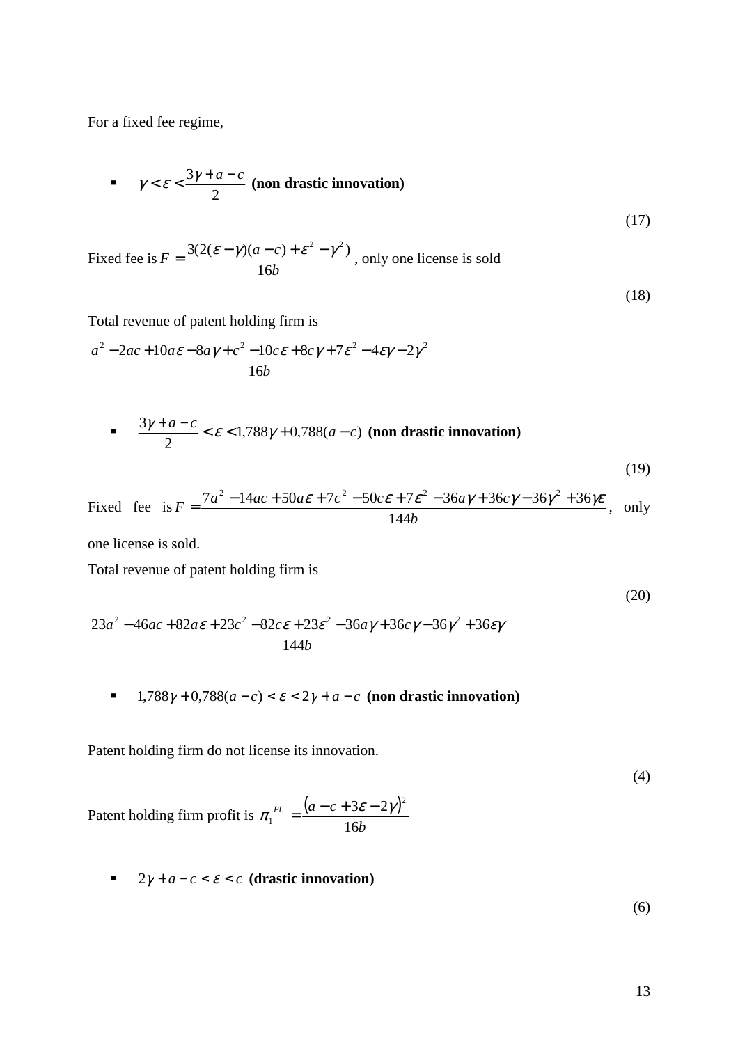For a fixed fee regime,

- $\gamma < \varepsilon < \dfrac{3\gamma + a - c}{2}$ **(non drastic innovation)**

$$\tag{17}$$

Fixed fee is $F = \dfrac{3(2(\varepsilon - \gamma)(a-c) + \varepsilon^2 - \gamma^2)}{16b}$, only one license is sold

$$\tag{18}$$

Total revenue of patent holding firm is

$$\frac{a^2 - 2ac + 10a\varepsilon - 8a\gamma + c^2 - 10c\varepsilon + 8c\gamma + 7\varepsilon^2 - 4\varepsilon\gamma - 2\gamma^2}{16b}$$

- $\dfrac{3\gamma + a - c}{2} < \varepsilon < 1{,}788\gamma + 0{,}788(a-c)$ **(non drastic innovation)**

$$\tag{19}$$

Fixed fee is $F = \dfrac{7a^2 - 14ac + 50a\varepsilon + 7c^2 - 50c\varepsilon + 7\varepsilon^2 - 36a\gamma + 36c\gamma - 36\gamma^2 + 36\gamma\varepsilon}{144b}$, only one license is sold.

Total revenue of patent holding firm is

$$\frac{23a^2 - 46ac + 82a\varepsilon + 23c^2 - 82c\varepsilon + 23\varepsilon^2 - 36a\gamma + 36c\gamma - 36\gamma^2 + 36\varepsilon\gamma}{144b} \tag{20}$$

- $1{,}788\gamma + 0{,}788(a-c) < \varepsilon < 2\gamma + a - c$ **(non drastic innovation)**

Patent holding firm do not license its innovation.

$$\tag{4}$$

Patent holding firm profit is $\pi_1^{PL} = \dfrac{(a - c + 3\varepsilon - 2\gamma)^2}{16b}$

- $2\gamma + a - c < \varepsilon < c$ **(drastic innovation)**

$$\tag{6}$$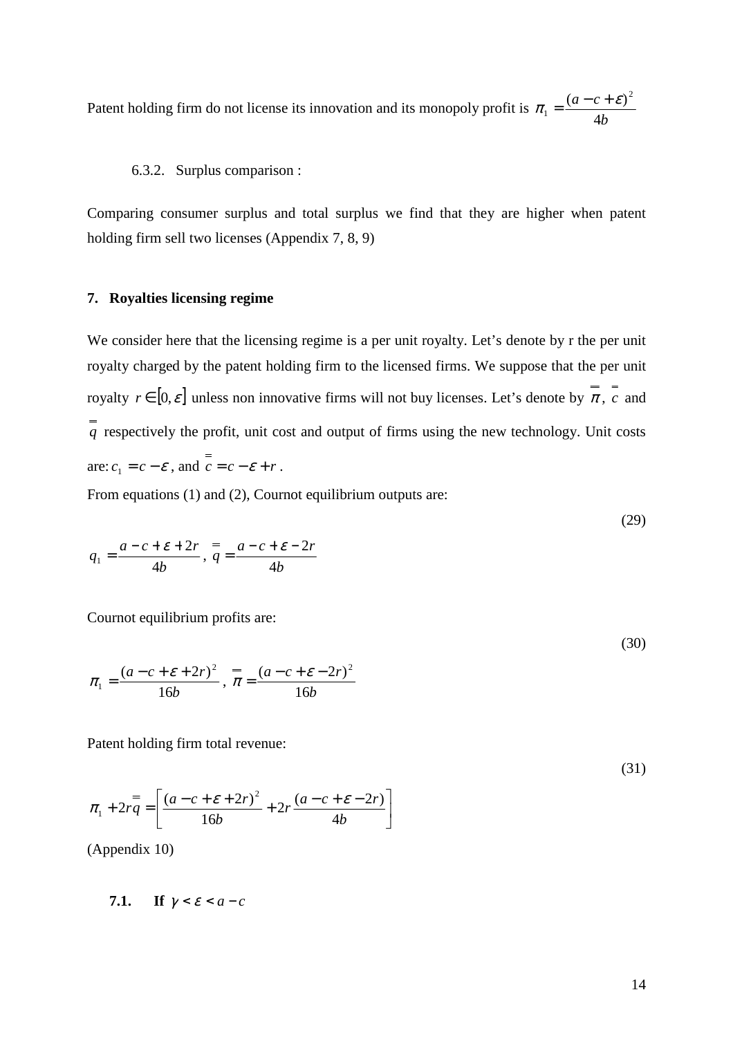Patent holding firm do not license its innovation and its monopoly profit is $\pi_1 = \dfrac{(a-c+\varepsilon)^2}{4b}$

#### 6.3.2. Surplus comparison :

Comparing consumer surplus and total surplus we find that they are higher when patent holding firm sell two licenses (Appendix 7, 8, 9)

## 7. Royalties licensing regime

We consider here that the licensing regime is a per unit royalty. Let's denote by r the per unit royalty charged by the patent holding firm to the licensed firms. We suppose that the per unit royalty $r \in [0, \varepsilon]$ unless non innovative firms will not buy licenses. Let's denote by $\overline{\overline{\pi}}$, $\overline{\overline{c}}$ and $\overline{\overline{q}}$ respectively the profit, unit cost and output of firms using the new technology. Unit costs are: $c_1 = c - \varepsilon$, and $\overline{\overline{c}} = c - \varepsilon + r$ .

From equations (1) and (2), Cournot equilibrium outputs are:

$$q_1 = \frac{a-c+\varepsilon+2r}{4b}, \ \overline{\overline{q}} = \frac{a-c+\varepsilon-2r}{4b} \tag{29}$$

Cournot equilibrium profits are:

$$\pi_1 = \frac{(a-c+\varepsilon+2r)^2}{16b}, \ \overline{\overline{\pi}} = \frac{(a-c+\varepsilon-2r)^2}{16b} \tag{30}$$

Patent holding firm total revenue:

$$\pi_1 + 2r\overline{\overline{q}} = \left[\frac{(a-c+\varepsilon+2r)^2}{16b} + 2r\frac{(a-c+\varepsilon-2r)}{4b}\right] \tag{31}$$

(Appendix 10)

### 7.1. If $\gamma < \varepsilon < a-c$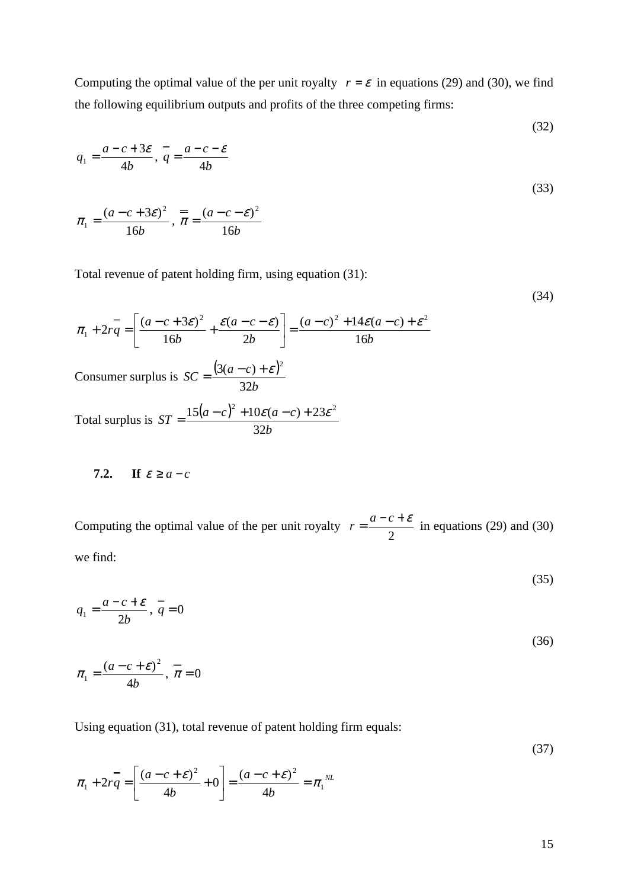Computing the optimal value of the per unit royalty $r = \varepsilon$ in equations (29) and (30), we find the following equilibrium outputs and profits of the three competing firms:

$$q_1 = \frac{a - c + 3\varepsilon}{4b}, \; \bar{\bar{q}} = \frac{a - c - \varepsilon}{4b} \tag{32}$$

$$\pi_1 = \frac{(a - c + 3\varepsilon)^2}{16b}, \; \bar{\bar{\pi}} = \frac{(a - c - \varepsilon)^2}{16b} \tag{33}$$

Total revenue of patent holding firm, using equation (31):

$$\pi_1 + 2r\bar{\bar{q}} = \left[\frac{(a - c + 3\varepsilon)^2}{16b} + \frac{\varepsilon(a - c - \varepsilon)}{2b}\right] = \frac{(a - c)^2 + 14\varepsilon(a - c) + \varepsilon^2}{16b} \tag{34}$$

Consumer surplus is $SC = \frac{\left(3(a - c) + \varepsilon\right)^2}{32b}$

Total surplus is $ST = \frac{15\left(a - c\right)^2 + 10\varepsilon(a - c) + 23\varepsilon^2}{32b}$

### 7.2. If $\varepsilon \geq a - c$

Computing the optimal value of the per unit royalty $r = \frac{a - c + \varepsilon}{2}$ in equations (29) and (30) we find:

$$q_1 = \frac{a - c + \varepsilon}{2b}, \; \bar{\bar{q}} = 0 \tag{35}$$

$$\pi_1 = \frac{(a - c + \varepsilon)^2}{4b}, \; \bar{\bar{\pi}} = 0 \tag{36}$$

Using equation (31), total revenue of patent holding firm equals:

$$\pi_1 + 2r\bar{\bar{q}} = \left[\frac{(a - c + \varepsilon)^2}{4b} + 0\right] = \frac{(a - c + \varepsilon)^2}{4b} = \pi_1^{NL} \tag{37}$$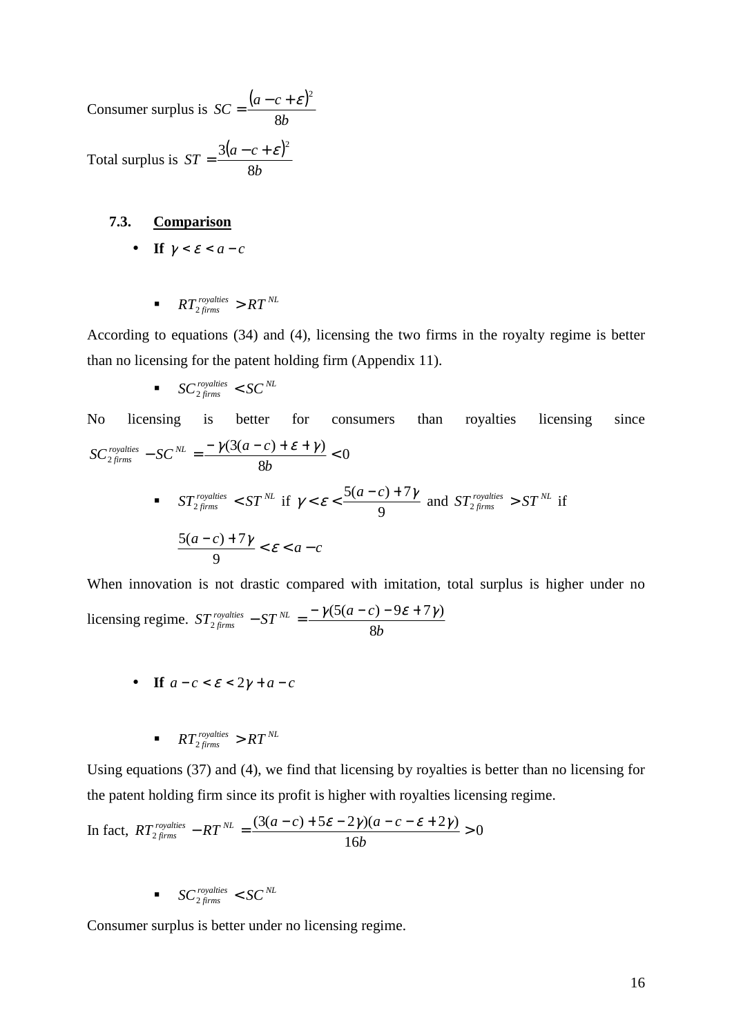Consumer surplus is $SC = \dfrac{(a-c+\varepsilon)^2}{8b}$

Total surplus is $ST = \dfrac{3(a-c+\varepsilon)^2}{8b}$

### 7.3. Comparison

- **If** $\gamma < \varepsilon < a-c$

  - $RT^{royalties}_{2\,firms} > RT^{NL}$

According to equations (34) and (4), licensing the two firms in the royalty regime is better than no licensing for the patent holding firm (Appendix 11).

  - $SC^{royalties}_{2\,firms} < SC^{NL}$

No licensing is better for consumers than royalties licensing since $SC^{royalties}_{2\,firms} - SC^{NL} = \dfrac{-\gamma(3(a-c)+\varepsilon+\gamma)}{8b} < 0$

  - $ST^{royalties}_{2\,firms} < ST^{NL}$ if $\gamma < \varepsilon < \dfrac{5(a-c)+7\gamma}{9}$ and $ST^{royalties}_{2\,firms} > ST^{NL}$ if $\dfrac{5(a-c)+7\gamma}{9} < \varepsilon < a-c$

When innovation is not drastic compared with imitation, total surplus is higher under no licensing regime. $ST^{royalties}_{2\,firms} - ST^{NL} = \dfrac{-\gamma(5(a-c)-9\varepsilon+7\gamma)}{8b}$

- **If** $a-c < \varepsilon < 2\gamma + a - c$

  - $RT^{royalties}_{2\,firms} > RT^{NL}$

Using equations (37) and (4), we find that licensing by royalties is better than no licensing for the patent holding firm since its profit is higher with royalties licensing regime.

In fact, $RT^{royalties}_{2\,firms} - RT^{NL} = \dfrac{(3(a-c)+5\varepsilon-2\gamma)(a-c-\varepsilon+2\gamma)}{16b} > 0$

  - $SC^{royalties}_{2\,firms} < SC^{NL}$

Consumer surplus is better under no licensing regime.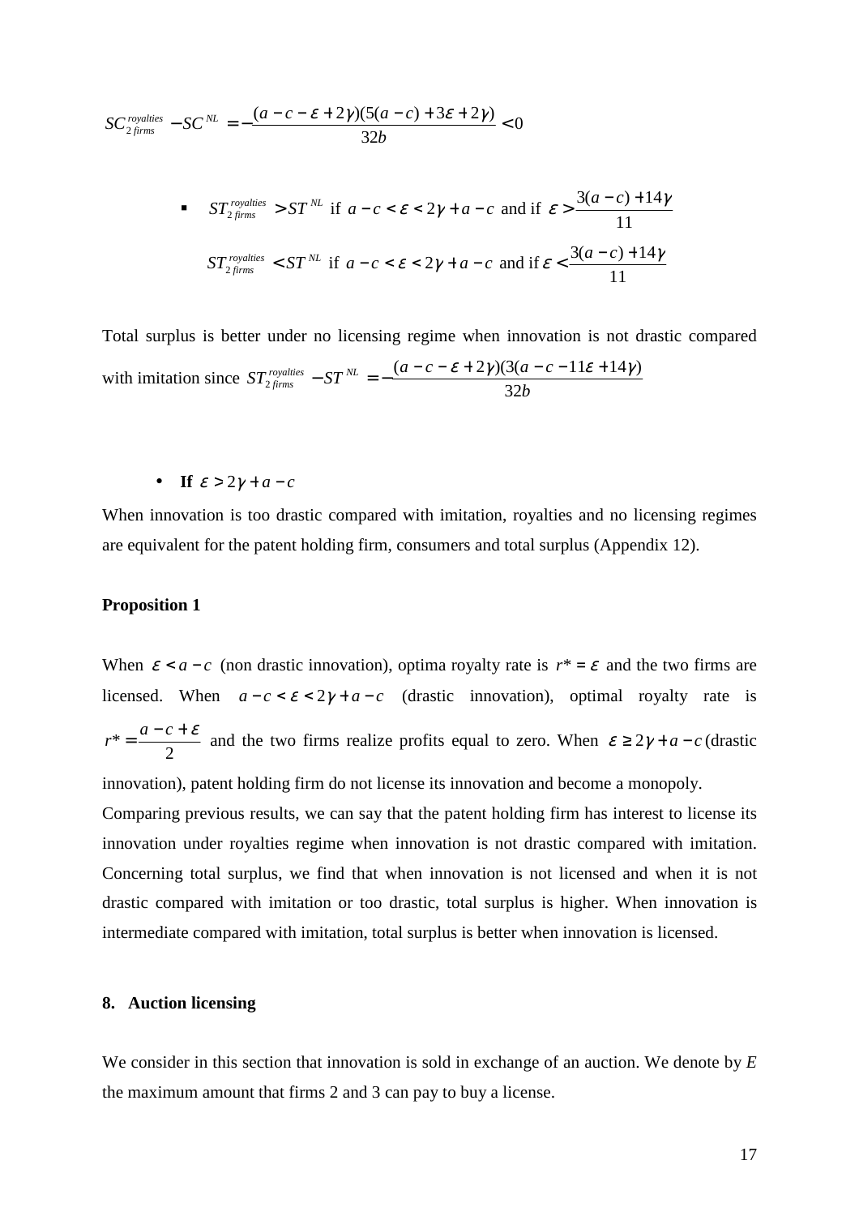$$SC^{royalties}_{2\,firms} - SC^{NL} = -\frac{(a-c-\varepsilon+2\gamma)(5(a-c)+3\varepsilon+2\gamma)}{32b} < 0$$

- $ST^{royalties}_{2\,firms} > ST^{NL}$ if $a-c<\varepsilon<2\gamma+a-c$ and if $\varepsilon > \frac{3(a-c)+14\gamma}{11}$

  $ST^{royalties}_{2\,firms} < ST^{NL}$ if $a-c<\varepsilon<2\gamma+a-c$ and if $\varepsilon < \frac{3(a-c)+14\gamma}{11}$

Total surplus is better under no licensing regime when innovation is not drastic compared with imitation since $ST^{royalties}_{2\,firms} - ST^{NL} = -\frac{(a-c-\varepsilon+2\gamma)(3(a-c-11\varepsilon+14\gamma)}{32b}$

- **If** $\varepsilon > 2\gamma + a - c$

When innovation is too drastic compared with imitation, royalties and no licensing regimes are equivalent for the patent holding firm, consumers and total surplus (Appendix 12).

**Proposition 1**

When $\varepsilon < a-c$ (non drastic innovation), optima royalty rate is $r^* = \varepsilon$ and the two firms are licensed. When $a-c<\varepsilon<2\gamma+a-c$ (drastic innovation), optimal royalty rate is $r^* = \frac{a-c+\varepsilon}{2}$ and the two firms realize profits equal to zero. When $\varepsilon \geq 2\gamma+a-c$ (drastic innovation), patent holding firm do not license its innovation and become a monopoly.

Comparing previous results, we can say that the patent holding firm has interest to license its innovation under royalties regime when innovation is not drastic compared with imitation. Concerning total surplus, we find that when innovation is not licensed and when it is not drastic compared with imitation or too drastic, total surplus is higher. When innovation is intermediate compared with imitation, total surplus is better when innovation is licensed.

### 8. Auction licensing

We consider in this section that innovation is sold in exchange of an auction. We denote by *E* the maximum amount that firms 2 and 3 can pay to buy a license.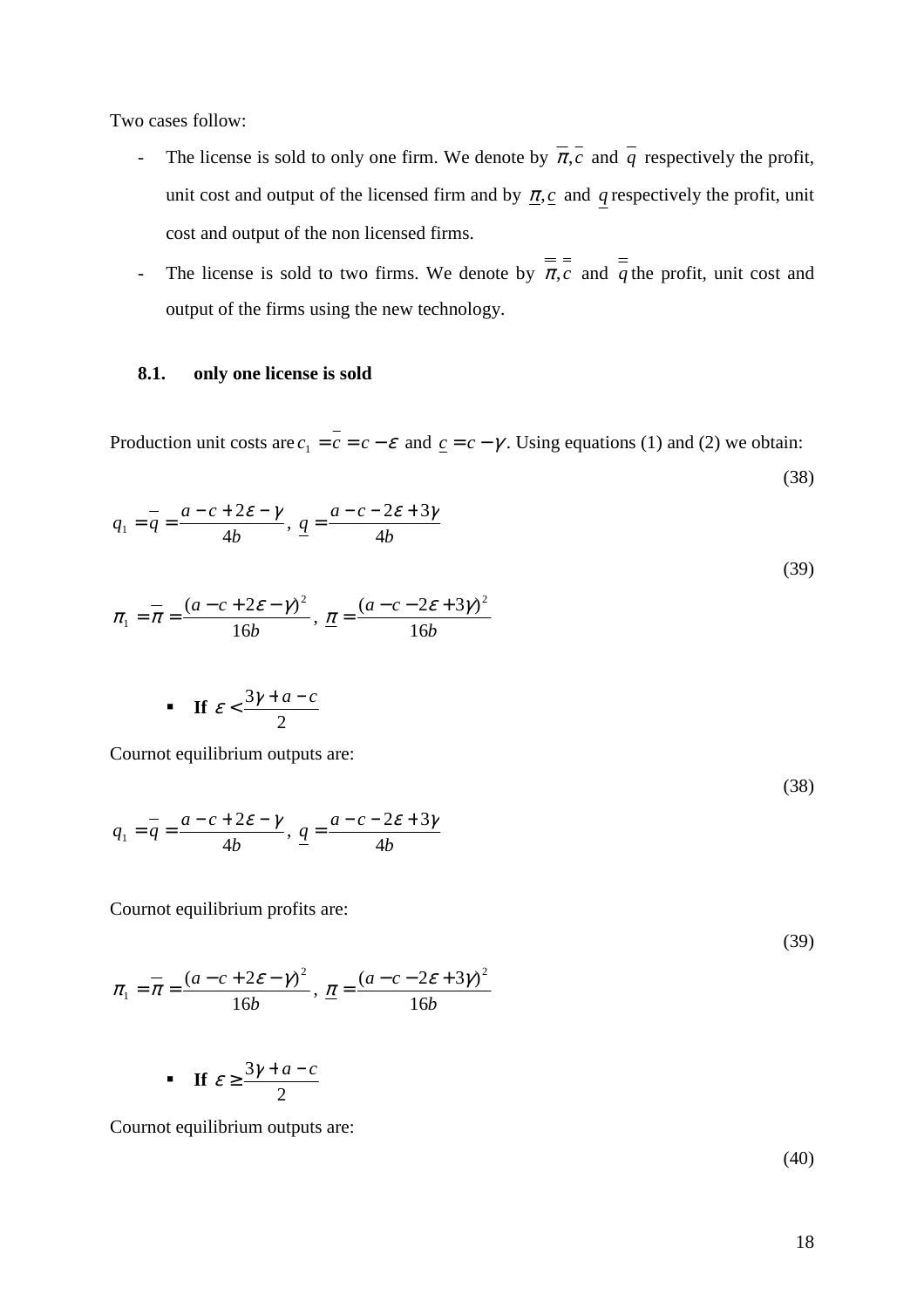Two cases follow:

- The license is sold to only one firm. We denote by $\overline{\pi}, \overline{c}$ and $\overline{q}$ respectively the profit, unit cost and output of the licensed firm and by $\underline{\pi}, \underline{c}$ and $\underline{q}$ respectively the profit, unit cost and output of the non licensed firms.
- The license is sold to two firms. We denote by $\overline{\overline{\pi}}, \overline{\overline{c}}$ and $\overline{\overline{q}}$ the profit, unit cost and output of the firms using the new technology.

### 8.1. only one license is sold

Production unit costs are $c_1 = \overline{c} = c - \varepsilon$ and $\underline{c} = c - \gamma$. Using equations (1) and (2) we obtain:

$$q_1 = \overline{q} = \frac{a - c + 2\varepsilon - \gamma}{4b}, \; \underline{q} = \frac{a - c - 2\varepsilon + 3\gamma}{4b} \tag{38}$$

$$\pi_1 = \overline{\pi} = \frac{(a - c + 2\varepsilon - \gamma)^2}{16b}, \; \underline{\pi} = \frac{(a - c - 2\varepsilon + 3\gamma)^2}{16b} \tag{39}$$

- **If** $\varepsilon < \frac{3\gamma + a - c}{2}$

Cournot equilibrium outputs are:

$$q_1 = \overline{q} = \frac{a - c + 2\varepsilon - \gamma}{4b}, \; \underline{q} = \frac{a - c - 2\varepsilon + 3\gamma}{4b} \tag{38}$$

Cournot equilibrium profits are:

$$\pi_1 = \overline{\pi} = \frac{(a - c + 2\varepsilon - \gamma)^2}{16b}, \; \underline{\pi} = \frac{(a - c - 2\varepsilon + 3\gamma)^2}{16b} \tag{39}$$

- **If** $\varepsilon \geq \frac{3\gamma + a - c}{2}$

Cournot equilibrium outputs are:

(40)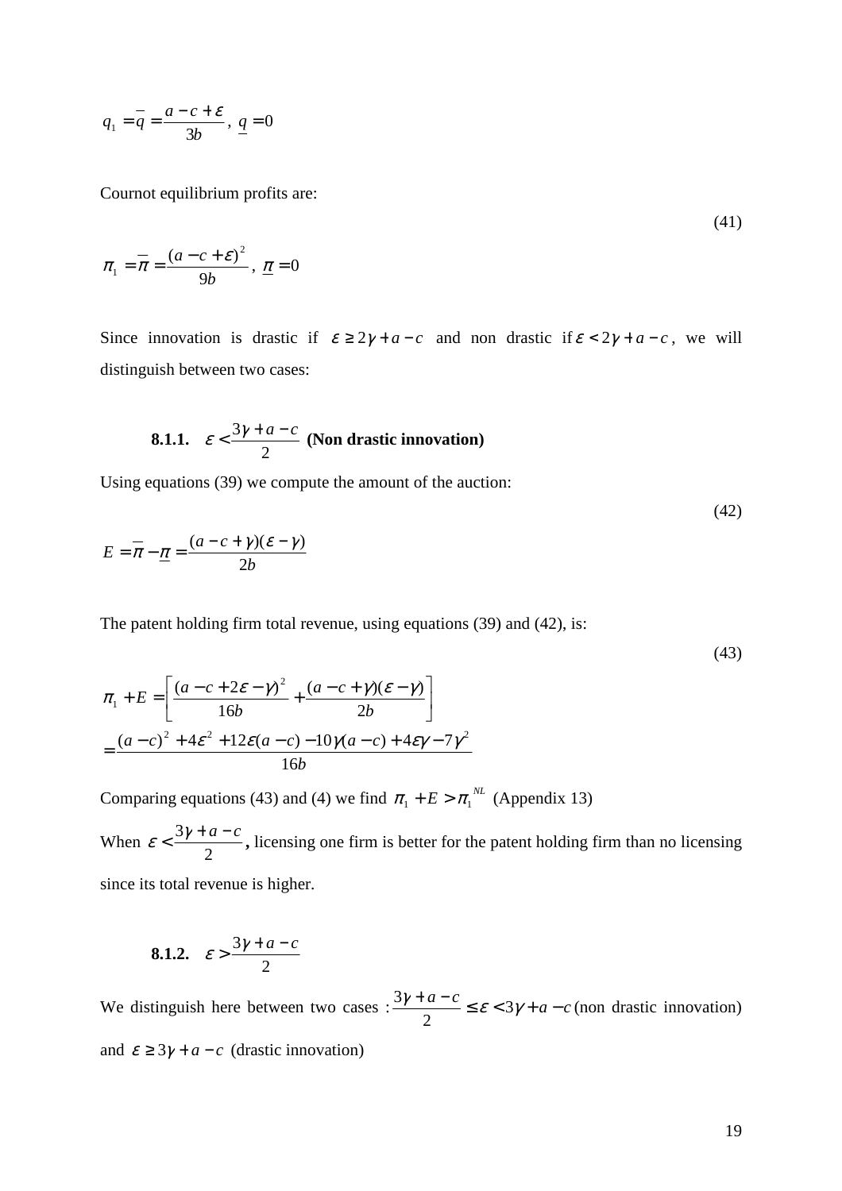$$q_1 = \overline{q} = \frac{a - c + \varepsilon}{3b}, \ \underline{q} = 0$$

Cournot equilibrium profits are:

(41)

$$\pi_1 = \overline{\pi} = \frac{(a - c + \varepsilon)^2}{9b}, \ \underline{\pi} = 0$$

Since innovation is drastic if $\varepsilon \geq 2\gamma + a - c$ and non drastic if $\varepsilon < 2\gamma + a - c$, we will distinguish between two cases:

### 8.1.1. $\varepsilon < \frac{3\gamma + a - c}{2}$ (Non drastic innovation)

Using equations (39) we compute the amount of the auction:

(42)

$$E = \overline{\pi} - \underline{\pi} = \frac{(a - c + \gamma)(\varepsilon - \gamma)}{2b}$$

The patent holding firm total revenue, using equations (39) and (42), is:

(43)

$$\pi_1 + E = \left[ \frac{(a - c + 2\varepsilon - \gamma)^2}{16b} + \frac{(a - c + \gamma)(\varepsilon - \gamma)}{2b} \right]$$
$$= \frac{(a - c)^2 + 4\varepsilon^2 + 12\varepsilon(a - c) - 10\gamma(a - c) + 4\varepsilon\gamma - 7\gamma^2}{16b}$$

Comparing equations (43) and (4) we find $\pi_1 + E > \pi_1^{NL}$ (Appendix 13)

When $\varepsilon < \frac{3\gamma + a - c}{2}$**,** licensing one firm is better for the patent holding firm than no licensing since its total revenue is higher.

### 8.1.2. $\varepsilon > \frac{3\gamma + a - c}{2}$

We distinguish here between two cases : $\frac{3\gamma + a - c}{2} \leq \varepsilon < 3\gamma + a - c$ (non drastic innovation) and $\varepsilon \geq 3\gamma + a - c$ (drastic innovation)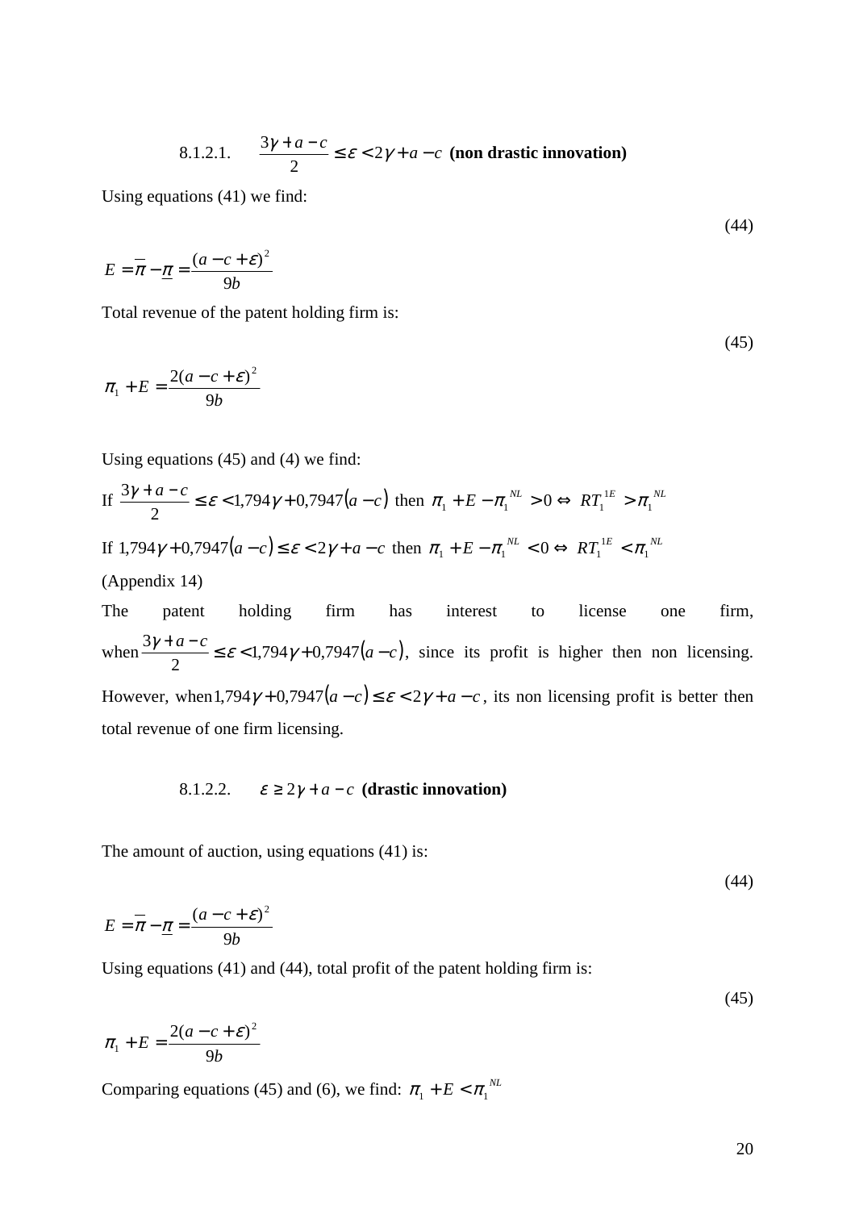#### 8.1.2.1. $\frac{3\gamma + a - c}{2} \le \varepsilon < 2\gamma + a - c$ **(non drastic innovation)**

Using equations (41) we find:

$$E = \overline{\pi} - \underline{\pi} = \frac{(a - c + \varepsilon)^2}{9b} \tag{44}$$

Total revenue of the patent holding firm is:

$$\pi_1 + E = \frac{2(a - c + \varepsilon)^2}{9b} \tag{45}$$

Using equations (45) and (4) we find:

If $\frac{3\gamma + a - c}{2} \le \varepsilon < 1{,}794\gamma + 0{,}7947(a - c)$ then $\pi_1 + E - \pi_1^{NL} > 0 \Leftrightarrow RT_1^{1E} > \pi_1^{NL}$

If $1{,}794\gamma + 0{,}7947(a - c) \le \varepsilon < 2\gamma + a - c$ then $\pi_1 + E - \pi_1^{NL} < 0 \Leftrightarrow RT_1^{1E} < \pi_1^{NL}$

(Appendix 14)

The patent holding firm has interest to license one firm, when $\frac{3\gamma + a - c}{2} \le \varepsilon < 1{,}794\gamma + 0{,}7947(a - c)$, since its profit is higher then non licensing. However, when $1{,}794\gamma + 0{,}7947(a - c) \le \varepsilon < 2\gamma + a - c$, its non licensing profit is better then total revenue of one firm licensing.

#### 8.1.2.2. $\varepsilon \ge 2\gamma + a - c$ **(drastic innovation)**

The amount of auction, using equations (41) is:

$$E = \overline{\pi} - \underline{\pi} = \frac{(a - c + \varepsilon)^2}{9b} \tag{44}$$

Using equations (41) and (44), total profit of the patent holding firm is:

$$\pi_1 + E = \frac{2(a - c + \varepsilon)^2}{9b} \tag{45}$$

Comparing equations (45) and (6), we find: $\pi_1 + E < \pi_1^{NL}$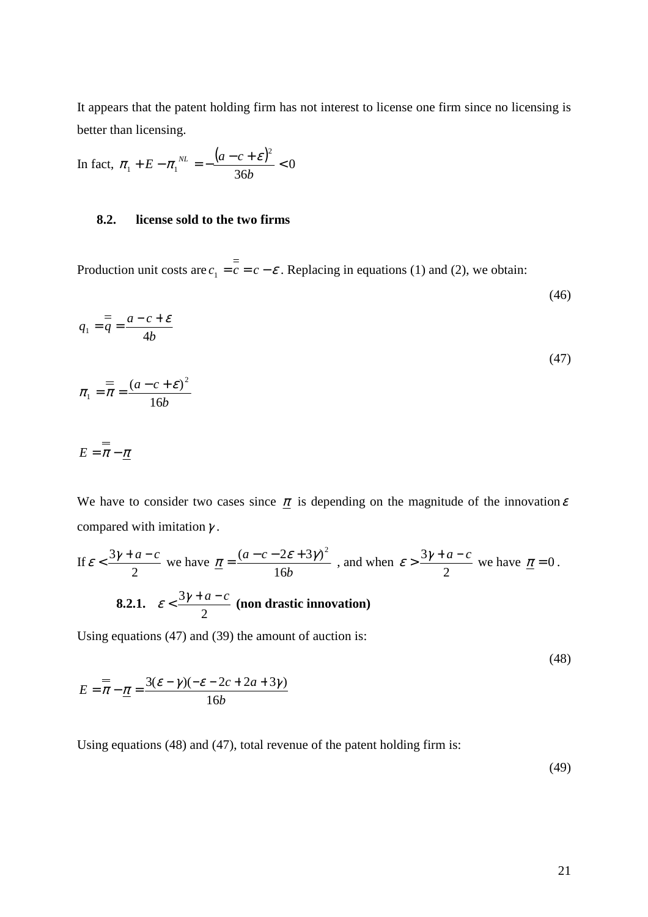It appears that the patent holding firm has not interest to license one firm since no licensing is better than licensing.

In fact, $\pi_1 + E - \pi_1^{NL} = -\frac{(a-c+\varepsilon)^2}{36b} < 0$

### 8.2. license sold to the two firms

Production unit costs are $c_1 = \overline{\overline{c}} = c - \varepsilon$. Replacing in equations (1) and (2), we obtain:

$$q_1 = \overline{\overline{q}} = \frac{a-c+\varepsilon}{4b} \tag{46}$$

$$\pi_1 = \overline{\overline{\pi}} = \frac{(a-c+\varepsilon)^2}{16b} \tag{47}$$

$$E = \overline{\overline{\pi}} - \underline{\pi}$$

We have to consider two cases since $\underline{\pi}$ is depending on the magnitude of the innovation $\varepsilon$ compared with imitation $\gamma$.

If $\varepsilon < \frac{3\gamma + a - c}{2}$ we have $\underline{\pi} = \frac{(a-c-2\varepsilon+3\gamma)^2}{16b}$, and when $\varepsilon > \frac{3\gamma + a - c}{2}$ we have $\underline{\pi} = 0$.

#### 8.2.1. $\varepsilon < \frac{3\gamma + a - c}{2}$ (non drastic innovation)

Using equations (47) and (39) the amount of auction is:

$$E = \overline{\overline{\pi}} - \underline{\pi} = \frac{3(\varepsilon - \gamma)(-\varepsilon - 2c + 2a + 3\gamma)}{16b} \tag{48}$$

Using equations (48) and (47), total revenue of the patent holding firm is:

(49)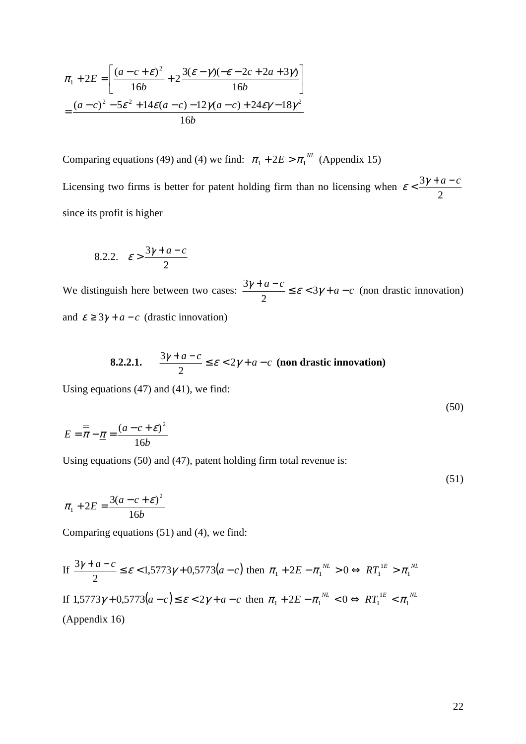$$\pi_1 + 2E = \left[\frac{(a-c+\varepsilon)^2}{16b} + 2\frac{3(\varepsilon-\gamma)(-\varepsilon-2c+2a+3\gamma)}{16b}\right]$$
$$= \frac{(a-c)^2 - 5\varepsilon^2 + 14\varepsilon(a-c) - 12\gamma(a-c) + 24\varepsilon\gamma - 18\gamma^2}{16b}$$

Comparing equations (49) and (4) we find: $\pi_1 + 2E > \pi_1^{NL}$ (Appendix 15)

Licensing two firms is better for patent holding firm than no licensing when $\varepsilon < \frac{3\gamma + a - c}{2}$ since its profit is higher

#### 8.2.2. $\varepsilon > \frac{3\gamma + a - c}{2}$

We distinguish here between two cases: $\frac{3\gamma + a - c}{2} \le \varepsilon < 3\gamma + a - c$ (non drastic innovation) and $\varepsilon \ge 3\gamma + a - c$ (drastic innovation)

##### 8.2.2.1. $\frac{3\gamma + a - c}{2} \le \varepsilon < 2\gamma + a - c$ (non drastic innovation)

Using equations (47) and (41), we find:

$$E = \overline{\overline{\pi}} - \underline{\pi} = \frac{(a-c+\varepsilon)^2}{16b} \tag{50}$$

Using equations (50) and (47), patent holding firm total revenue is:

$$\pi_1 + 2E = \frac{3(a-c+\varepsilon)^2}{16b} \tag{51}$$

Comparing equations (51) and (4), we find:

If $\frac{3\gamma + a - c}{2} \le \varepsilon < 1{,}5773\gamma + 0{,}5773(a-c)$ then $\pi_1 + 2E - \pi_1^{NL} > 0 \Leftrightarrow RT_1^{1E} > \pi_1^{NL}$

If $1{,}5773\gamma + 0{,}5773(a-c) \le \varepsilon < 2\gamma + a - c$ then $\pi_1 + 2E - \pi_1^{NL} < 0 \Leftrightarrow RT_1^{1E} < \pi_1^{NL}$

(Appendix 16)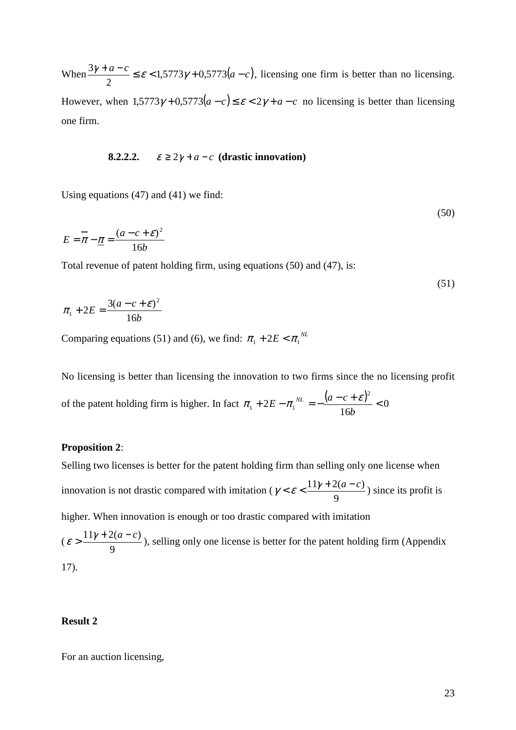When $\frac{3\gamma + a - c}{2} \leq \varepsilon < 1{,}5773\gamma + 0{,}5773(a - c)$, licensing one firm is better than no licensing. However, when $1{,}5773\gamma + 0{,}5773(a - c) \leq \varepsilon < 2\gamma + a - c$ no licensing is better than licensing one firm.

#### 8.2.2.2. $\varepsilon \geq 2\gamma + a - c$ (drastic innovation)

Using equations (47) and (41) we find:

$$E = \overline{\overline{\pi}} - \underline{\pi} = \frac{(a - c + \varepsilon)^2}{16b} \tag{50}$$

Total revenue of patent holding firm, using equations (50) and (47), is:

$$\pi_1 + 2E = \frac{3(a - c + \varepsilon)^2}{16b} \tag{51}$$

Comparing equations (51) and (6), we find: $\pi_1 + 2E < \pi_1^{NL}$

No licensing is better than licensing the innovation to two firms since the no licensing profit of the patent holding firm is higher. In fact $\pi_1 + 2E - \pi_1^{NL} = -\frac{(a - c + \varepsilon)^2}{16b} < 0$

**Proposition 2**:

Selling two licenses is better for the patent holding firm than selling only one license when innovation is not drastic compared with imitation ($\gamma < \varepsilon < \frac{11\gamma + 2(a - c)}{9}$) since its profit is higher. When innovation is enough or too drastic compared with imitation ($\varepsilon > \frac{11\gamma + 2(a - c)}{9}$), selling only one license is better for the patent holding firm (Appendix 17).

**Result 2**

For an auction licensing,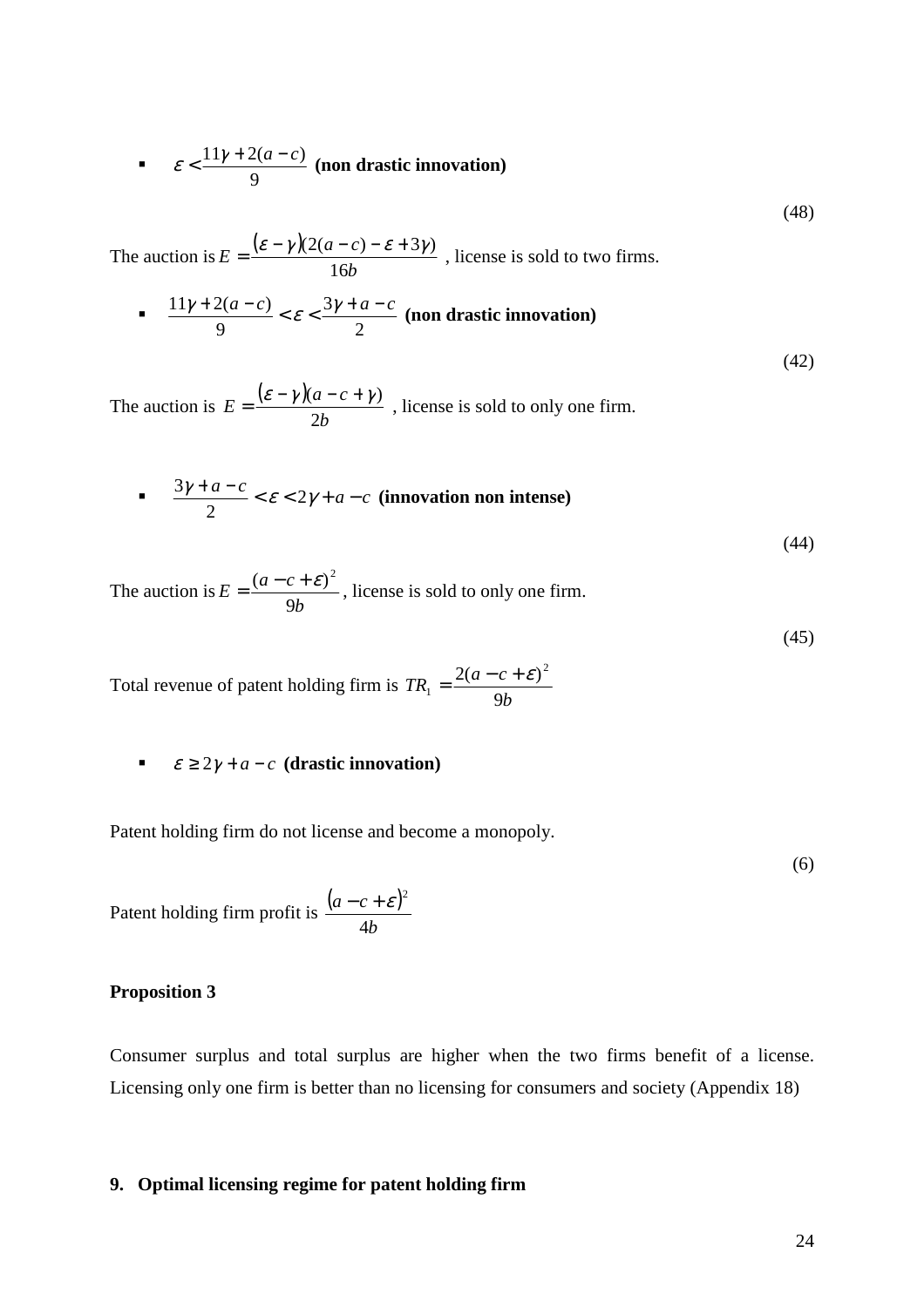- $\varepsilon < \dfrac{11\gamma + 2(a-c)}{9}$ **(non drastic innovation)**

(48)

The auction is $E = \dfrac{(\varepsilon - \gamma)(2(a-c) - \varepsilon + 3\gamma)}{16b}$ , license is sold to two firms.

- $\dfrac{11\gamma + 2(a-c)}{9} < \varepsilon < \dfrac{3\gamma + a - c}{2}$ **(non drastic innovation)**

(42)

The auction is $E = \dfrac{(\varepsilon - \gamma)(a - c + \gamma)}{2b}$ , license is sold to only one firm.

- $\dfrac{3\gamma + a - c}{2} < \varepsilon < 2\gamma + a - c$ **(innovation non intense)**

(44)

The auction is $E = \dfrac{(a - c + \varepsilon)^2}{9b}$, license is sold to only one firm.

(45)

Total revenue of patent holding firm is $TR_1 = \dfrac{2(a - c + \varepsilon)^2}{9b}$

- $\varepsilon \geq 2\gamma + a - c$ **(drastic innovation)**

Patent holding firm do not license and become a monopoly.

(6)

Patent holding firm profit is $\dfrac{(a - c + \varepsilon)^2}{4b}$

**Proposition 3**

Consumer surplus and total surplus are higher when the two firms benefit of a license. Licensing only one firm is better than no licensing for consumers and society (Appendix 18)

## 9. Optimal licensing regime for patent holding firm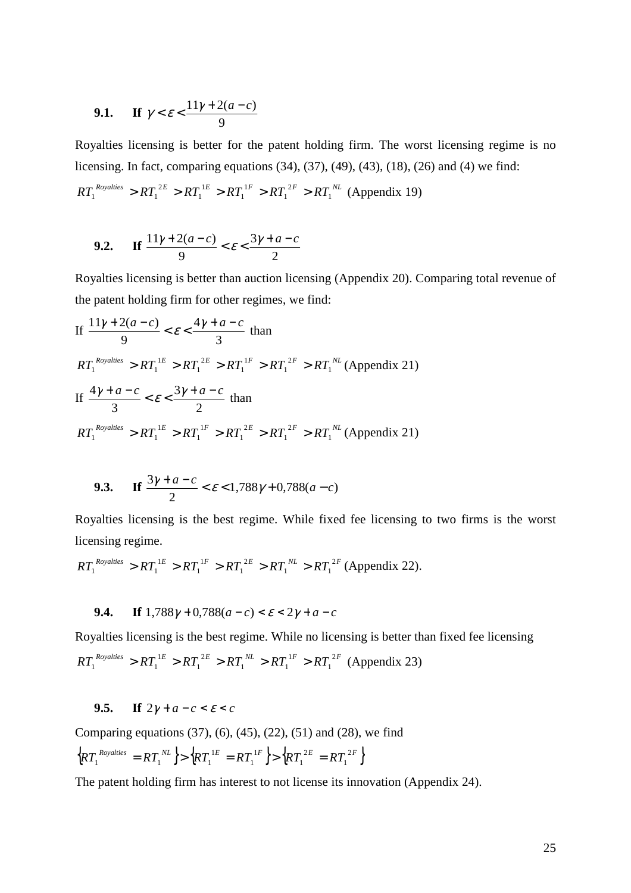### 9.1. If $\gamma < \varepsilon < \frac{11\gamma + 2(a-c)}{9}$

Royalties licensing is better for the patent holding firm. The worst licensing regime is no licensing. In fact, comparing equations (34), (37), (49), (43), (18), (26) and (4) we find:

$RT_1^{Royalties} > RT_1^{2E} > RT_1^{1E} > RT_1^{1F} > RT_1^{2F} > RT_1^{NL}$ (Appendix 19)

### 9.2. If $\frac{11\gamma + 2(a-c)}{9} < \varepsilon < \frac{3\gamma + a - c}{2}$

Royalties licensing is better than auction licensing (Appendix 20). Comparing total revenue of the patent holding firm for other regimes, we find:

If $\frac{11\gamma + 2(a-c)}{9} < \varepsilon < \frac{4\gamma + a - c}{3}$ than

$RT_1^{Royalties} > RT_1^{1E} > RT_1^{2E} > RT_1^{1F} > RT_1^{2F} > RT_1^{NL}$ (Appendix 21)

If $\frac{4\gamma + a - c}{3} < \varepsilon < \frac{3\gamma + a - c}{2}$ than

$RT_1^{Royalties} > RT_1^{1E} > RT_1^{1F} > RT_1^{2E} > RT_1^{2F} > RT_1^{NL}$ (Appendix 21)

### 9.3. If $\frac{3\gamma + a - c}{2} < \varepsilon < 1{,}788\gamma + 0{,}788(a-c)$

Royalties licensing is the best regime. While fixed fee licensing to two firms is the worst licensing regime.

$RT_1^{Royalties} > RT_1^{1E} > RT_1^{1F} > RT_1^{2E} > RT_1^{NL} > RT_1^{2F}$ (Appendix 22).

### 9.4. If $1{,}788\gamma + 0{,}788(a-c) < \varepsilon < 2\gamma + a - c$

Royalties licensing is the best regime. While no licensing is better than fixed fee licensing

$RT_1^{Royalties} > RT_1^{1E} > RT_1^{2E} > RT_1^{NL} > RT_1^{1F} > RT_1^{2F}$ (Appendix 23)

### 9.5. If $2\gamma + a - c < \varepsilon < c$

Comparing equations (37), (6), (45), (22), (51) and (28), we find

$\left\{RT_1^{Royalties} = RT_1^{NL}\right\} > \left\{RT_1^{1E} = RT_1^{1F}\right\} > \left\{RT_1^{2E} = RT_1^{2F}\right\}$

The patent holding firm has interest to not license its innovation (Appendix 24).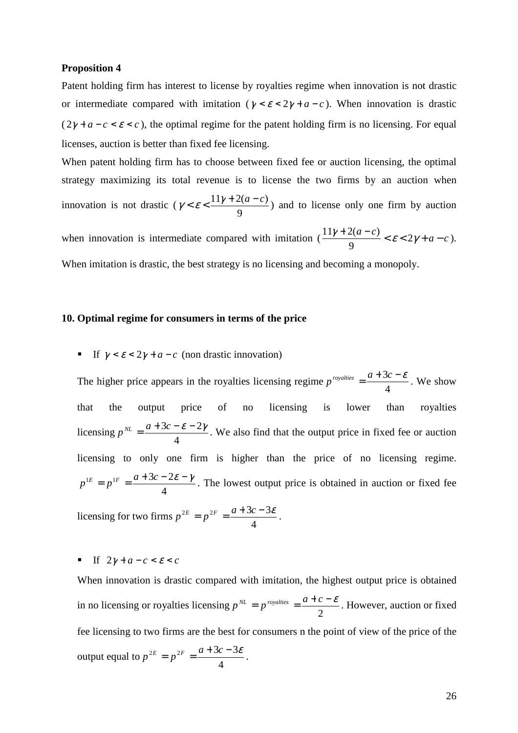**Proposition 4**

Patent holding firm has interest to license by royalties regime when innovation is not drastic or intermediate compared with imitation ($\gamma < \varepsilon < 2\gamma + a - c$). When innovation is drastic ($2\gamma + a - c < \varepsilon < c$), the optimal regime for the patent holding firm is no licensing. For equal licenses, auction is better than fixed fee licensing.

When patent holding firm has to choose between fixed fee or auction licensing, the optimal strategy maximizing its total revenue is to license the two firms by an auction when innovation is not drastic ($\gamma < \varepsilon < \frac{11\gamma + 2(a-c)}{9}$) and to license only one firm by auction when innovation is intermediate compared with imitation ($\frac{11\gamma + 2(a-c)}{9} < \varepsilon < 2\gamma + a - c$). When imitation is drastic, the best strategy is no licensing and becoming a monopoly.

## 10. Optimal regime for consumers in terms of the price

- If $\gamma < \varepsilon < 2\gamma + a - c$ (non drastic innovation)

  The higher price appears in the royalties licensing regime $p^{royalties} = \frac{a + 3c - \varepsilon}{4}$. We show that the output price of no licensing is lower than royalties licensing $p^{NL} = \frac{a + 3c - \varepsilon - 2\gamma}{4}$. We also find that the output price in fixed fee or auction licensing to only one firm is higher than the price of no licensing regime. $p^{1E} = p^{1F} = \frac{a + 3c - 2\varepsilon - \gamma}{4}$. The lowest output price is obtained in auction or fixed fee licensing for two firms $p^{2E} = p^{2F} = \frac{a + 3c - 3\varepsilon}{4}$.

- If $2\gamma + a - c < \varepsilon < c$

  When innovation is drastic compared with imitation, the highest output price is obtained in no licensing or royalties licensing $p^{NL} = p^{royalties} = \frac{a + c - \varepsilon}{2}$. However, auction or fixed fee licensing to two firms are the best for consumers n the point of view of the price of the output equal to $p^{2E} = p^{2F} = \frac{a + 3c - 3\varepsilon}{4}$.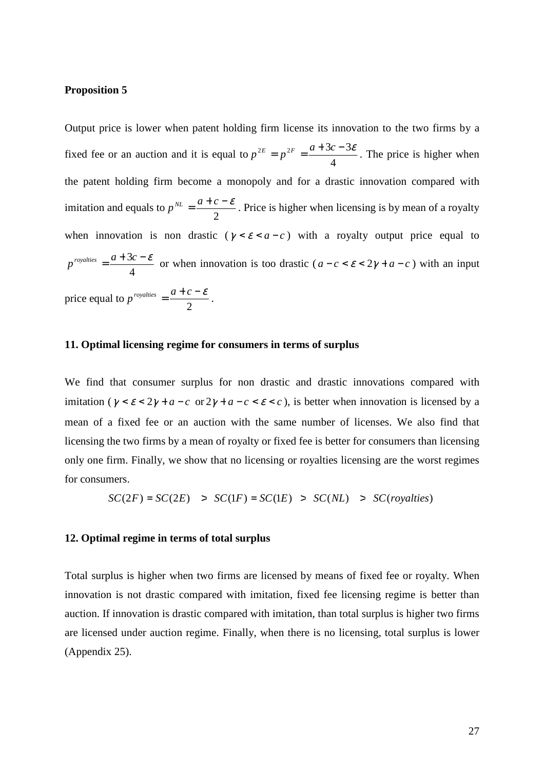**Proposition 5**

Output price is lower when patent holding firm license its innovation to the two firms by a fixed fee or an auction and it is equal to $p^{2E} = p^{2F} = \dfrac{a+3c-3\varepsilon}{4}$. The price is higher when the patent holding firm become a monopoly and for a drastic innovation compared with imitation and equals to $p^{NL} = \dfrac{a+c-\varepsilon}{2}$. Price is higher when licensing is by mean of a royalty when innovation is non drastic ($\gamma < \varepsilon < a-c$) with a royalty output price equal to $p^{royalties} = \dfrac{a+3c-\varepsilon}{4}$ or when innovation is too drastic ($a-c < \varepsilon < 2\gamma + a - c$) with an input price equal to $p^{royalties} = \dfrac{a+c-\varepsilon}{2}$.

## 11. Optimal licensing regime for consumers in terms of surplus

We find that consumer surplus for non drastic and drastic innovations compared with imitation ($\gamma < \varepsilon < 2\gamma + a - c$ or $2\gamma + a - c < \varepsilon < c$), is better when innovation is licensed by a mean of a fixed fee or an auction with the same number of licenses. We also find that licensing the two firms by a mean of royalty or fixed fee is better for consumers than licensing only one firm. Finally, we show that no licensing or royalties licensing are the worst regimes for consumers.

$$SC(2F) = SC(2E) \quad > \quad SC(1F) = SC(1E) \quad > \quad SC(NL) \quad > \quad SC(royalties)$$

## 12. Optimal regime in terms of total surplus

Total surplus is higher when two firms are licensed by means of fixed fee or royalty. When innovation is not drastic compared with imitation, fixed fee licensing regime is better than auction. If innovation is drastic compared with imitation, than total surplus is higher two firms are licensed under auction regime. Finally, when there is no licensing, total surplus is lower (Appendix 25).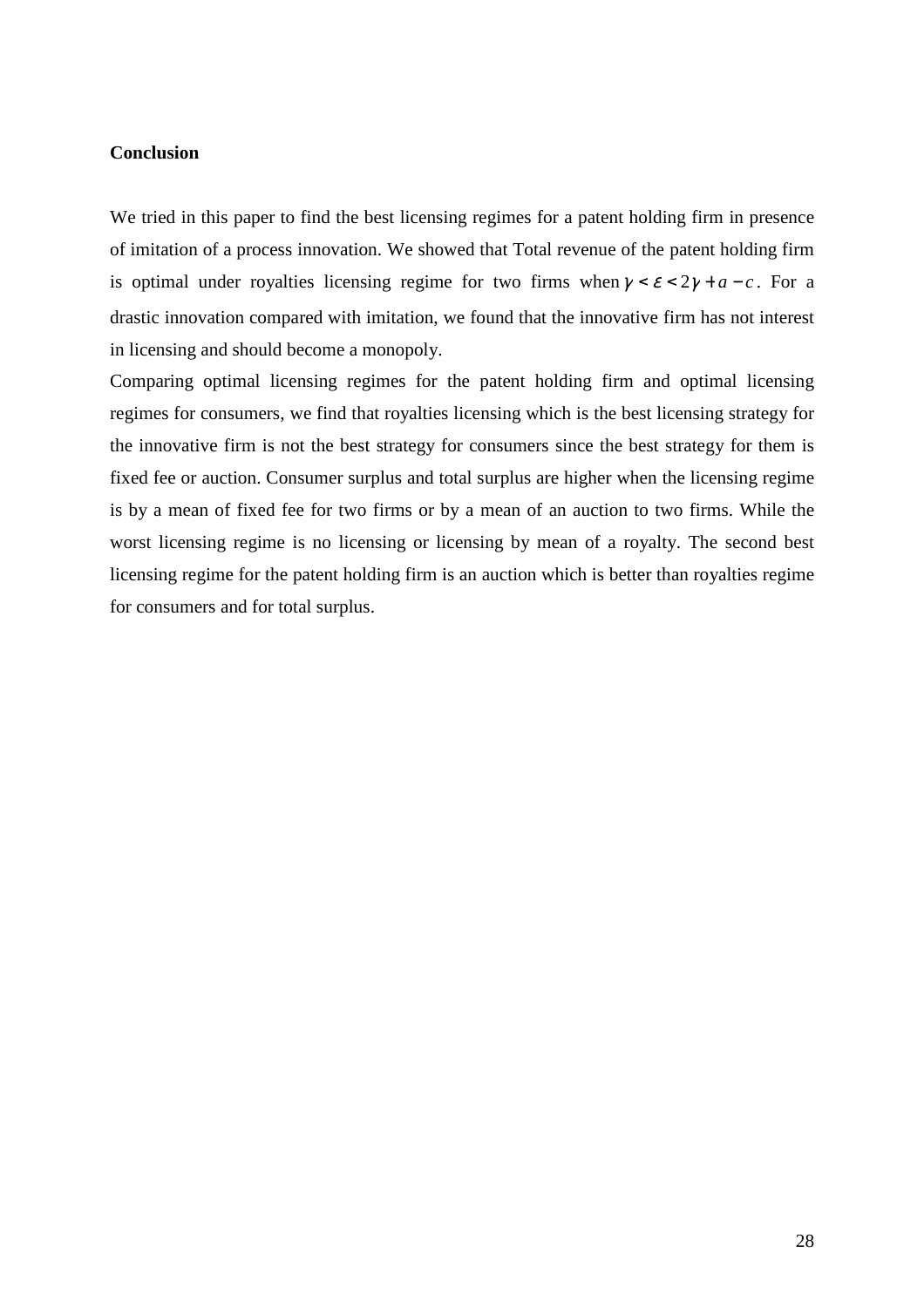**Conclusion**

We tried in this paper to find the best licensing regimes for a patent holding firm in presence of imitation of a process innovation. We showed that Total revenue of the patent holding firm is optimal under royalties licensing regime for two firms when $\gamma < \varepsilon < 2\gamma + a - c$. For a drastic innovation compared with imitation, we found that the innovative firm has not interest in licensing and should become a monopoly.

Comparing optimal licensing regimes for the patent holding firm and optimal licensing regimes for consumers, we find that royalties licensing which is the best licensing strategy for the innovative firm is not the best strategy for consumers since the best strategy for them is fixed fee or auction. Consumer surplus and total surplus are higher when the licensing regime is by a mean of fixed fee for two firms or by a mean of an auction to two firms. While the worst licensing regime is no licensing or licensing by mean of a royalty. The second best licensing regime for the patent holding firm is an auction which is better than royalties regime for consumers and for total surplus.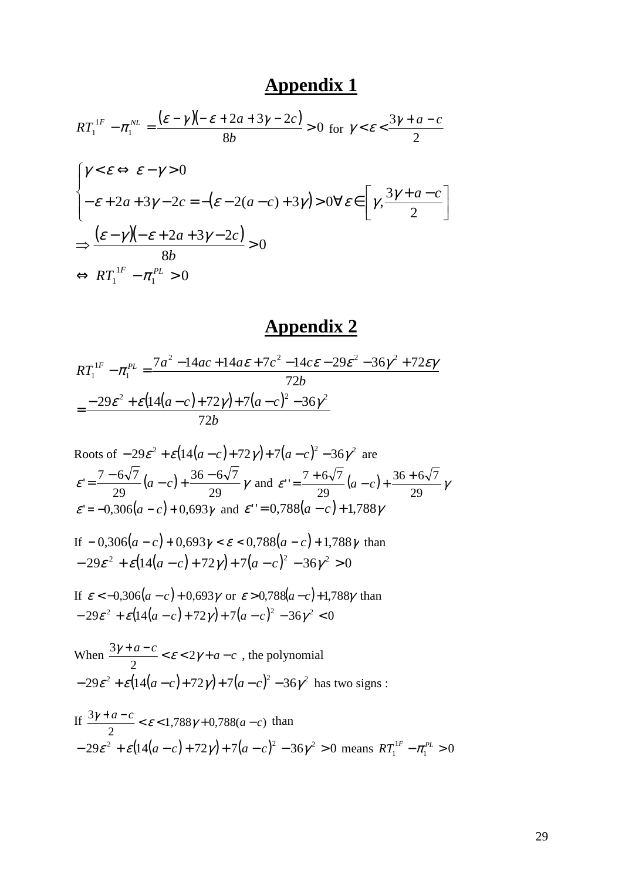## Appendix 1

$$RT_1^{1F} - \pi_1^{NL} = \frac{(\varepsilon - \gamma)(-\varepsilon + 2a + 3\gamma - 2c)}{8b} > 0 \text{ for } \gamma < \varepsilon < \frac{3\gamma + a - c}{2}$$

$$\begin{cases} \gamma < \varepsilon \Leftrightarrow \ \varepsilon - \gamma > 0 \\ -\varepsilon + 2a + 3\gamma - 2c = -(\varepsilon - 2(a-c) + 3\gamma) > 0 \forall \varepsilon \in \left[\gamma, \frac{3\gamma + a - c}{2}\right] \end{cases}$$

$$\Rightarrow \frac{(\varepsilon - \gamma)(-\varepsilon + 2a + 3\gamma - 2c)}{8b} > 0$$

$$\Leftrightarrow \ RT_1^{1F} - \pi_1^{PL} > 0$$

## Appendix 2

$$RT_1^{1F} - \pi_1^{PL} = \frac{7a^2 - 14ac + 14a\varepsilon + 7c^2 - 14c\varepsilon - 29\varepsilon^2 - 36\gamma^2 + 72\varepsilon\gamma}{72b}$$

$$= \frac{-29\varepsilon^2 + \varepsilon(14(a-c) + 72\gamma) + 7(a-c)^2 - 36\gamma^2}{72b}$$

Roots of $-29\varepsilon^2 + \varepsilon(14(a-c) + 72\gamma) + 7(a-c)^2 - 36\gamma^2$ are

$\varepsilon' = \frac{7 - 6\sqrt{7}}{29}(a-c) + \frac{36 - 6\sqrt{7}}{29}\gamma$ and $\varepsilon'' = \frac{7 + 6\sqrt{7}}{29}(a-c) + \frac{36 + 6\sqrt{7}}{29}\gamma$

$\varepsilon' = -0{,}306(a-c) + 0{,}693\gamma$ and $\varepsilon'' = 0{,}788(a-c) + 1{,}788\gamma$

If $-0{,}306(a-c) + 0{,}693\gamma < \varepsilon < 0{,}788(a-c) + 1{,}788\gamma$ than
$-29\varepsilon^2 + \varepsilon(14(a-c) + 72\gamma) + 7(a-c)^2 - 36\gamma^2 > 0$

If $\varepsilon < -0{,}306(a-c) + 0{,}693\gamma$ or $\varepsilon > 0{,}788(a-c) + 1{,}788\gamma$ than
$-29\varepsilon^2 + \varepsilon(14(a-c) + 72\gamma) + 7(a-c)^2 - 36\gamma^2 < 0$

When $\frac{3\gamma + a - c}{2} < \varepsilon < 2\gamma + a - c$ , the polynomial
$-29\varepsilon^2 + \varepsilon(14(a-c) + 72\gamma) + 7(a-c)^2 - 36\gamma^2$ has two signs :

If $\frac{3\gamma + a - c}{2} < \varepsilon < 1{,}788\gamma + 0{,}788(a-c)$ than
$-29\varepsilon^2 + \varepsilon(14(a-c) + 72\gamma) + 7(a-c)^2 - 36\gamma^2 > 0$ means $RT_1^{1F} - \pi_1^{PL} > 0$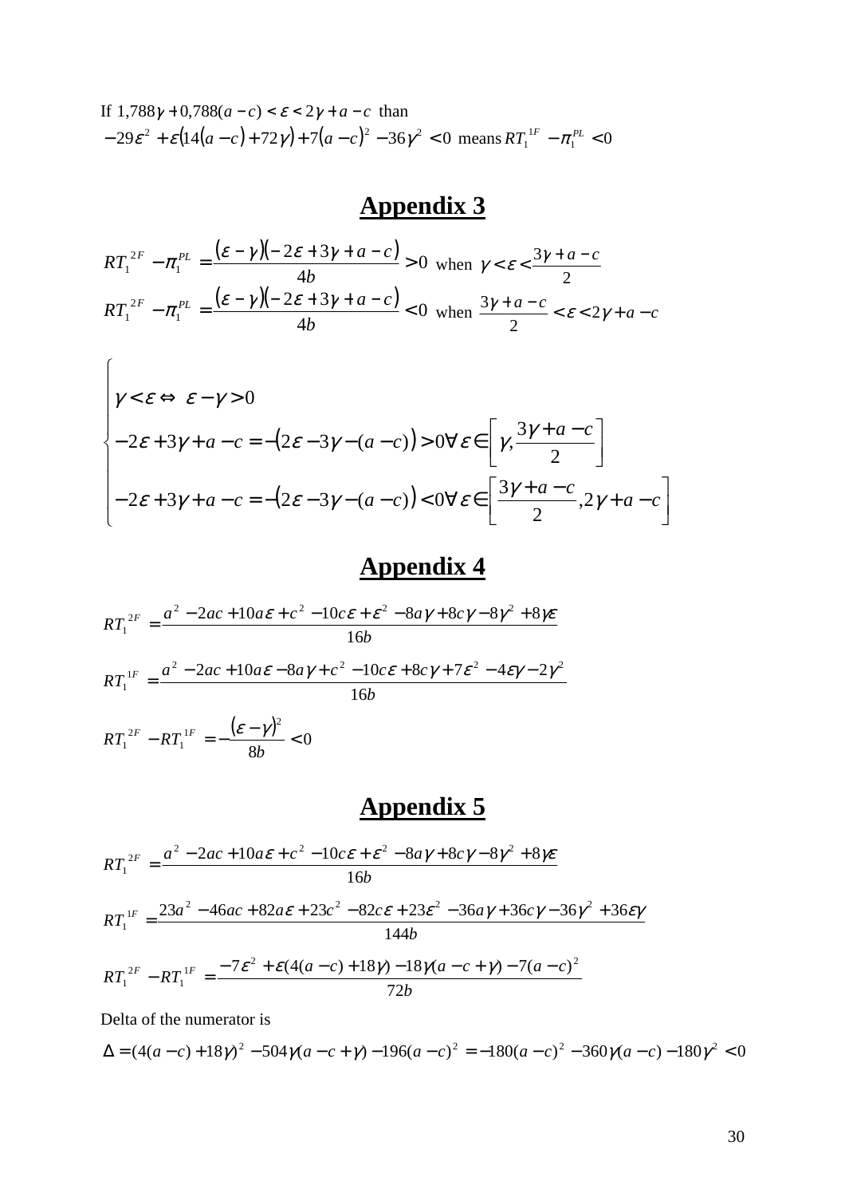If $1{,}788\gamma + 0{,}788(a-c) < \varepsilon < 2\gamma + a - c$ than

$-29\varepsilon^2 + \varepsilon\left(14(a-c) + 72\gamma\right) + 7(a-c)^2 - 36\gamma^2 < 0$ means $RT_1^{\ 1F} - \pi_1^{PL} < 0$

## Appendix 3

$$RT_1^{\ 2F} - \pi_1^{PL} = \frac{(\varepsilon-\gamma)(-2\varepsilon + 3\gamma + a - c)}{4b} > 0 \text{ when } \gamma < \varepsilon < \frac{3\gamma + a - c}{2}$$

$$RT_1^{\ 2F} - \pi_1^{PL} = \frac{(\varepsilon-\gamma)(-2\varepsilon + 3\gamma + a - c)}{4b} < 0 \text{ when } \frac{3\gamma + a - c}{2} < \varepsilon < 2\gamma + a - c$$

$$\begin{cases} \gamma < \varepsilon \Leftrightarrow \ \varepsilon - \gamma > 0 \\ -2\varepsilon + 3\gamma + a - c = -\left(2\varepsilon - 3\gamma - (a-c)\right) > 0 \forall \varepsilon \in \left[\gamma, \dfrac{3\gamma + a - c}{2}\right] \\ -2\varepsilon + 3\gamma + a - c = -\left(2\varepsilon - 3\gamma - (a-c)\right) < 0 \forall \varepsilon \in \left[\dfrac{3\gamma + a - c}{2}, 2\gamma + a - c\right] \end{cases}$$

## Appendix 4

$$RT_1^{\ 2F} = \frac{a^2 - 2ac + 10a\varepsilon + c^2 - 10c\varepsilon + \varepsilon^2 - 8a\gamma + 8c\gamma - 8\gamma^2 + 8\gamma\varepsilon}{16b}$$

$$RT_1^{\ 1F} = \frac{a^2 - 2ac + 10a\varepsilon - 8a\gamma + c^2 - 10c\varepsilon + 8c\gamma + 7\varepsilon^2 - 4\varepsilon\gamma - 2\gamma^2}{16b}$$

$$RT_1^{\ 2F} - RT_1^{\ 1F} = -\frac{(\varepsilon-\gamma)^2}{8b} < 0$$

## Appendix 5

$$RT_1^{\ 2F} = \frac{a^2 - 2ac + 10a\varepsilon + c^2 - 10c\varepsilon + \varepsilon^2 - 8a\gamma + 8c\gamma - 8\gamma^2 + 8\gamma\varepsilon}{16b}$$

$$RT_1^{\ 1F} = \frac{23a^2 - 46ac + 82a\varepsilon + 23c^2 - 82c\varepsilon + 23\varepsilon^2 - 36a\gamma + 36c\gamma - 36\gamma^2 + 36\varepsilon\gamma}{144b}$$

$$RT_1^{\ 2F} - RT_1^{\ 1F} = \frac{-7\varepsilon^2 + \varepsilon(4(a-c) + 18\gamma) - 18\gamma(a - c + \gamma) - 7(a-c)^2}{72b}$$

Delta of the numerator is

$$\Delta = (4(a-c) + 18\gamma)^2 - 504\gamma(a - c + \gamma) - 196(a-c)^2 = -180(a-c)^2 - 360\gamma(a-c) - 180\gamma^2 < 0$$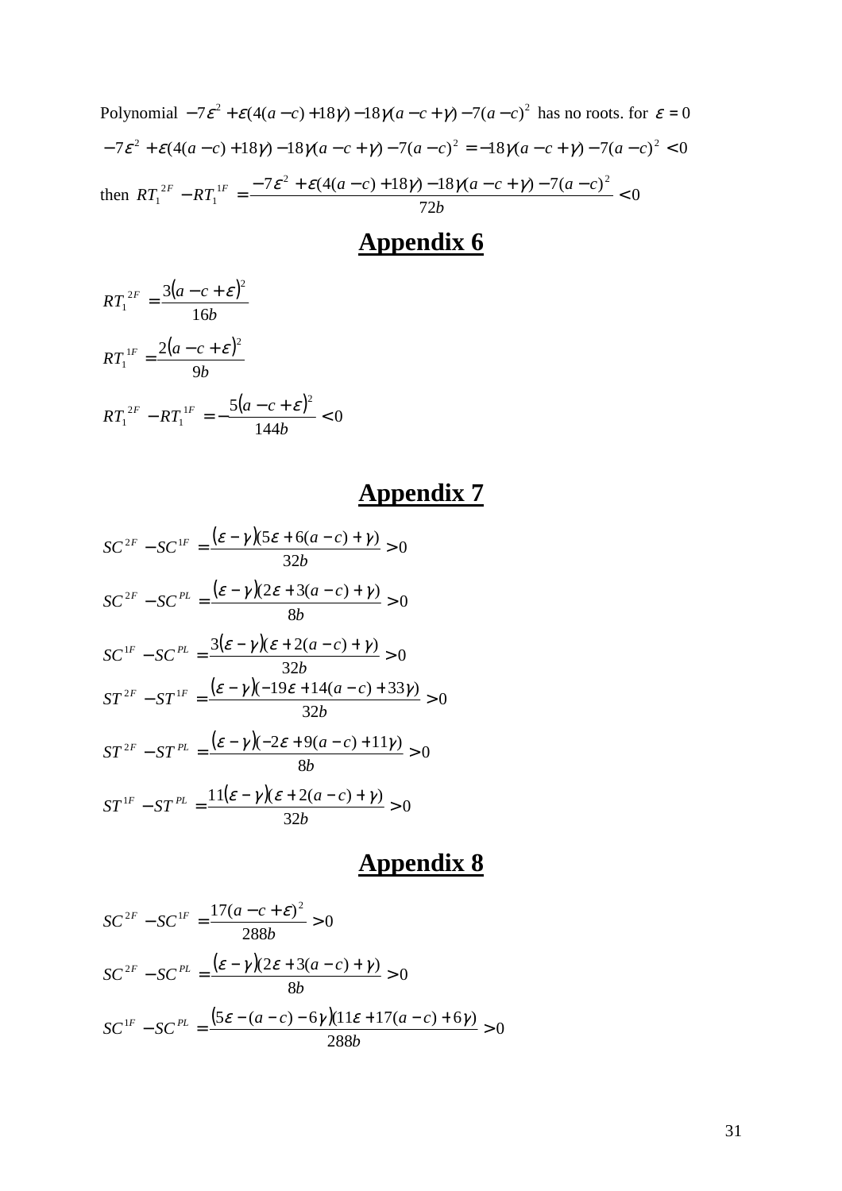Polynomial $-7\varepsilon^2 + \varepsilon(4(a-c)+18\gamma) - 18\gamma(a-c+\gamma) - 7(a-c)^2$ has no roots. for $\varepsilon = 0$

$$-7\varepsilon^2 + \varepsilon(4(a-c)+18\gamma) - 18\gamma(a-c+\gamma) - 7(a-c)^2 = -18\gamma(a-c+\gamma) - 7(a-c)^2 < 0$$

then $RT_1^{\,2F} - RT_1^{\,1F} = \dfrac{-7\varepsilon^2 + \varepsilon(4(a-c)+18\gamma) - 18\gamma(a-c+\gamma) - 7(a-c)^2}{72b} < 0$

## Appendix 6

$$RT_1^{\,2F} = \frac{3(a-c+\varepsilon)^2}{16b}$$

$$RT_1^{\,1F} = \frac{2(a-c+\varepsilon)^2}{9b}$$

$$RT_1^{\,2F} - RT_1^{\,1F} = -\frac{5(a-c+\varepsilon)^2}{144b} < 0$$

## Appendix 7

$$SC^{2F} - SC^{1F} = \frac{(\varepsilon-\gamma)(5\varepsilon + 6(a-c) + \gamma)}{32b} > 0$$

$$SC^{2F} - SC^{PL} = \frac{(\varepsilon-\gamma)(2\varepsilon + 3(a-c) + \gamma)}{8b} > 0$$

$$SC^{1F} - SC^{PL} = \frac{3(\varepsilon-\gamma)(\varepsilon + 2(a-c) + \gamma)}{32b} > 0$$

$$ST^{2F} - ST^{1F} = \frac{(\varepsilon-\gamma)(-19\varepsilon + 14(a-c) + 33\gamma)}{32b} > 0$$

$$ST^{2F} - ST^{PL} = \frac{(\varepsilon-\gamma)(-2\varepsilon + 9(a-c) + 11\gamma)}{8b} > 0$$

$$ST^{1F} - ST^{PL} = \frac{11(\varepsilon-\gamma)(\varepsilon + 2(a-c) + \gamma)}{32b} > 0$$

## Appendix 8

$$SC^{2F} - SC^{1F} = \frac{17(a-c+\varepsilon)^2}{288b} > 0$$

$$SC^{2F} - SC^{PL} = \frac{(\varepsilon-\gamma)(2\varepsilon + 3(a-c) + \gamma)}{8b} > 0$$

$$SC^{1F} - SC^{PL} = \frac{(5\varepsilon - (a-c) - 6\gamma)(11\varepsilon + 17(a-c) + 6\gamma)}{288b} > 0$$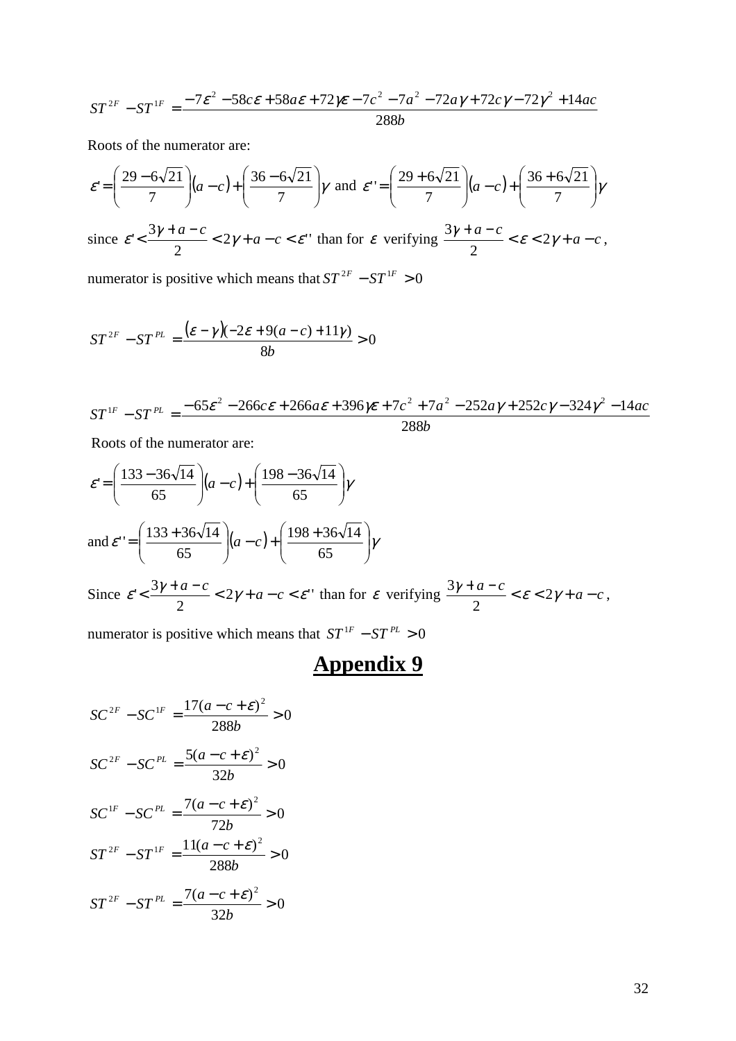$$ST^{2F} - ST^{1F} = \frac{-7\varepsilon^2 - 58c\varepsilon + 58a\varepsilon + 72\gamma\varepsilon - 7c^2 - 7a^2 - 72a\gamma + 72c\gamma - 72\gamma^2 + 14ac}{288b}$$

Roots of the numerator are:

$$\varepsilon' = \left(\frac{29 - 6\sqrt{21}}{7}\right)(a-c) + \left(\frac{36 - 6\sqrt{21}}{7}\right)\gamma \text{ and } \varepsilon'' = \left(\frac{29 + 6\sqrt{21}}{7}\right)(a-c) + \left(\frac{36 + 6\sqrt{21}}{7}\right)\gamma$$

since $\varepsilon' < \frac{3\gamma + a - c}{2} < 2\gamma + a - c < \varepsilon''$ than for $\varepsilon$ verifying $\frac{3\gamma + a - c}{2} < \varepsilon < 2\gamma + a - c$,

numerator is positive which means that $ST^{2F} - ST^{1F} > 0$

$$ST^{2F} - ST^{PL} = \frac{(\varepsilon - \gamma)(-2\varepsilon + 9(a-c) + 11\gamma)}{8b} > 0$$

$$ST^{1F} - ST^{PL} = \frac{-65\varepsilon^2 - 266c\varepsilon + 266a\varepsilon + 396\gamma\varepsilon + 7c^2 + 7a^2 - 252a\gamma + 252c\gamma - 324\gamma^2 - 14ac}{288b}$$

Roots of the numerator are:

$$\varepsilon' = \left(\frac{133 - 36\sqrt{14}}{65}\right)(a-c) + \left(\frac{198 - 36\sqrt{14}}{65}\right)\gamma$$

and $$\varepsilon'' = \left(\frac{133 + 36\sqrt{14}}{65}\right)(a-c) + \left(\frac{198 + 36\sqrt{14}}{65}\right)\gamma$$

Since $\varepsilon' < \frac{3\gamma + a - c}{2} < 2\gamma + a - c < \varepsilon''$ than for $\varepsilon$ verifying $\frac{3\gamma + a - c}{2} < \varepsilon < 2\gamma + a - c$,

numerator is positive which means that $ST^{1F} - ST^{PL} > 0$

# Appendix 9

$$SC^{2F} - SC^{1F} = \frac{17(a - c + \varepsilon)^2}{288b} > 0$$

$$SC^{2F} - SC^{PL} = \frac{5(a - c + \varepsilon)^2}{32b} > 0$$

$$SC^{1F} - SC^{PL} = \frac{7(a - c + \varepsilon)^2}{72b} > 0$$

$$ST^{2F} - ST^{1F} = \frac{11(a - c + \varepsilon)^2}{288b} > 0$$

$$ST^{2F} - ST^{PL} = \frac{7(a - c + \varepsilon)^2}{32b} > 0$$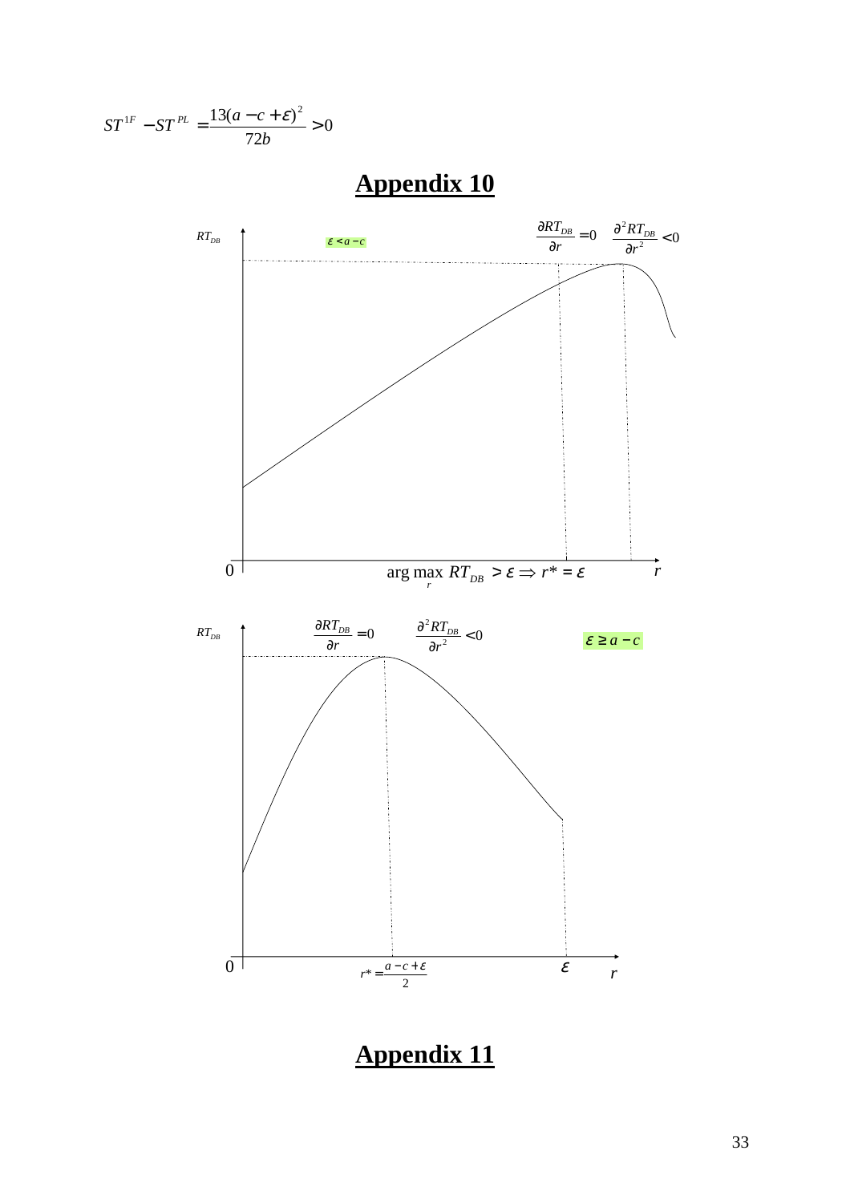$$ST^{1F} - ST^{PL} = \frac{13(a - c + \varepsilon)^2}{72b} > 0$$

# Appendix 10

$RT_{DB}$

$\varepsilon < a - c$

$\frac{\partial RT_{DB}}{\partial r} = 0$ $\quad \frac{\partial^2 RT_{DB}}{\partial r^2} < 0$

0

$\arg\max_r RT_{DB} > \varepsilon \Rightarrow r^* = \varepsilon$

$r$

$RT_{DB}$

$\frac{\partial RT_{DB}}{\partial r} = 0$ $\quad \frac{\partial^2 RT_{DB}}{\partial r^2} < 0$

$\varepsilon \geq a - c$

0

$r^* = \frac{a - c + \varepsilon}{2}$

$\varepsilon$

$r$

# Appendix 11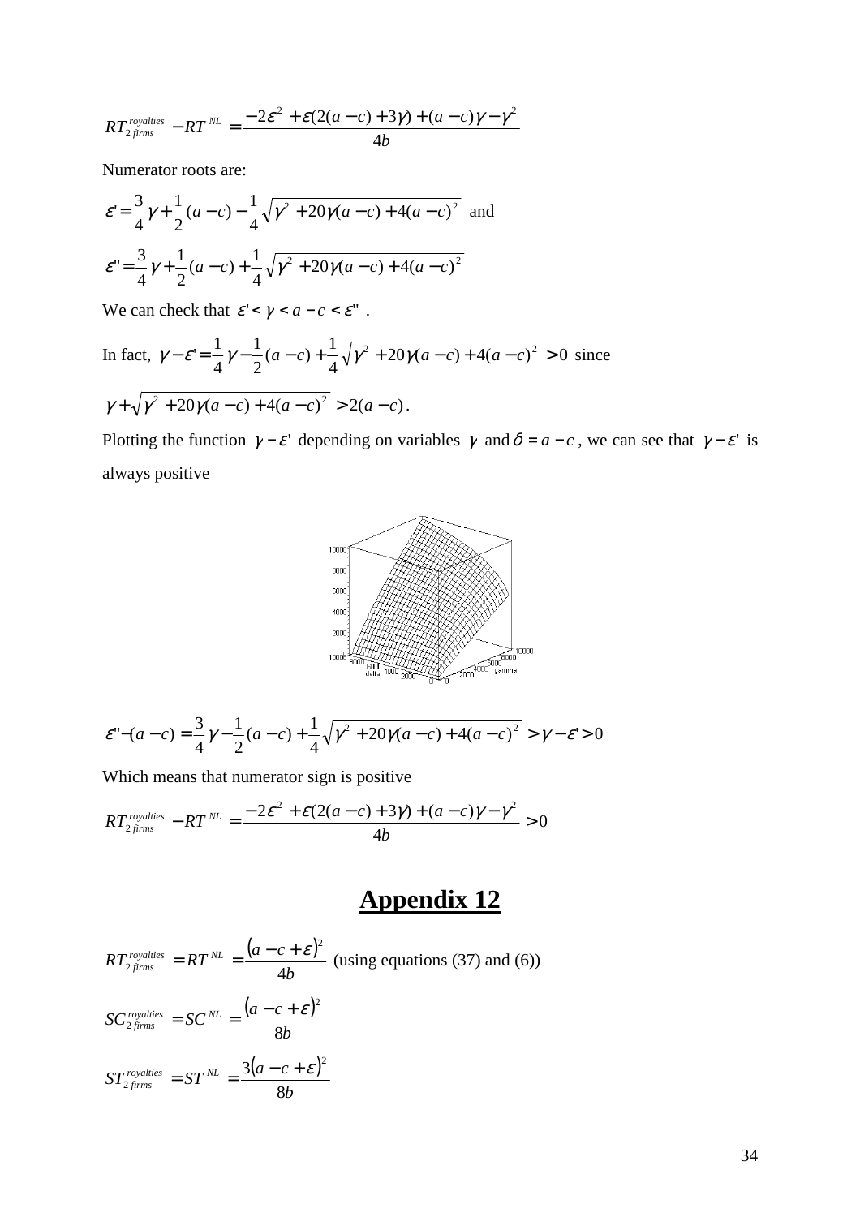$$RT^{royalties}_{2\,firms} - RT^{NL} = \frac{-2\varepsilon^2 + \varepsilon(2(a-c)+3\gamma) + (a-c)\gamma - \gamma^2}{4b}$$

Numerator roots are:

$$\varepsilon' = \frac{3}{4}\gamma + \frac{1}{2}(a-c) - \frac{1}{4}\sqrt{\gamma^2 + 20\gamma(a-c) + 4(a-c)^2} \text{ and}$$

$$\varepsilon'' = \frac{3}{4}\gamma + \frac{1}{2}(a-c) + \frac{1}{4}\sqrt{\gamma^2 + 20\gamma(a-c) + 4(a-c)^2}$$

We can check that $\varepsilon' < \gamma < a - c < \varepsilon''$ .

In fact, $\gamma - \varepsilon' = \frac{1}{4}\gamma - \frac{1}{2}(a-c) + \frac{1}{4}\sqrt{\gamma^2 + 20\gamma(a-c) + 4(a-c)^2} > 0$ since

$\gamma + \sqrt{\gamma^2 + 20\gamma(a-c) + 4(a-c)^2} > 2(a-c)$.

Plotting the function $\gamma - \varepsilon'$ depending on variables $\gamma$ and $\delta = a - c$ , we can see that $\gamma - \varepsilon'$ is always positive

$$\varepsilon'' - (a-c) = \frac{3}{4}\gamma - \frac{1}{2}(a-c) + \frac{1}{4}\sqrt{\gamma^2 + 20\gamma(a-c) + 4(a-c)^2} > \gamma - \varepsilon' > 0$$

Which means that numerator sign is positive

$$RT^{royalties}_{2\,firms} - RT^{NL} = \frac{-2\varepsilon^2 + \varepsilon(2(a-c)+3\gamma) + (a-c)\gamma - \gamma^2}{4b} > 0$$

# Appendix 12

$RT^{royalties}_{2\,firms} = RT^{NL} = \frac{(a-c+\varepsilon)^2}{4b}$ (using equations (37) and (6))

$$SC^{royalties}_{2\,firms} = SC^{NL} = \frac{(a-c+\varepsilon)^2}{8b}$$

$$ST^{royalties}_{2\,firms} = ST^{NL} = \frac{3(a-c+\varepsilon)^2}{8b}$$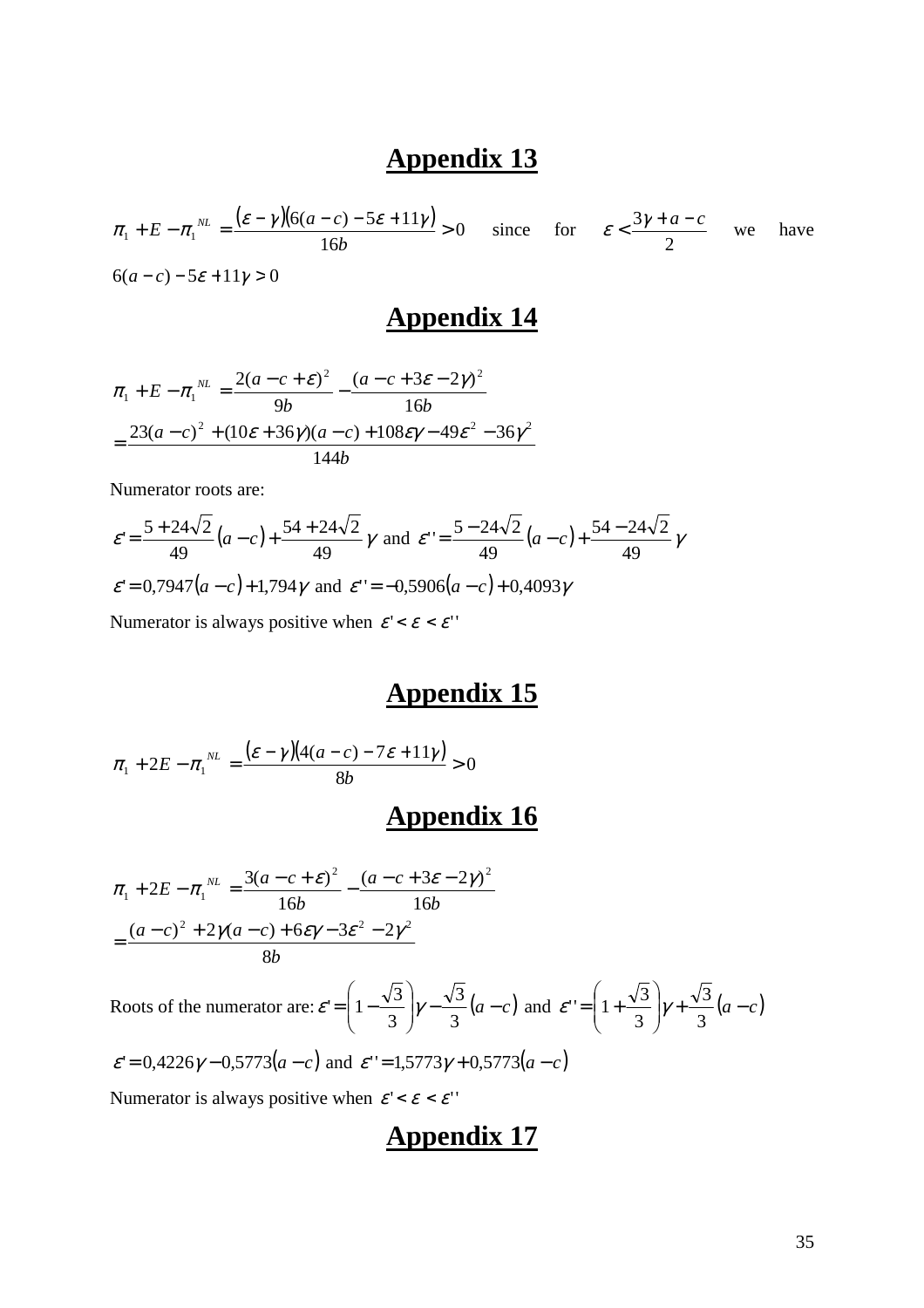## Appendix 13

$\pi_1 + E - \pi_1^{NL} = \dfrac{(\varepsilon - \gamma)(6(a-c) - 5\varepsilon + 11\gamma)}{16b} > 0$ since for $\varepsilon < \dfrac{3\gamma + a - c}{2}$ we have $6(a-c) - 5\varepsilon + 11\gamma > 0$

## Appendix 14

$$\pi_1 + E - \pi_1^{NL} = \frac{2(a-c+\varepsilon)^2}{9b} - \frac{(a-c+3\varepsilon-2\gamma)^2}{16b}$$
$$= \frac{23(a-c)^2 + (10\varepsilon + 36\gamma)(a-c) + 108\varepsilon\gamma - 49\varepsilon^2 - 36\gamma^2}{144b}$$

Numerator roots are:

$\varepsilon' = \dfrac{5+24\sqrt{2}}{49}(a-c) + \dfrac{54+24\sqrt{2}}{49}\gamma$ and $\varepsilon'' = \dfrac{5-24\sqrt{2}}{49}(a-c) + \dfrac{54-24\sqrt{2}}{49}\gamma$

$\varepsilon' = 0{,}7947(a-c) + 1{,}794\gamma$ and $\varepsilon'' = -0{,}5906(a-c) + 0{,}4093\gamma$

Numerator is always positive when $\varepsilon' < \varepsilon < \varepsilon''$

## Appendix 15

$$\pi_1 + 2E - \pi_1^{NL} = \frac{(\varepsilon - \gamma)(4(a-c) - 7\varepsilon + 11\gamma)}{8b} > 0$$

## Appendix 16

$$\pi_1 + 2E - \pi_1^{NL} = \frac{3(a-c+\varepsilon)^2}{16b} - \frac{(a-c+3\varepsilon-2\gamma)^2}{16b}$$
$$= \frac{(a-c)^2 + 2\gamma(a-c) + 6\varepsilon\gamma - 3\varepsilon^2 - 2\gamma^2}{8b}$$

Roots of the numerator are: $\varepsilon' = \left(1 - \dfrac{\sqrt{3}}{3}\right)\gamma - \dfrac{\sqrt{3}}{3}(a-c)$ and $\varepsilon'' = \left(1 + \dfrac{\sqrt{3}}{3}\right)\gamma + \dfrac{\sqrt{3}}{3}(a-c)$

$\varepsilon' = 0{,}4226\gamma - 0{,}5773(a-c)$ and $\varepsilon'' = 1{,}5773\gamma + 0{,}5773(a-c)$

Numerator is always positive when $\varepsilon' < \varepsilon < \varepsilon''$

## Appendix 17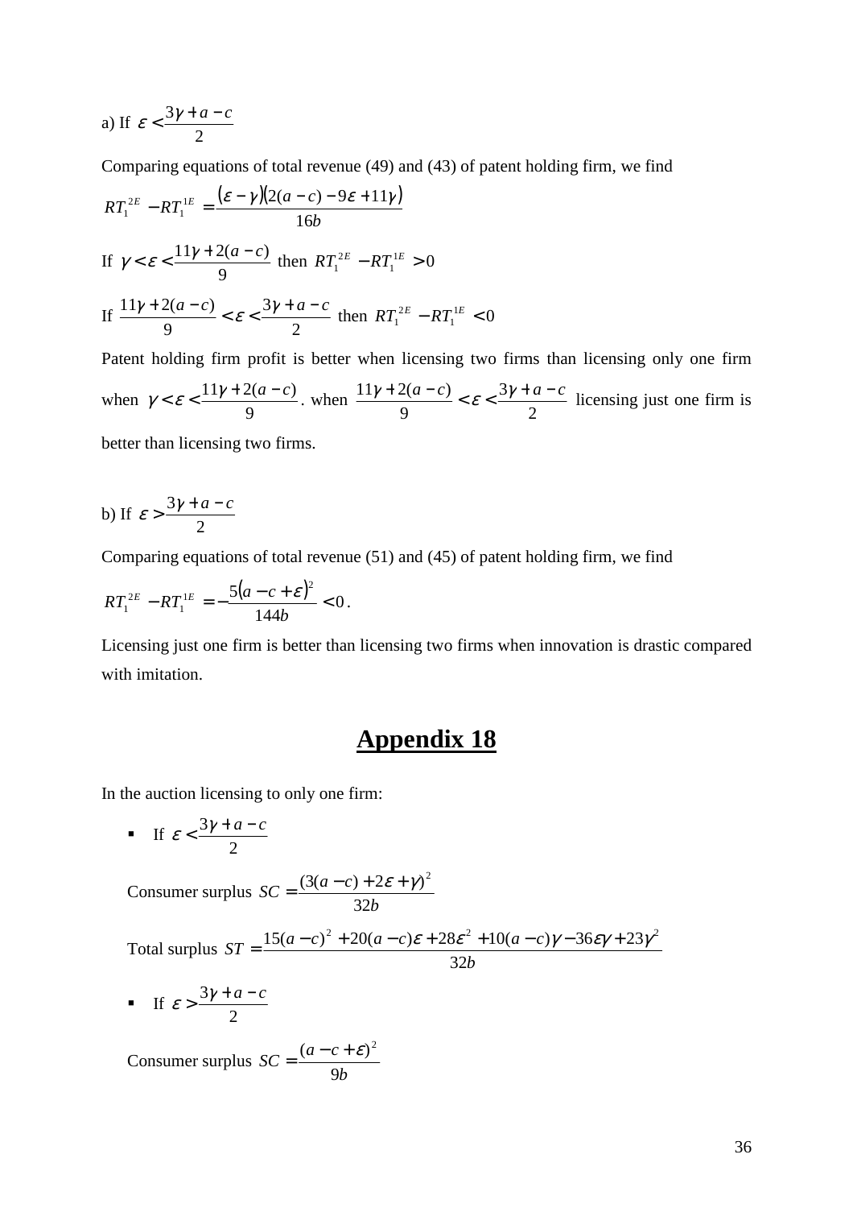a) If $\varepsilon < \dfrac{3\gamma + a - c}{2}$

Comparing equations of total revenue (49) and (43) of patent holding firm, we find

$$RT_1^{2E} - RT_1^{1E} = \frac{(\varepsilon - \gamma)(2(a-c) - 9\varepsilon + 11\gamma)}{16b}$$

If $\gamma < \varepsilon < \dfrac{11\gamma + 2(a-c)}{9}$ then $RT_1^{2E} - RT_1^{1E} > 0$

If $\dfrac{11\gamma + 2(a-c)}{9} < \varepsilon < \dfrac{3\gamma + a - c}{2}$ then $RT_1^{2E} - RT_1^{1E} < 0$

Patent holding firm profit is better when licensing two firms than licensing only one firm when $\gamma < \varepsilon < \dfrac{11\gamma + 2(a-c)}{9}$. when $\dfrac{11\gamma + 2(a-c)}{9} < \varepsilon < \dfrac{3\gamma + a - c}{2}$ licensing just one firm is better than licensing two firms.

b) If $\varepsilon > \dfrac{3\gamma + a - c}{2}$

Comparing equations of total revenue (51) and (45) of patent holding firm, we find

$$RT_1^{2E} - RT_1^{1E} = -\frac{5(a - c + \varepsilon)^2}{144b} < 0.$$

Licensing just one firm is better than licensing two firms when innovation is drastic compared with imitation.

# Appendix 18

In the auction licensing to only one firm:

- If $\varepsilon < \dfrac{3\gamma + a - c}{2}$

Consumer surplus $SC = \dfrac{(3(a-c) + 2\varepsilon + \gamma)^2}{32b}$

Total surplus $ST = \dfrac{15(a-c)^2 + 20(a-c)\varepsilon + 28\varepsilon^2 + 10(a-c)\gamma - 36\varepsilon\gamma + 23\gamma^2}{32b}$

- If $\varepsilon > \dfrac{3\gamma + a - c}{2}$

Consumer surplus $SC = \dfrac{(a - c + \varepsilon)^2}{9b}$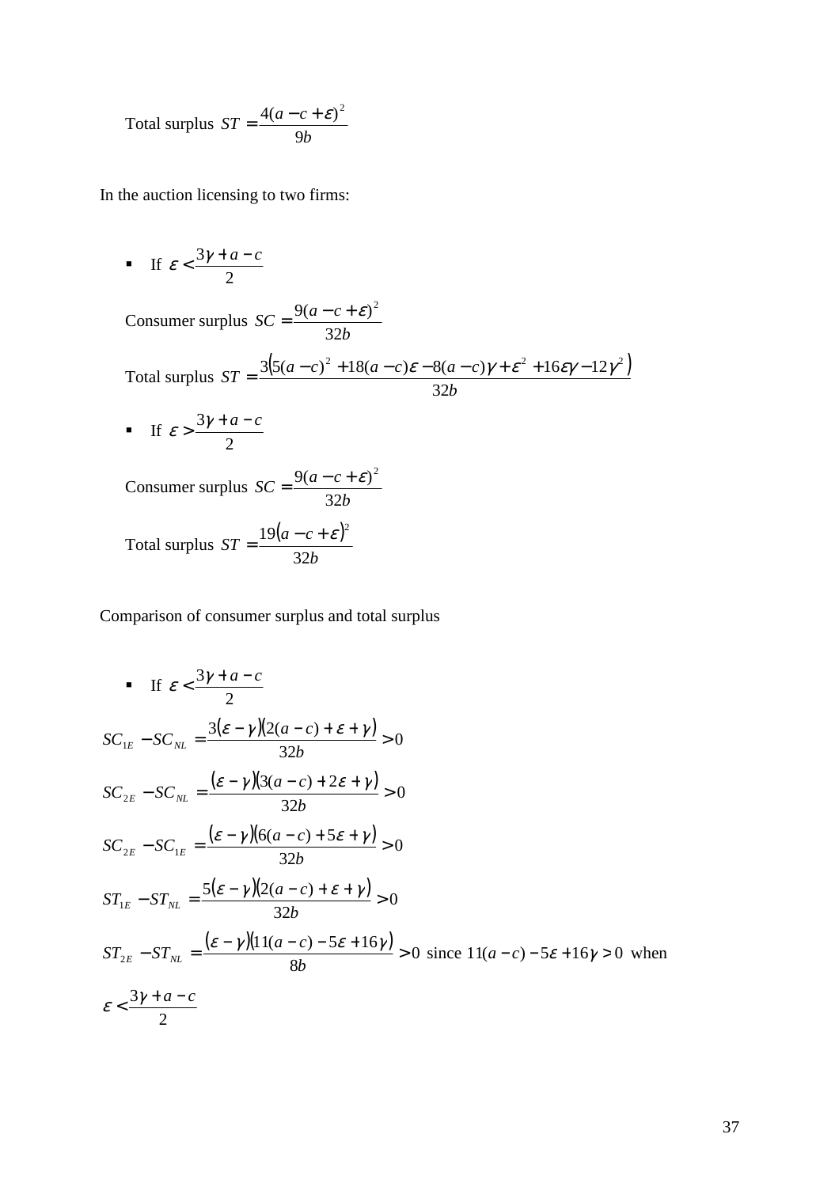Total surplus $ST = \dfrac{4(a-c+\varepsilon)^2}{9b}$

In the auction licensing to two firms:

- If $\varepsilon < \dfrac{3\gamma + a - c}{2}$

Consumer surplus $SC = \dfrac{9(a-c+\varepsilon)^2}{32b}$

Total surplus $ST = \dfrac{3\left(5(a-c)^2 + 18(a-c)\varepsilon - 8(a-c)\gamma + \varepsilon^2 + 16\varepsilon\gamma - 12\gamma^2\right)}{32b}$

- If $\varepsilon > \dfrac{3\gamma + a - c}{2}$

Consumer surplus $SC = \dfrac{9(a-c+\varepsilon)^2}{32b}$

Total surplus $ST = \dfrac{19(a-c+\varepsilon)^2}{32b}$

Comparison of consumer surplus and total surplus

- If $\varepsilon < \dfrac{3\gamma + a - c}{2}$

$$SC_{1E} - SC_{NL} = \frac{3(\varepsilon - \gamma)(2(a-c) + \varepsilon + \gamma)}{32b} > 0$$

$$SC_{2E} - SC_{NL} = \frac{(\varepsilon - \gamma)(3(a-c) + 2\varepsilon + \gamma)}{32b} > 0$$

$$SC_{2E} - SC_{1E} = \frac{(\varepsilon - \gamma)(6(a-c) + 5\varepsilon + \gamma)}{32b} > 0$$

$$ST_{1E} - ST_{NL} = \frac{5(\varepsilon - \gamma)(2(a-c) + \varepsilon + \gamma)}{32b} > 0$$

$ST_{2E} - ST_{NL} = \dfrac{(\varepsilon - \gamma)(11(a-c) - 5\varepsilon + 16\gamma)}{8b} > 0$ since $11(a-c) - 5\varepsilon + 16\gamma > 0$ when $\varepsilon < \dfrac{3\gamma + a - c}{2}$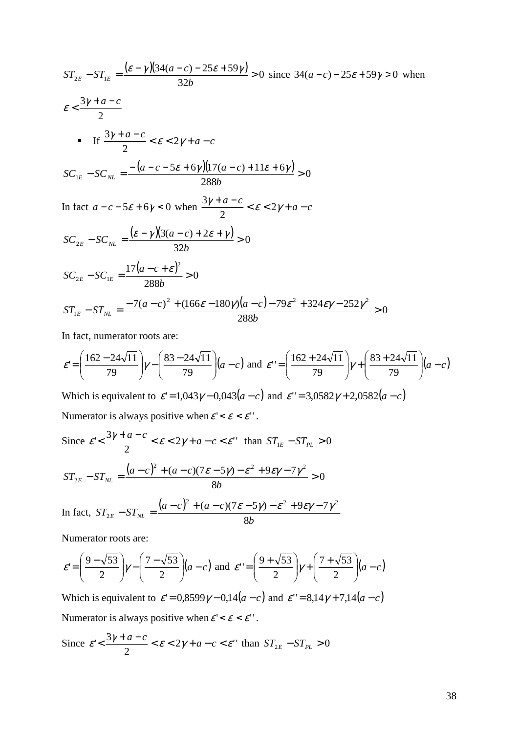$$ST_{2E} - ST_{1E} = \frac{(\varepsilon - \gamma)(34(a-c) - 25\varepsilon + 59\gamma)}{32b} > 0$$ since $34(a-c) - 25\varepsilon + 59\gamma > 0$ when $\varepsilon < \frac{3\gamma + a - c}{2}$

- If $\frac{3\gamma + a - c}{2} < \varepsilon < 2\gamma + a - c$

$$SC_{1E} - SC_{NL} = \frac{-(a - c - 5\varepsilon + 6\gamma)(17(a-c) + 11\varepsilon + 6\gamma)}{288b} > 0$$

In fact $a - c - 5\varepsilon + 6\gamma < 0$ when $\frac{3\gamma + a - c}{2} < \varepsilon < 2\gamma + a - c$

$$SC_{2E} - SC_{NL} = \frac{(\varepsilon - \gamma)(3(a-c) + 2\varepsilon + \gamma)}{32b} > 0$$

$$SC_{2E} - SC_{1E} = \frac{17(a - c + \varepsilon)^2}{288b} > 0$$

$$ST_{1E} - ST_{NL} = \frac{-7(a-c)^2 + (166\varepsilon - 180\gamma)(a-c) - 79\varepsilon^2 + 324\varepsilon\gamma - 252\gamma^2}{288b} > 0$$

In fact, numerator roots are:

$$\varepsilon' = \left(\frac{162 - 24\sqrt{11}}{79}\right)\gamma - \left(\frac{83 - 24\sqrt{11}}{79}\right)(a-c) \text{ and } \varepsilon'' = \left(\frac{162 + 24\sqrt{11}}{79}\right)\gamma + \left(\frac{83 + 24\sqrt{11}}{79}\right)(a-c)$$

Which is equivalent to $\varepsilon' = 1{,}043\gamma - 0{,}043(a-c)$ and $\varepsilon'' = 3{,}0582\gamma + 2{,}0582(a-c)$

Numerator is always positive when $\varepsilon' < \varepsilon < \varepsilon''$.

Since $\varepsilon' < \frac{3\gamma + a - c}{2} < \varepsilon < 2\gamma + a - c < \varepsilon''$ than $ST_{1E} - ST_{PL} > 0$

$$ST_{2E} - ST_{NL} = \frac{(a-c)^2 + (a-c)(7\varepsilon - 5\gamma) - \varepsilon^2 + 9\varepsilon\gamma - 7\gamma^2}{8b} > 0$$

In fact, $ST_{2E} - ST_{NL} = \frac{(a-c)^2 + (a-c)(7\varepsilon - 5\gamma) - \varepsilon^2 + 9\varepsilon\gamma - 7\gamma^2}{8b}$

Numerator roots are:

$$\varepsilon' = \left(\frac{9 - \sqrt{53}}{2}\right)\gamma - \left(\frac{7 - \sqrt{53}}{2}\right)(a-c) \text{ and } \varepsilon'' = \left(\frac{9 + \sqrt{53}}{2}\right)\gamma + \left(\frac{7 + \sqrt{53}}{2}\right)(a-c)$$

Which is equivalent to $\varepsilon' = 0{,}8599\gamma - 0{,}14(a-c)$ and $\varepsilon'' = 8{,}14\gamma + 7{,}14(a-c)$

Numerator is always positive when $\varepsilon' < \varepsilon < \varepsilon''$.

Since $\varepsilon' < \frac{3\gamma + a - c}{2} < \varepsilon < 2\gamma + a - c < \varepsilon''$ than $ST_{2E} - ST_{PL} > 0$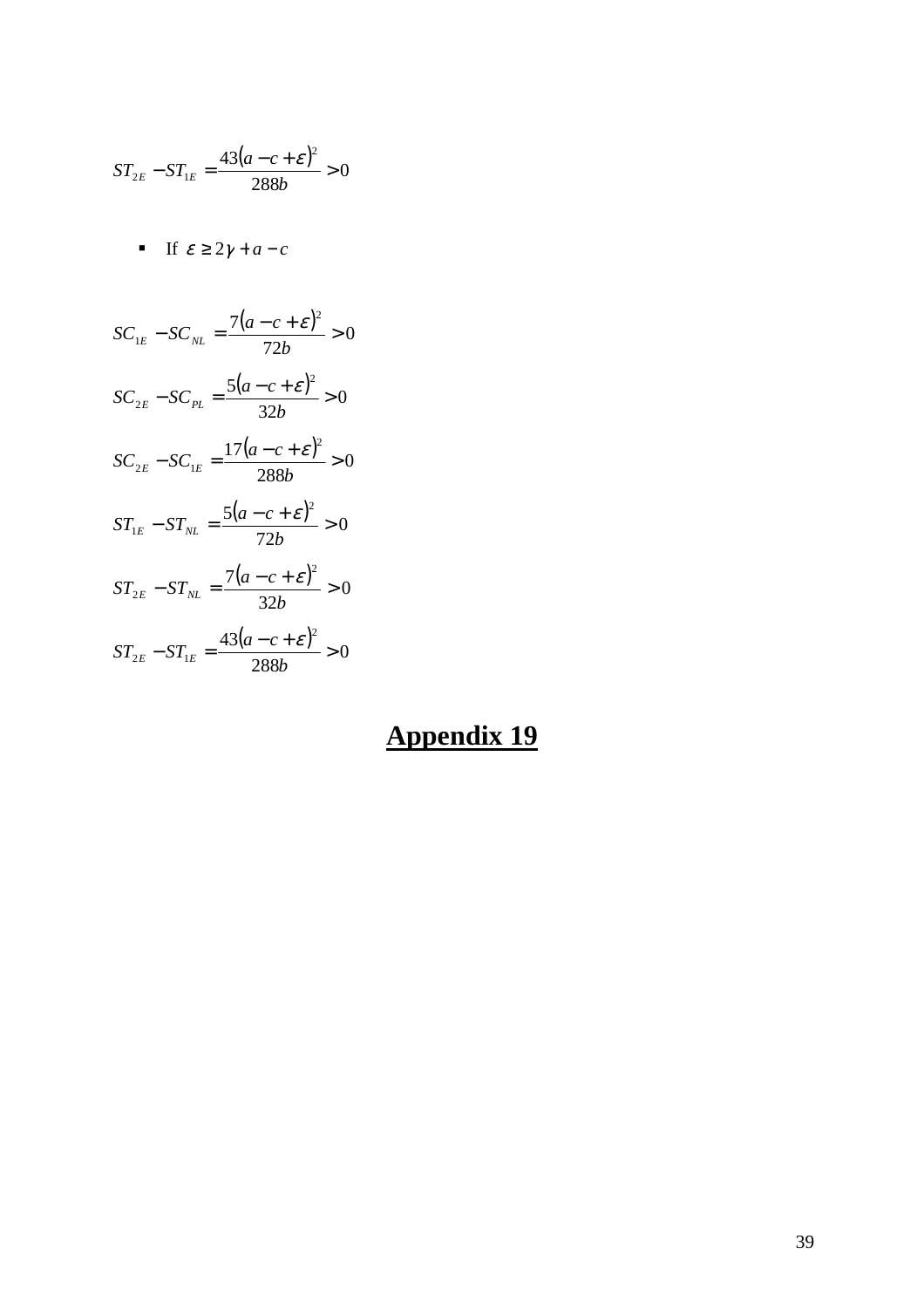$$ST_{2E} - ST_{1E} = \frac{43(a - c + \varepsilon)^2}{288b} > 0$$

- If $\varepsilon \geq 2\gamma + a - c$

$$SC_{1E} - SC_{NL} = \frac{7(a - c + \varepsilon)^2}{72b} > 0$$

$$SC_{2E} - SC_{PL} = \frac{5(a - c + \varepsilon)^2}{32b} > 0$$

$$SC_{2E} - SC_{1E} = \frac{17(a - c + \varepsilon)^2}{288b} > 0$$

$$ST_{1E} - ST_{NL} = \frac{5(a - c + \varepsilon)^2}{72b} > 0$$

$$ST_{2E} - ST_{NL} = \frac{7(a - c + \varepsilon)^2}{32b} > 0$$

$$ST_{2E} - ST_{1E} = \frac{43(a - c + \varepsilon)^2}{288b} > 0$$

# Appendix 19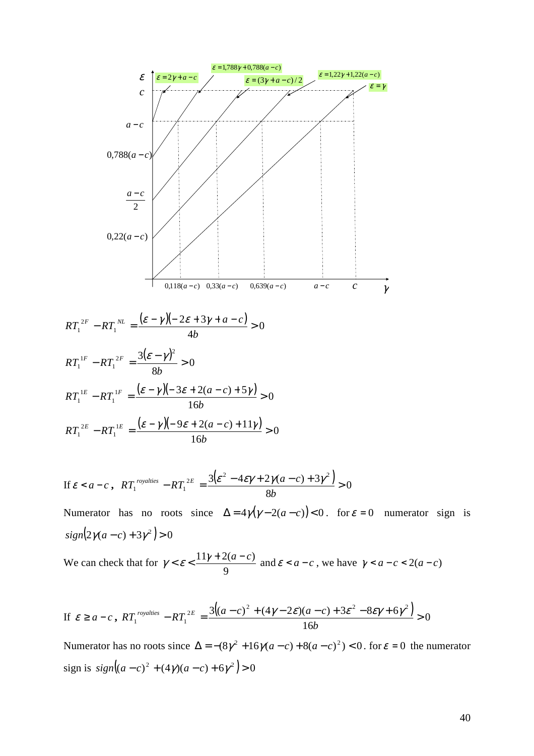$\varepsilon$ | $\varepsilon = 2\gamma + a - c$ | $\varepsilon = 1{,}788\gamma + 0{,}788(a-c)$ | $\varepsilon = (3\gamma + a - c)/2$ | $\varepsilon = 1{,}22\gamma + 1{,}22(a-c)$ | $\varepsilon = \gamma$

$c$, $a-c$, $0{,}788(a-c)$, $\frac{a-c}{2}$, $0{,}22(a-c)$

$0{,}118(a-c)$ $0{,}33(a-c)$ $0{,}639(a-c)$ $a-c$ $c$ $\gamma$

$$RT_1^{2F} - RT_1^{NL} = \frac{(\varepsilon - \gamma)(-2\varepsilon + 3\gamma + a - c)}{4b} > 0$$

$$RT_1^{1F} - RT_1^{2F} = \frac{3(\varepsilon - \gamma)^2}{8b} > 0$$

$$RT_1^{1E} - RT_1^{1F} = \frac{(\varepsilon - \gamma)(-3\varepsilon + 2(a-c) + 5\gamma)}{16b} > 0$$

$$RT_1^{2E} - RT_1^{1E} = \frac{(\varepsilon - \gamma)(-9\varepsilon + 2(a-c) + 11\gamma)}{16b} > 0$$

If $\varepsilon < a - c$, $RT_1^{royalties} - RT_1^{2E} = \frac{3(\varepsilon^2 - 4\varepsilon\gamma + 2\gamma(a-c) + 3\gamma^2)}{8b} > 0$

Numerator has no roots since $\Delta = 4\gamma(\gamma - 2(a-c)) < 0$. for $\varepsilon = 0$ numerator sign is $sign(2\gamma(a-c) + 3\gamma^2) > 0$

We can check that for $\gamma < \varepsilon < \frac{11\gamma + 2(a-c)}{9}$ and $\varepsilon < a - c$, we have $\gamma < a - c < 2(a-c)$

If $\varepsilon \geq a - c$, $RT_1^{royalties} - RT_1^{2E} = \frac{3((a-c)^2 + (4\gamma - 2\varepsilon)(a-c) + 3\varepsilon^2 - 8\varepsilon\gamma + 6\gamma^2)}{16b} > 0$

Numerator has no roots since $\Delta = -(8\gamma^2 + 16\gamma(a-c) + 8(a-c)^2) < 0$. for $\varepsilon = 0$ the numerator sign is $sign((a-c)^2 + (4\gamma)(a-c) + 6\gamma^2) > 0$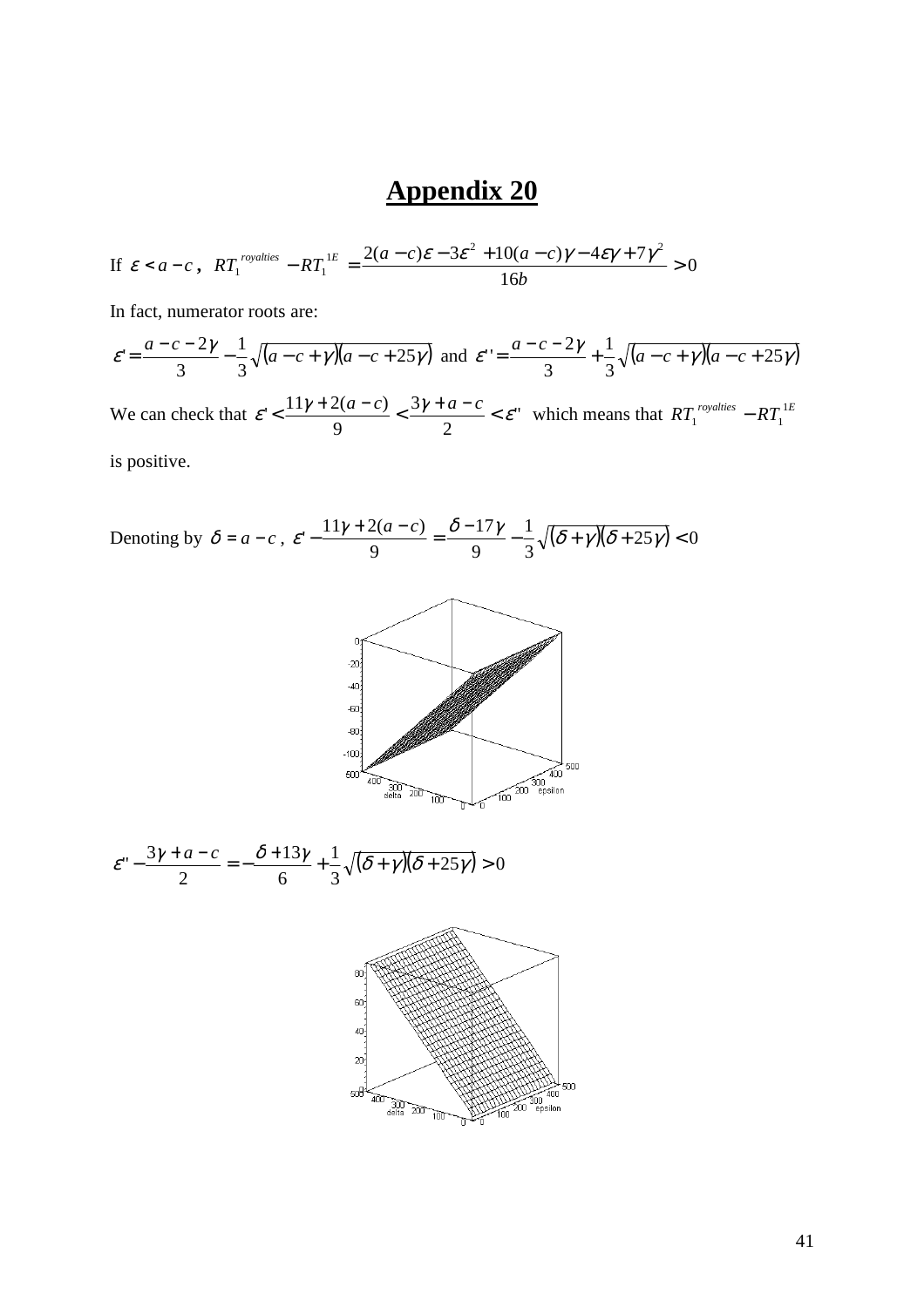# Appendix 20

If $\varepsilon < a - c$, $RT_1^{royalties} - RT_1^{1E} = \dfrac{2(a-c)\varepsilon - 3\varepsilon^2 + 10(a-c)\gamma - 4\varepsilon\gamma + 7\gamma^2}{16b} > 0$

In fact, numerator roots are:

$$\varepsilon' = \frac{a-c-2\gamma}{3} - \frac{1}{3}\sqrt{(a-c+\gamma)(a-c+25\gamma)} \text{ and } \varepsilon'' = \frac{a-c-2\gamma}{3} + \frac{1}{3}\sqrt{(a-c+\gamma)(a-c+25\gamma)}$$

We can check that $\varepsilon' < \dfrac{11\gamma + 2(a-c)}{9} < \dfrac{3\gamma + a - c}{2} < \varepsilon''$ which means that $RT_1^{royalties} - RT_1^{1E}$ is positive.

Denoting by $\delta = a - c$, $\varepsilon' - \dfrac{11\gamma + 2(a-c)}{9} = \dfrac{\delta - 17\gamma}{9} - \dfrac{1}{3}\sqrt{(\delta+\gamma)(\delta+25\gamma)} < 0$

$$\varepsilon'' - \frac{3\gamma + a - c}{2} = -\frac{\delta + 13\gamma}{6} + \frac{1}{3}\sqrt{(\delta+\gamma)(\delta+25\gamma)} > 0$$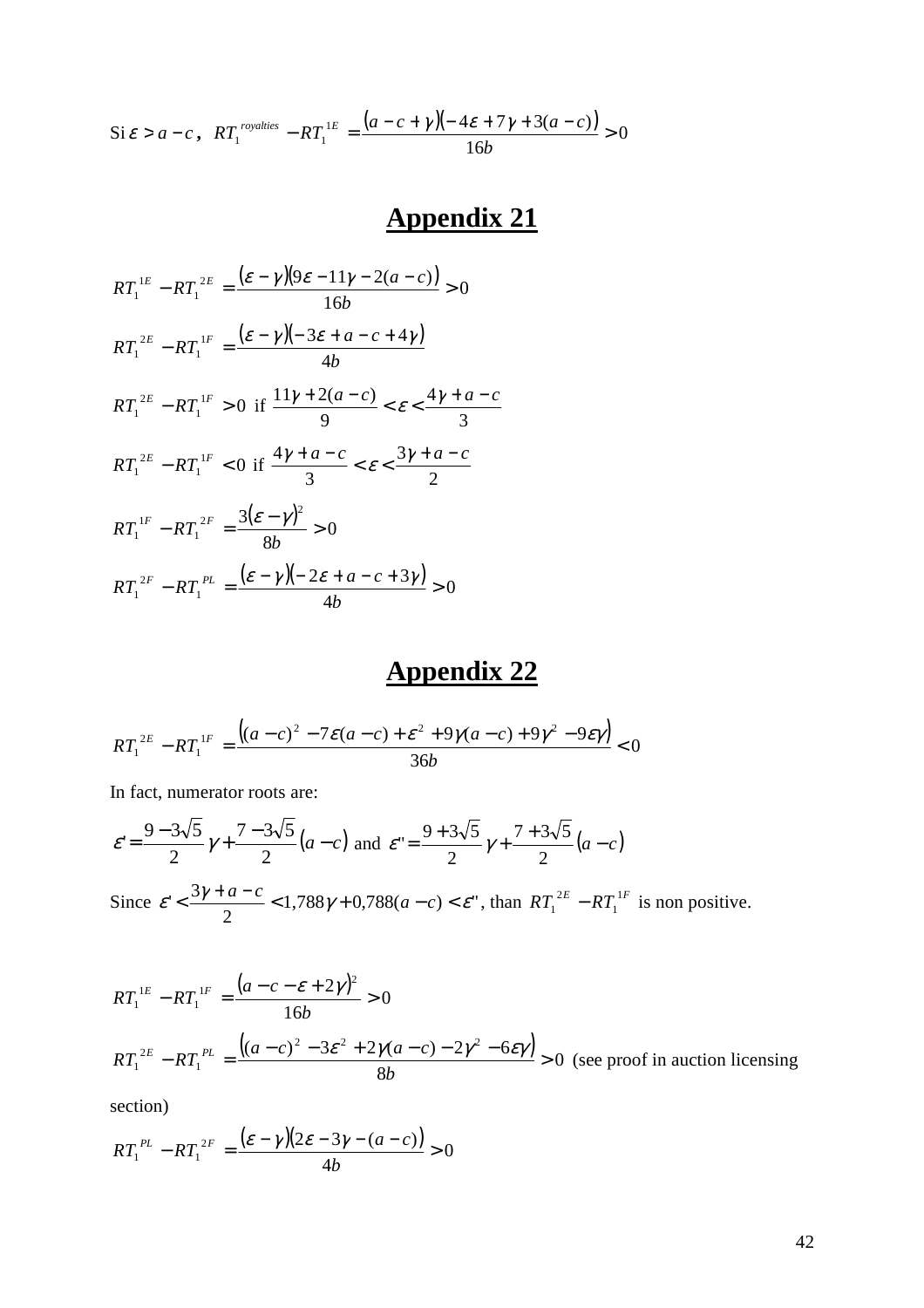Si $\varepsilon > a - c$, $RT_1^{royalties} - RT_1^{1E} = \dfrac{(a - c + \gamma)(-4\varepsilon + 7\gamma + 3(a - c))}{16b} > 0$

## Appendix 21

$$RT_1^{1E} - RT_1^{2E} = \frac{(\varepsilon - \gamma)(9\varepsilon - 11\gamma - 2(a - c))}{16b} > 0$$

$$RT_1^{2E} - RT_1^{1F} = \frac{(\varepsilon - \gamma)(-3\varepsilon + a - c + 4\gamma)}{4b}$$

$$RT_1^{2E} - RT_1^{1F} > 0 \text{ if } \frac{11\gamma + 2(a - c)}{9} < \varepsilon < \frac{4\gamma + a - c}{3}$$

$$RT_1^{2E} - RT_1^{1F} < 0 \text{ if } \frac{4\gamma + a - c}{3} < \varepsilon < \frac{3\gamma + a - c}{2}$$

$$RT_1^{1F} - RT_1^{2F} = \frac{3(\varepsilon - \gamma)^2}{8b} > 0$$

$$RT_1^{2F} - RT_1^{PL} = \frac{(\varepsilon - \gamma)(-2\varepsilon + a - c + 3\gamma)}{4b} > 0$$

## Appendix 22

$$RT_1^{2E} - RT_1^{1F} = \frac{\left((a - c)^2 - 7\varepsilon(a - c) + \varepsilon^2 + 9\gamma(a - c) + 9\gamma^2 - 9\varepsilon\gamma\right)}{36b} < 0$$

In fact, numerator roots are:

$\varepsilon' = \dfrac{9 - 3\sqrt{5}}{2}\gamma + \dfrac{7 - 3\sqrt{5}}{2}(a - c)$ and $\varepsilon'' = \dfrac{9 + 3\sqrt{5}}{2}\gamma + \dfrac{7 + 3\sqrt{5}}{2}(a - c)$

Since $\varepsilon' < \dfrac{3\gamma + a - c}{2} < 1{,}788\gamma + 0{,}788(a - c) < \varepsilon''$, than $RT_1^{2E} - RT_1^{1F}$ is non positive.

$$RT_1^{1E} - RT_1^{1F} = \frac{(a - c - \varepsilon + 2\gamma)^2}{16b} > 0$$

$RT_1^{2E} - RT_1^{PL} = \dfrac{\left((a - c)^2 - 3\varepsilon^2 + 2\gamma(a - c) - 2\gamma^2 - 6\varepsilon\gamma\right)}{8b} > 0$ (see proof in auction licensing section)

$$RT_1^{PL} - RT_1^{2F} = \frac{(\varepsilon - \gamma)(2\varepsilon - 3\gamma - (a - c))}{4b} > 0$$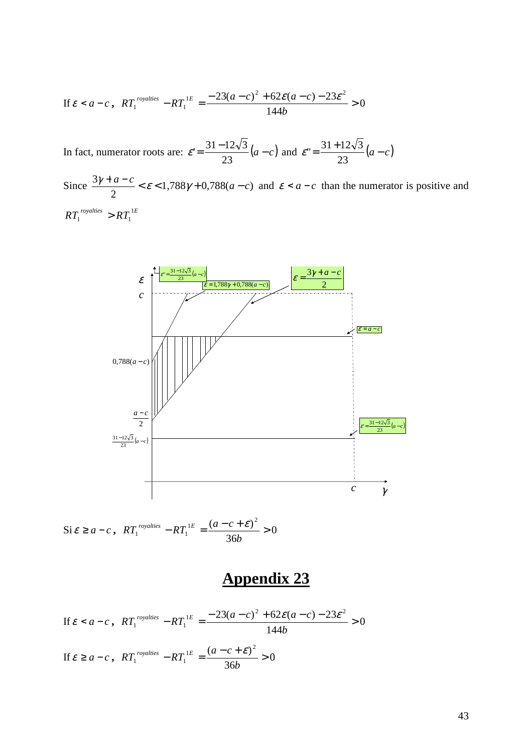If $\varepsilon < a-c$, $RT_1^{royalties} - RT_1^{1E} = \dfrac{-23(a-c)^2 + 62\varepsilon(a-c) - 23\varepsilon^2}{144b} > 0$

In fact, numerator roots are: $\varepsilon' = \dfrac{31-12\sqrt{3}}{23}(a-c)$ and $\varepsilon'' = \dfrac{31+12\sqrt{3}}{23}(a-c)$

Since $\dfrac{3\gamma + a - c}{2} < \varepsilon < 1{,}788\gamma + 0{,}788(a-c)$ and $\varepsilon < a-c$ than the numerator is positive and $RT_1^{royalties} > RT_1^{1E}$

Si $\varepsilon \geq a-c$, $RT_1^{royalties} - RT_1^{1E} = \dfrac{(a-c+\varepsilon)^2}{36b} > 0$

# Appendix 23

If $\varepsilon < a-c$, $RT_1^{royalties} - RT_1^{1E} = \dfrac{-23(a-c)^2 + 62\varepsilon(a-c) - 23\varepsilon^2}{144b} > 0$

If $\varepsilon \geq a-c$, $RT_1^{royalties} - RT_1^{1E} = \dfrac{(a-c+\varepsilon)^2}{36b} > 0$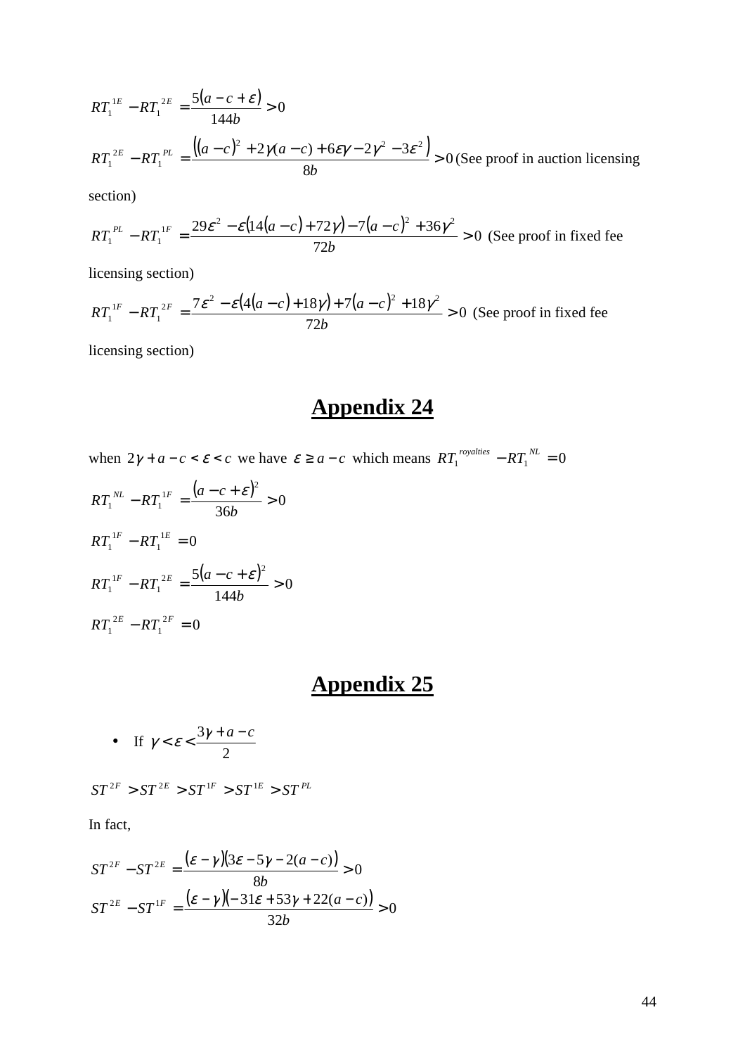$$RT_1^{1E} - RT_1^{2E} = \frac{5(a-c+\varepsilon)}{144b} > 0$$

$$RT_1^{2E} - RT_1^{PL} = \frac{\left((a-c)^2 + 2\gamma(a-c) + 6\varepsilon\gamma - 2\gamma^2 - 3\varepsilon^2\right)}{8b} > 0$$ (See proof in auction licensing section)

$$RT_1^{PL} - RT_1^{1F} = \frac{29\varepsilon^2 - \varepsilon\left(14(a-c) + 72\gamma\right) - 7(a-c)^2 + 36\gamma^2}{72b} > 0$$ (See proof in fixed fee licensing section)

$$RT_1^{1F} - RT_1^{2F} = \frac{7\varepsilon^2 - \varepsilon\left(4(a-c) + 18\gamma\right) + 7(a-c)^2 + 18\gamma^2}{72b} > 0$$ (See proof in fixed fee licensing section)

## Appendix 24

when $2\gamma + a - c < \varepsilon < c$ we have $\varepsilon \geq a - c$ which means $RT_1^{royalties} - RT_1^{NL} = 0$

$$RT_1^{NL} - RT_1^{1F} = \frac{(a-c+\varepsilon)^2}{36b} > 0$$

$$RT_1^{1F} - RT_1^{1E} = 0$$

$$RT_1^{1F} - RT_1^{2E} = \frac{5(a-c+\varepsilon)^2}{144b} > 0$$

$$RT_1^{2E} - RT_1^{2F} = 0$$

## Appendix 25

- If $\gamma < \varepsilon < \frac{3\gamma + a - c}{2}$

$$ST^{2F} > ST^{2E} > ST^{1F} > ST^{1E} > ST^{PL}$$

In fact,

$$ST^{2F} - ST^{2E} = \frac{(\varepsilon - \gamma)(3\varepsilon - 5\gamma - 2(a-c))}{8b} > 0$$

$$ST^{2E} - ST^{1F} = \frac{(\varepsilon - \gamma)(-31\varepsilon + 53\gamma + 22(a-c))}{32b} > 0$$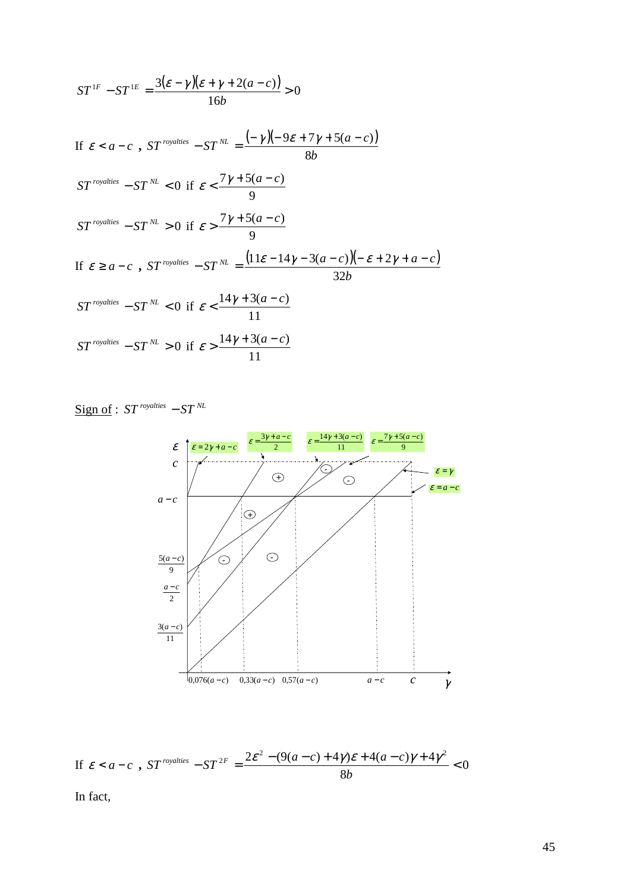$$ST^{1F} - ST^{1E} = \frac{3(\varepsilon - \gamma)(\varepsilon + \gamma + 2(a-c))}{16b} > 0$$

If $\varepsilon < a-c$ , $ST^{royalties} - ST^{NL} = \dfrac{(-\gamma)(-9\varepsilon + 7\gamma + 5(a-c))}{8b}$

$ST^{royalties} - ST^{NL} < 0$ if $\varepsilon < \dfrac{7\gamma + 5(a-c)}{9}$

$ST^{royalties} - ST^{NL} > 0$ if $\varepsilon > \dfrac{7\gamma + 5(a-c)}{9}$

If $\varepsilon \geq a-c$ , $ST^{royalties} - ST^{NL} = \dfrac{(11\varepsilon - 14\gamma - 3(a-c))(-\varepsilon + 2\gamma + a - c)}{32b}$

$ST^{royalties} - ST^{NL} < 0$ if $\varepsilon < \dfrac{14\gamma + 3(a-c)}{11}$

$ST^{royalties} - ST^{NL} > 0$ if $\varepsilon > \dfrac{14\gamma + 3(a-c)}{11}$

<u>Sign of</u> : $ST^{royalties} - ST^{NL}$

If $\varepsilon < a-c$ , $ST^{royalties} - ST^{2F} = \dfrac{2\varepsilon^2 - (9(a-c) + 4\gamma)\varepsilon + 4(a-c)\gamma + 4\gamma^2}{8b} < 0$

In fact,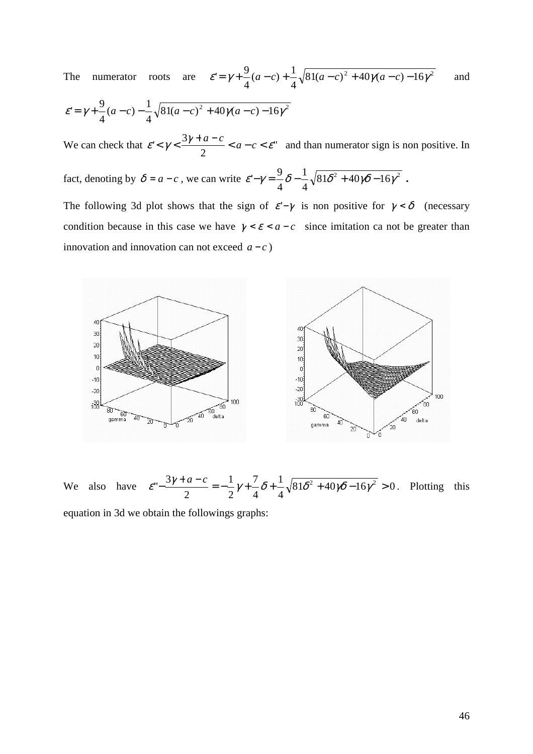The numerator roots are $\varepsilon' = \gamma + \frac{9}{4}(a-c) + \frac{1}{4}\sqrt{81(a-c)^2 + 40\gamma(a-c) - 16\gamma^2}$ and $\varepsilon' = \gamma + \frac{9}{4}(a-c) - \frac{1}{4}\sqrt{81(a-c)^2 + 40\gamma(a-c) - 16\gamma^2}$

We can check that $\varepsilon' < \gamma < \frac{3\gamma + a - c}{2} < a - c < \varepsilon''$ and than numerator sign is non positive. In fact, denoting by $\delta = a - c$, we can write $\varepsilon' - \gamma = \frac{9}{4}\delta - \frac{1}{4}\sqrt{81\delta^2 + 40\gamma\delta - 16\gamma^2}$ .

The following 3d plot shows that the sign of $\varepsilon' - \gamma$ is non positive for $\gamma < \delta$ (necessary condition because in this case we have $\gamma < \varepsilon < a - c$ since imitation ca not be greater than innovation and innovation can not exceed $a - c$)

We also have $\varepsilon'' - \frac{3\gamma + a - c}{2} = -\frac{1}{2}\gamma + \frac{7}{4}\delta + \frac{1}{4}\sqrt{81\delta^2 + 40\gamma\delta - 16\gamma^2} > 0$. Plotting this equation in 3d we obtain the followings graphs: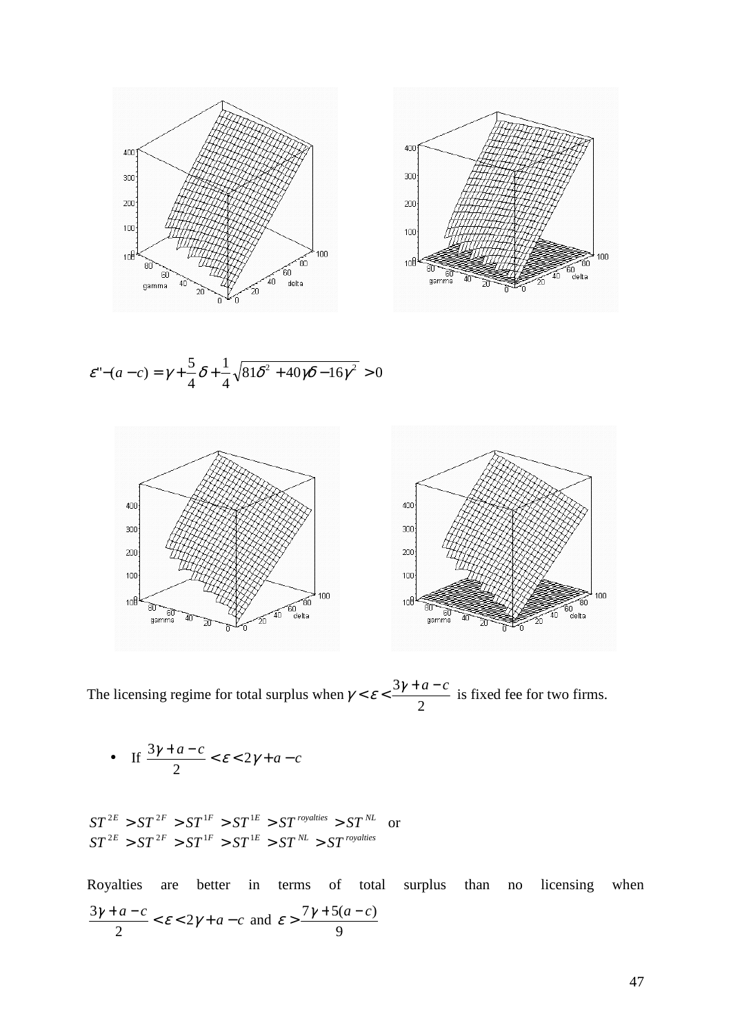$$\varepsilon'' - (a-c) = \gamma + \frac{5}{4}\delta + \frac{1}{4}\sqrt{81\delta^2 + 40\gamma\delta - 16\gamma^2} > 0$$

The licensing regime for total surplus when $\gamma < \varepsilon < \frac{3\gamma + a - c}{2}$ is fixed fee for two firms.

- If $\frac{3\gamma + a - c}{2} < \varepsilon < 2\gamma + a - c$

$ST^{2E} > ST^{2F} > ST^{1F} > ST^{1E} > ST^{royalties} > ST^{NL}$ or
$ST^{2E} > ST^{2F} > ST^{1F} > ST^{1E} > ST^{NL} > ST^{royalties}$

Royalties are better in terms of total surplus than no licensing when $\frac{3\gamma + a - c}{2} < \varepsilon < 2\gamma + a - c$ and $\varepsilon > \frac{7\gamma + 5(a-c)}{9}$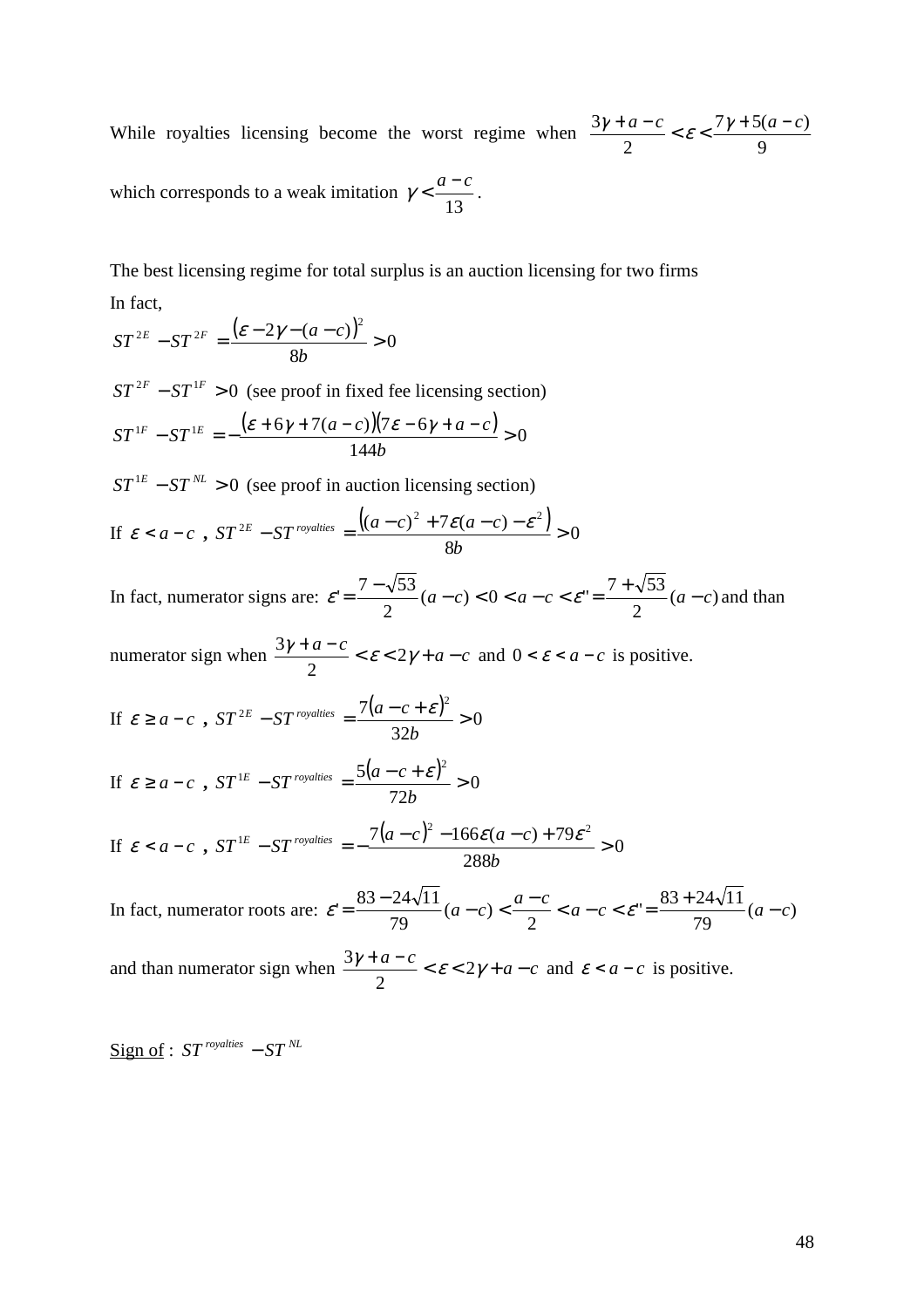While royalties licensing become the worst regime when $\frac{3\gamma + a - c}{2} < \varepsilon < \frac{7\gamma + 5(a-c)}{9}$ which corresponds to a weak imitation $\gamma < \frac{a-c}{13}$.

The best licensing regime for total surplus is an auction licensing for two firms

In fact,

$$ST^{2E} - ST^{2F} = \frac{(\varepsilon - 2\gamma - (a-c))^2}{8b} > 0$$

$ST^{2F} - ST^{1F} > 0$ (see proof in fixed fee licensing section)

$$ST^{1F} - ST^{1E} = -\frac{(\varepsilon + 6\gamma + 7(a-c))(7\varepsilon - 6\gamma + a - c)}{144b} > 0$$

$ST^{1E} - ST^{NL} > 0$ (see proof in auction licensing section)

If $\varepsilon < a - c$ , $ST^{2E} - ST^{royalties} = \frac{\left((a-c)^2 + 7\varepsilon(a-c) - \varepsilon^2\right)}{8b} > 0$

In fact, numerator signs are: $\varepsilon' = \frac{7 - \sqrt{53}}{2}(a-c) < 0 < a - c < \varepsilon'' = \frac{7 + \sqrt{53}}{2}(a-c)$ and than numerator sign when $\frac{3\gamma + a - c}{2} < \varepsilon < 2\gamma + a - c$ and $0 < \varepsilon < a - c$ is positive.

If $\varepsilon \geq a - c$ , $ST^{2E} - ST^{royalties} = \frac{7(a - c + \varepsilon)^2}{32b} > 0$

If $\varepsilon \geq a - c$ , $ST^{1E} - ST^{royalties} = \frac{5(a - c + \varepsilon)^2}{72b} > 0$

If $\varepsilon < a - c$ , $ST^{1E} - ST^{royalties} = -\frac{7(a-c)^2 - 166\varepsilon(a-c) + 79\varepsilon^2}{288b} > 0$

In fact, numerator roots are: $\varepsilon' = \frac{83 - 24\sqrt{11}}{79}(a-c) < \frac{a-c}{2} < a - c < \varepsilon'' = \frac{83 + 24\sqrt{11}}{79}(a-c)$ and than numerator sign when $\frac{3\gamma + a - c}{2} < \varepsilon < 2\gamma + a - c$ and $\varepsilon < a - c$ is positive.

<u>Sign of</u> : $ST^{royalties} - ST^{NL}$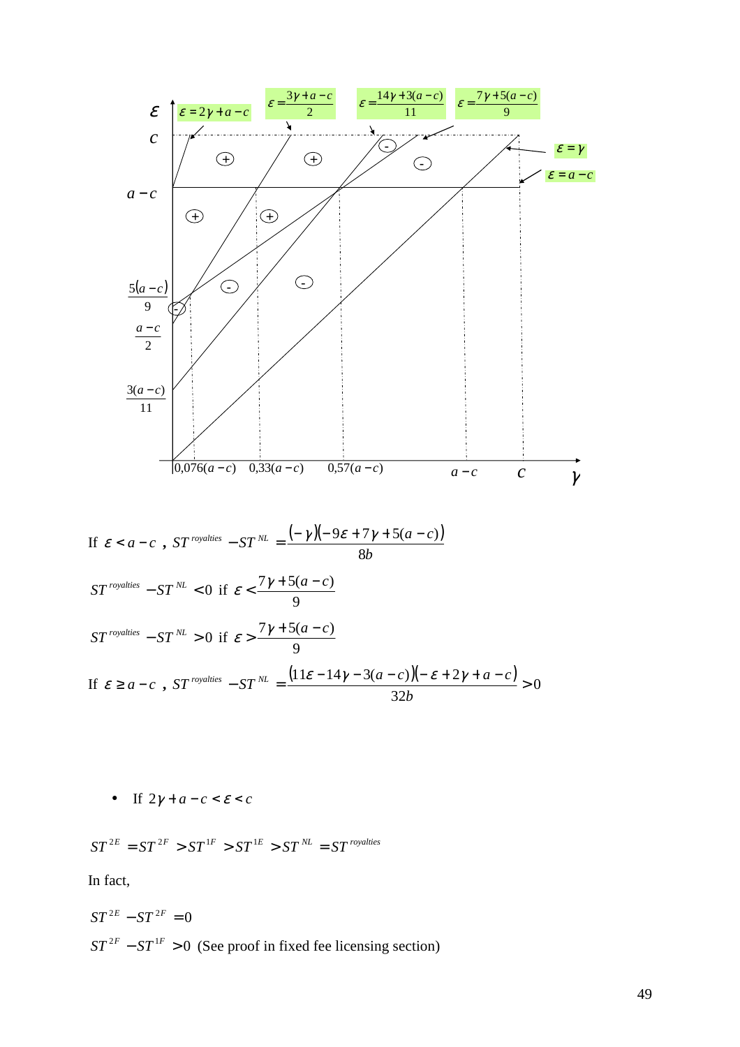$$\text{If } \varepsilon < a-c \text{ , } ST^{royalties} - ST^{NL} = \frac{(-\gamma)(-9\varepsilon + 7\gamma + 5(a-c))}{8b}$$

$$ST^{royalties} - ST^{NL} < 0 \text{ if } \varepsilon < \frac{7\gamma + 5(a-c)}{9}$$

$$ST^{royalties} - ST^{NL} > 0 \text{ if } \varepsilon > \frac{7\gamma + 5(a-c)}{9}$$

$$\text{If } \varepsilon \geq a-c \text{ , } ST^{royalties} - ST^{NL} = \frac{(11\varepsilon - 14\gamma - 3(a-c))(-\varepsilon + 2\gamma + a - c)}{32b} > 0$$

- If $2\gamma + a - c < \varepsilon < c$

$$ST^{2E} = ST^{2F} > ST^{1F} > ST^{1E} > ST^{NL} = ST^{royalties}$$

In fact,

$$ST^{2E} - ST^{2F} = 0$$

$ST^{2F} - ST^{1F} > 0$ (See proof in fixed fee licensing section)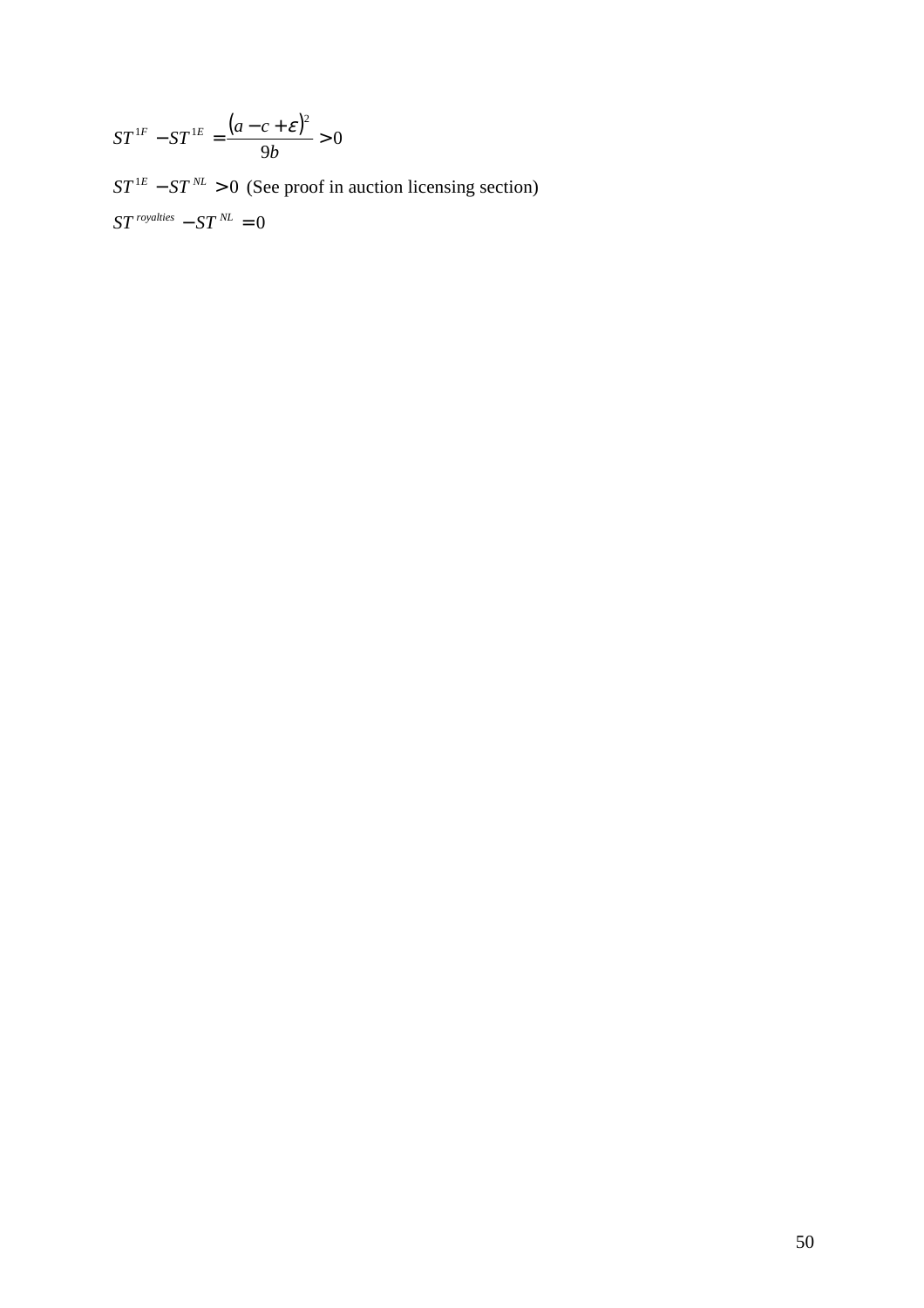$$ST^{1F} - ST^{1E} = \frac{(a - c + \varepsilon)^2}{9b} > 0$$

$ST^{1E} - ST^{NL} > 0$ (See proof in auction licensing section)

$ST^{royalties} - ST^{NL} = 0$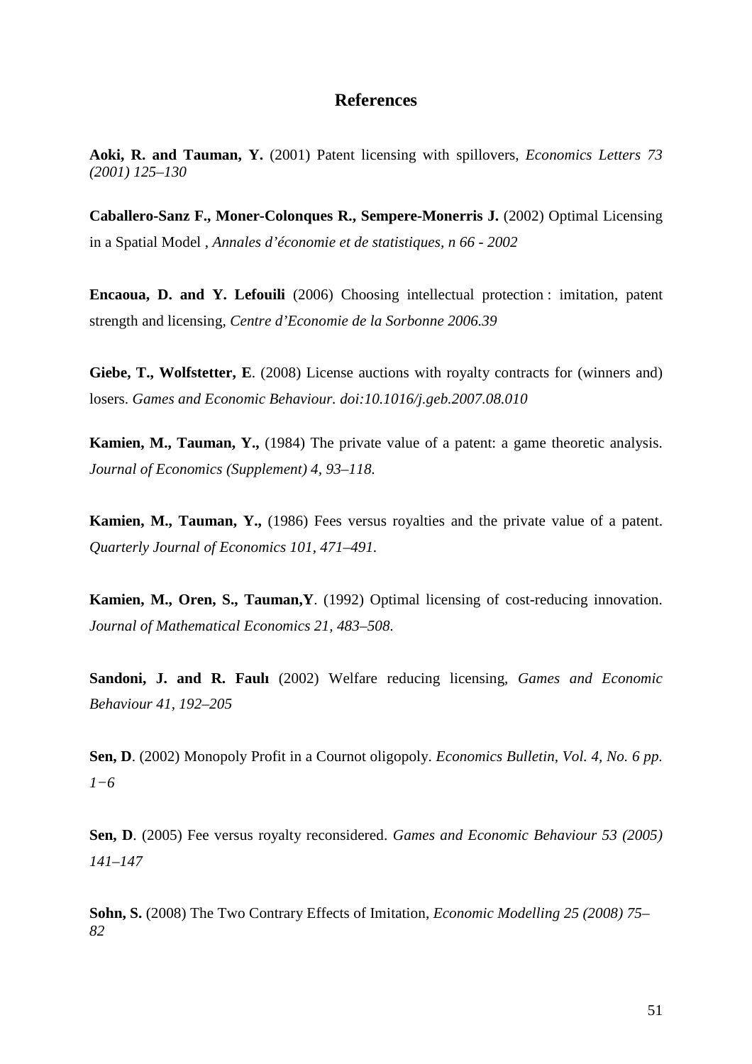## References

**Aoki, R. and Tauman, Y.** (2001) Patent licensing with spillovers, *Economics Letters 73 (2001) 125–130*

**Caballero-Sanz F., Moner-Colonques R., Sempere-Monerris J.** (2002) Optimal Licensing in a Spatial Model , *Annales d'économie et de statistiques, n 66 - 2002*

**Encaoua, D. and Y. Lefouili** (2006) Choosing intellectual protection : imitation, patent strength and licensing, *Centre d'Economie de la Sorbonne 2006.39*

**Giebe, T., Wolfstetter, E**. (2008) License auctions with royalty contracts for (winners and) losers. *Games and Economic Behaviour. doi:10.1016/j.geb.2007.08.010*

**Kamien, M., Tauman, Y.,** (1984) The private value of a patent: a game theoretic analysis. *Journal of Economics (Supplement) 4, 93–118.*

**Kamien, M., Tauman, Y.,** (1986) Fees versus royalties and the private value of a patent. *Quarterly Journal of Economics 101, 471–491.*

**Kamien, M., Oren, S., Tauman,Y**. (1992) Optimal licensing of cost-reducing innovation. *Journal of Mathematical Economics 21, 483–508.*

**Sandoni, J. and R. Faulı** (2002) Welfare reducing licensing, *Games and Economic Behaviour 41, 192–205*

**Sen, D**. (2002) Monopoly Profit in a Cournot oligopoly. *Economics Bulletin, Vol. 4, No. 6 pp. 1−6*

**Sen, D**. (2005) Fee versus royalty reconsidered. *Games and Economic Behaviour 53 (2005) 141–147*

**Sohn, S.** (2008) The Two Contrary Effects of Imitation, *Economic Modelling 25 (2008) 75–82*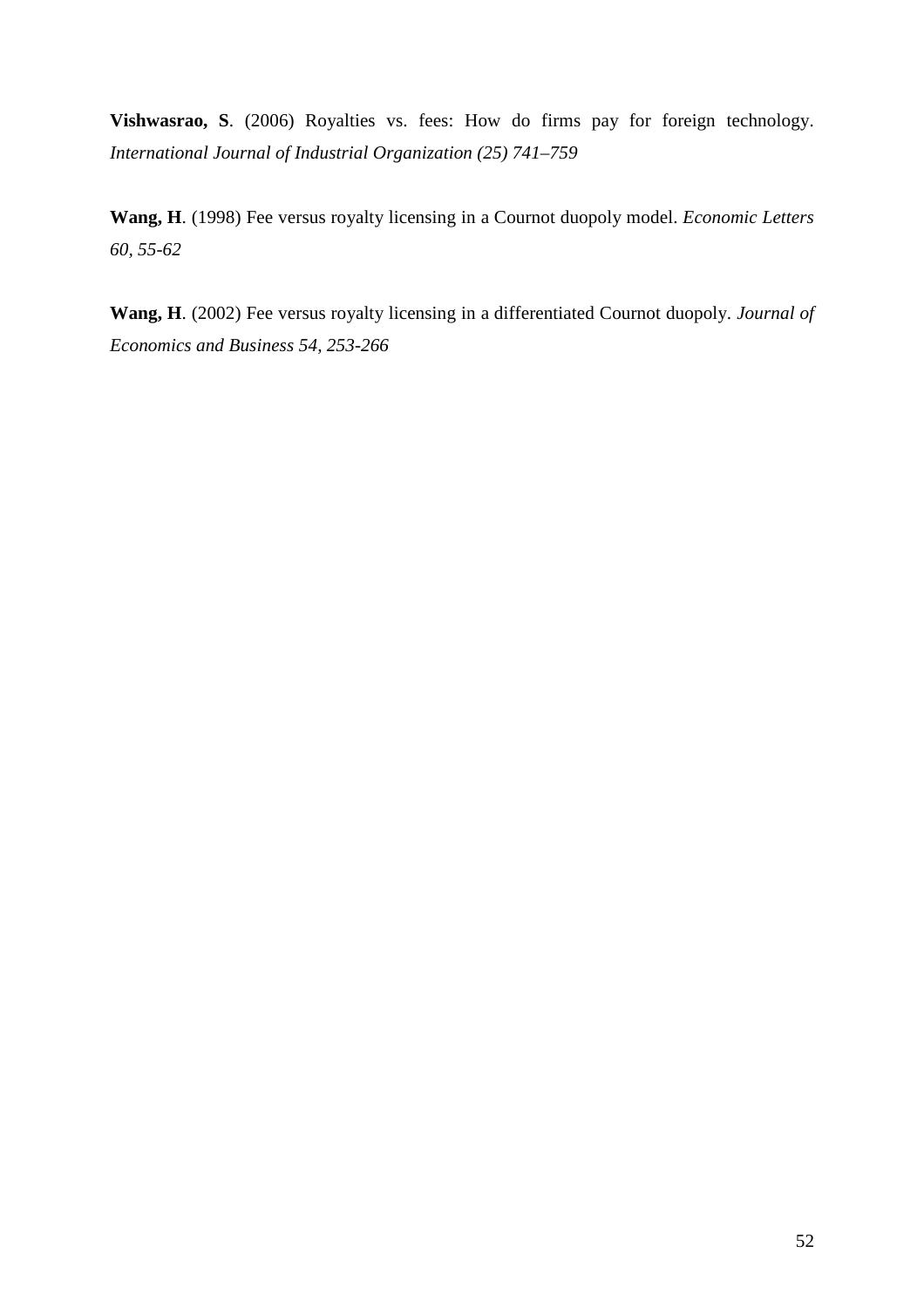**Vishwasrao, S**. (2006) Royalties vs. fees: How do firms pay for foreign technology. *International Journal of Industrial Organization (25) 741–759*

**Wang, H**. (1998) Fee versus royalty licensing in a Cournot duopoly model. *Economic Letters 60, 55-62*

**Wang, H**. (2002) Fee versus royalty licensing in a differentiated Cournot duopoly. *Journal of Economics and Business 54, 253-266*